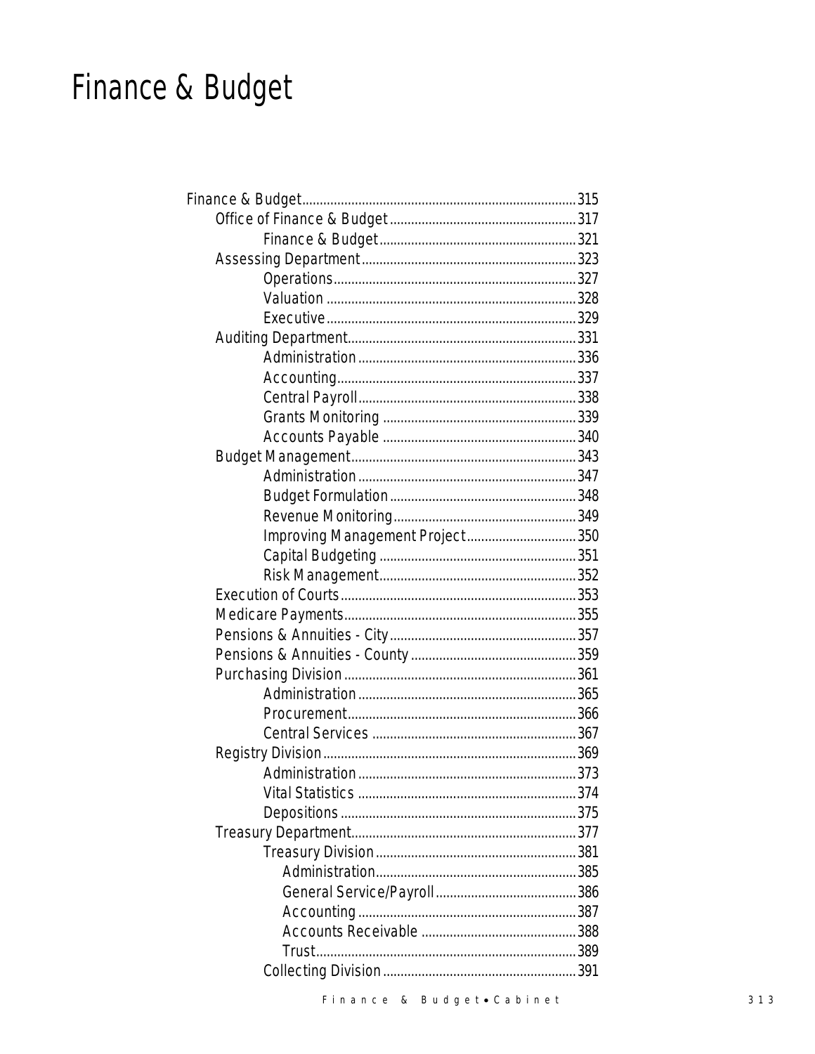# Finance & Budget

- Finance & Budget....................315
  - Office of Finance & Budget....................317
    - Finance & Budget....................321
  - Assessing Department....................323
    - Operations....................327
    - Valuation....................328
    - Executive....................329
  - Auditing Department....................331
    - Administration....................336
    - Accounting....................337
    - Central Payroll....................338
    - Grants Monitoring....................339
    - Accounts Payable....................340
  - Budget Management....................343
    - Administration....................347
    - Budget Formulation....................348
    - Revenue Monitoring....................349
    - Improving Management Project....................350
    - Capital Budgeting....................351
    - Risk Management....................352
  - Execution of Courts....................353
  - Medicare Payments....................355
  - Pensions & Annuities - City....................357
  - Pensions & Annuities - County....................359
  - Purchasing Division....................361
    - Administration....................365
    - Procurement....................366
    - Central Services....................367
  - Registry Division....................369
    - Administration....................373
    - Vital Statistics....................374
    - Depositions....................375
  - Treasury Department....................377
    - Treasury Division....................381
      - Administration....................385
      - General Service/Payroll....................386
      - Accounting....................387
      - Accounts Receivable....................388
      - Trust....................389
    - Collecting Division....................391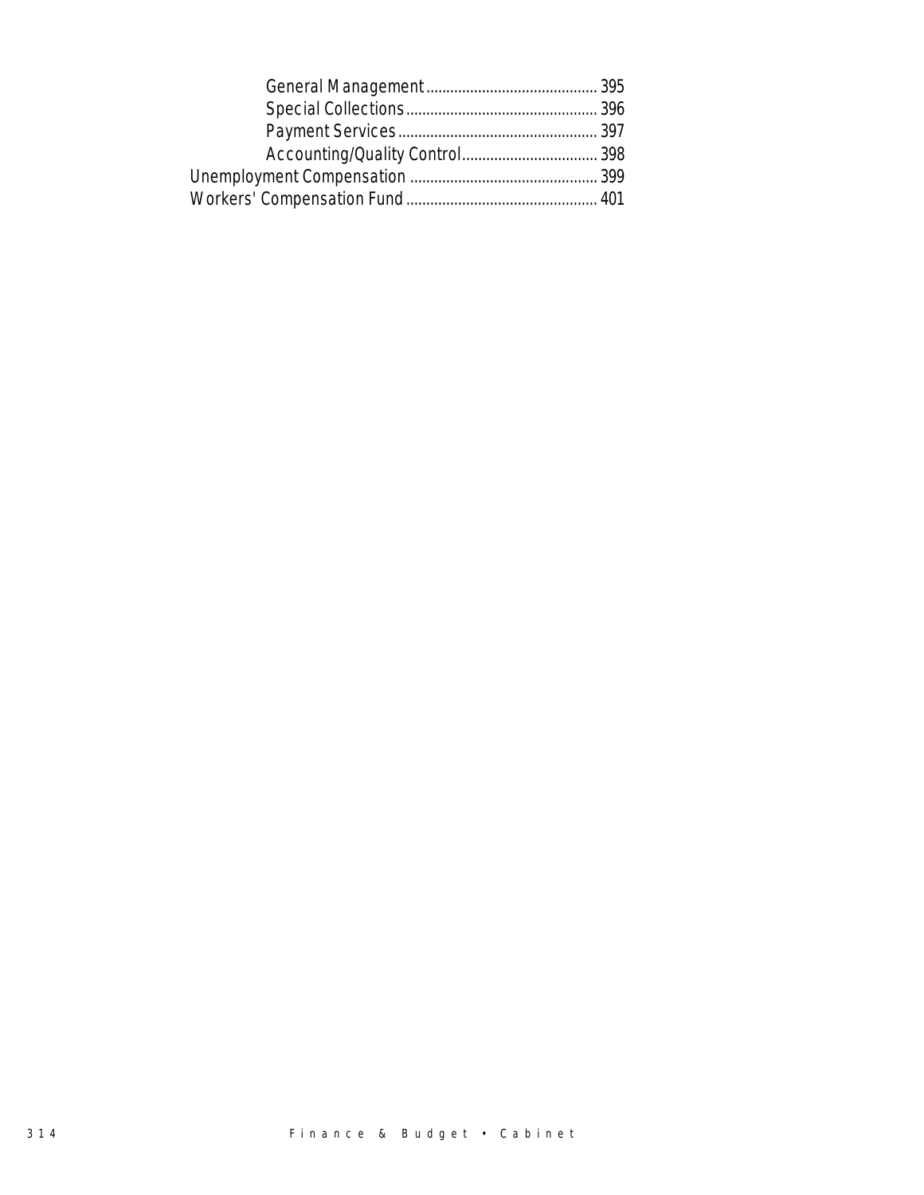- General Management ........................................... 395
- Special Collections ................................................ 396
- Payment Services .................................................. 397
- Accounting/Quality Control .................................. 398

Unemployment Compensation ............................................... 399

Workers' Compensation Fund ................................................ 401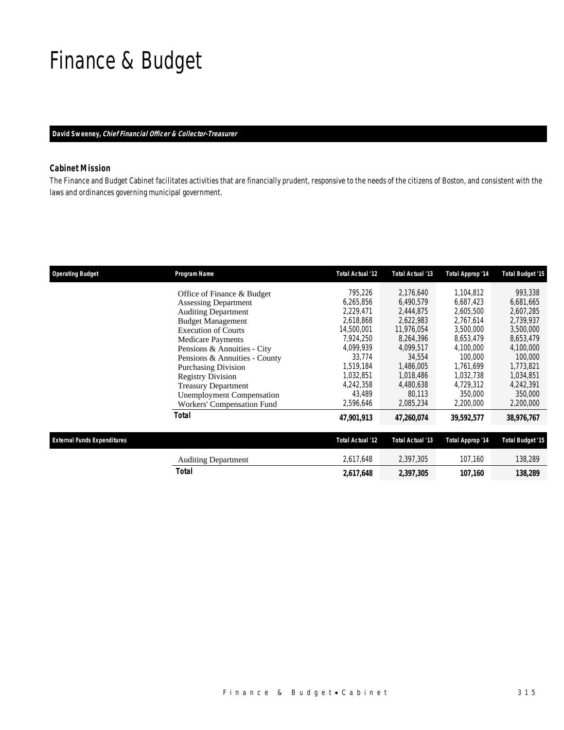# Finance & Budget

**David Sweeney, *Chief Financial Officer & Collector-Treasurer***

### Cabinet Mission

*The Finance and Budget Cabinet facilitates activities that are financially prudent, responsive to the needs of the citizens of Boston, and consistent with the laws and ordinances governing municipal government.*

| Operating Budget | Program Name | Total Actual '12 | Total Actual '13 | Total Approp '14 | Total Budget '15 |
|---|---|---|---|---|---|
| | Office of Finance & Budget | 795,226 | 2,176,640 | 1,104,812 | 993,338 |
| | Assessing Department | 6,265,856 | 6,490,579 | 6,687,423 | 6,681,665 |
| | Auditing Department | 2,229,471 | 2,444,875 | 2,605,500 | 2,607,285 |
| | Budget Management | 2,618,868 | 2,622,983 | 2,767,614 | 2,739,937 |
| | Execution of Courts | 14,500,001 | 11,976,054 | 3,500,000 | 3,500,000 |
| | Medicare Payments | 7,924,250 | 8,264,396 | 8,653,479 | 8,653,479 |
| | Pensions & Annuities - City | 4,099,939 | 4,099,517 | 4,100,000 | 4,100,000 |
| | Pensions & Annuities - County | 33,774 | 34,554 | 100,000 | 100,000 |
| | Purchasing Division | 1,519,184 | 1,486,005 | 1,761,699 | 1,773,821 |
| | Registry Division | 1,032,851 | 1,018,486 | 1,032,738 | 1,034,851 |
| | Treasury Department | 4,242,358 | 4,480,638 | 4,729,312 | 4,242,391 |
| | Unemployment Compensation | 43,489 | 80,113 | 350,000 | 350,000 |
| | Workers' Compensation Fund | 2,596,646 | 2,085,234 | 2,200,000 | 2,200,000 |
| | **Total** | **47,901,913** | **47,260,074** | **39,592,577** | **38,976,767** |

| External Funds Expenditures | | Total Actual '12 | Total Actual '13 | Total Approp '14 | Total Budget '15 |
|---|---|---|---|---|---|
| | Auditing Department | 2,617,648 | 2,397,305 | 107,160 | 138,289 |
| | **Total** | **2,617,648** | **2,397,305** | **107,160** | **138,289** |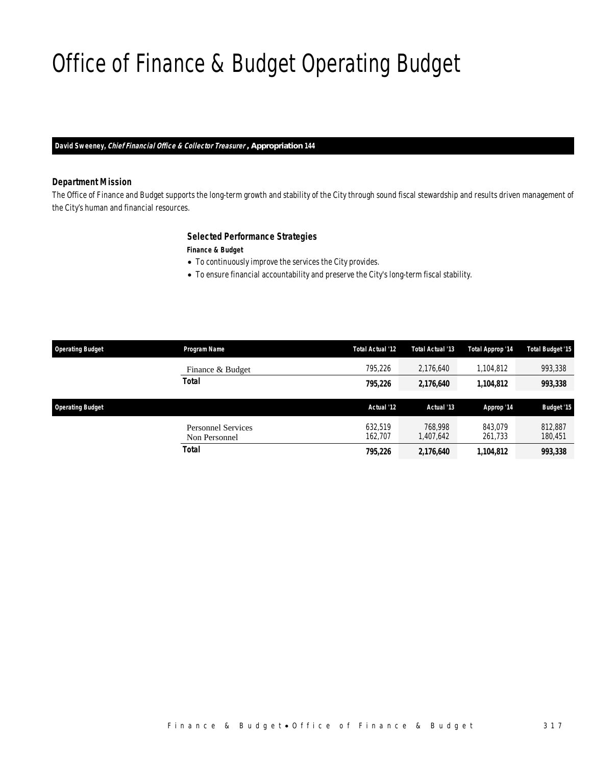# Office of Finance & Budget Operating Budget

**David Sweeney, *Chief Financial Office & Collector Treasurer*, Appropriation 144**

### Department Mission

*The Office of Finance and Budget supports the long-term growth and stability of the City through sound fiscal stewardship and results driven management of the City's human and financial resources.*

### Selected Performance Strategies

***Finance & Budget***

- To continuously improve the services the City provides.
- To ensure financial accountability and preserve the City's long-term fiscal stability.

| Operating Budget | Program Name | Total Actual '12 | Total Actual '13 | Total Approp '14 | Total Budget '15 |
|---|---|---|---|---|---|
| | Finance & Budget | 795,226 | 2,176,640 | 1,104,812 | 993,338 |
| | **Total** | **795,226** | **2,176,640** | **1,104,812** | **993,338** |

| Operating Budget | | Actual '12 | Actual '13 | Approp '14 | Budget '15 |
|---|---|---|---|---|---|
| | Personnel Services | 632,519 | 768,998 | 843,079 | 812,887 |
| | Non Personnel | 162,707 | 1,407,642 | 261,733 | 180,451 |
| | **Total** | **795,226** | **2,176,640** | **1,104,812** | **993,338** |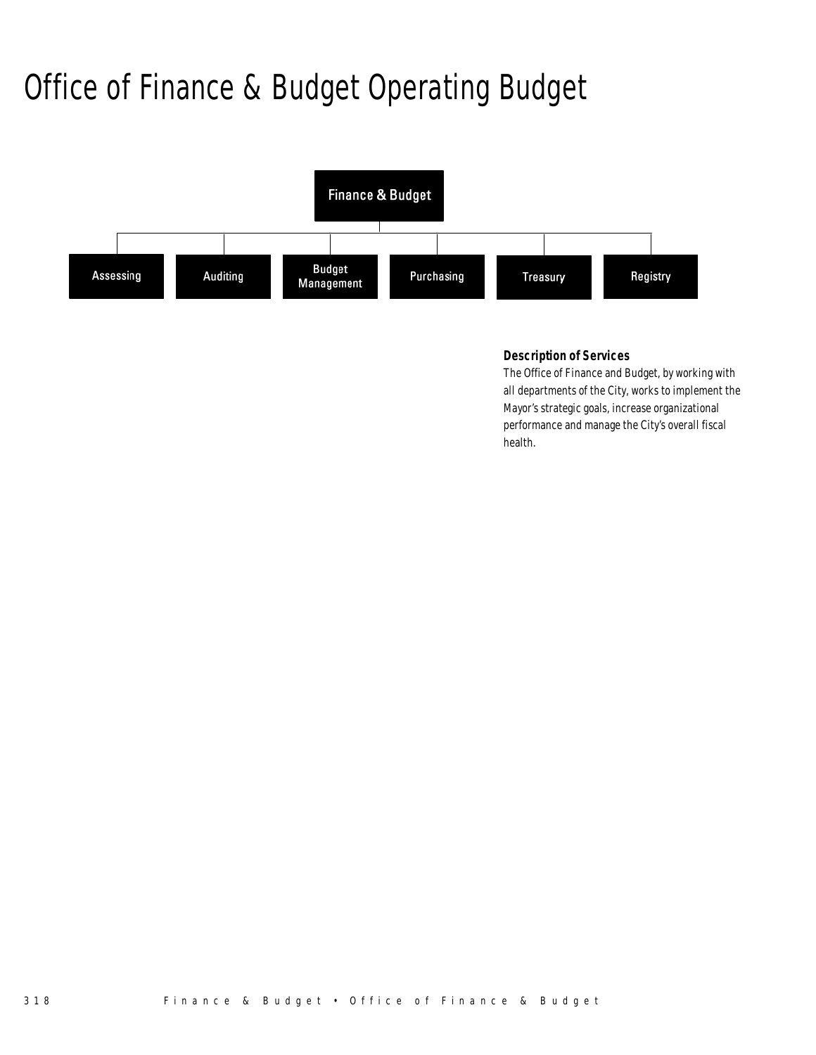# Office of Finance & Budget Operating Budget

Finance & Budget

- Assessing
- Auditing
- Budget Management
- Purchasing
- Treasury
- Registry

### Description of Services

The Office of Finance and Budget, by working with all departments of the City, works to implement the Mayor's strategic goals, increase organizational performance and manage the City's overall fiscal health.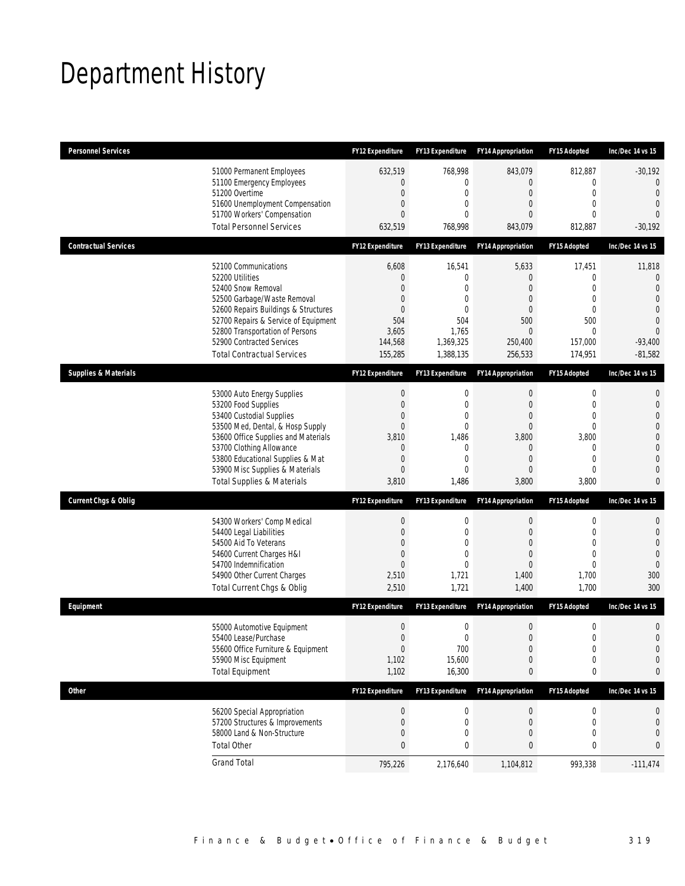# Department History

| Personnel Services | | FY12 Expenditure | FY13 Expenditure | FY14 Appropriation | FY15 Adopted | Inc/Dec 14 vs 15 |
|---|---|---|---|---|---|---|
| | 51000 Permanent Employees | 632,519 | 768,998 | 843,079 | 812,887 | -30,192 |
| | 51100 Emergency Employees | 0 | 0 | 0 | 0 | 0 |
| | 51200 Overtime | 0 | 0 | 0 | 0 | 0 |
| | 51600 Unemployment Compensation | 0 | 0 | 0 | 0 | 0 |
| | 51700 Workers' Compensation | 0 | 0 | 0 | 0 | 0 |
| | Total Personnel Services | 632,519 | 768,998 | 843,079 | 812,887 | -30,192 |

| Contractual Services | | FY12 Expenditure | FY13 Expenditure | FY14 Appropriation | FY15 Adopted | Inc/Dec 14 vs 15 |
|---|---|---|---|---|---|---|
| | 52100 Communications | 6,608 | 16,541 | 5,633 | 17,451 | 11,818 |
| | 52200 Utilities | 0 | 0 | 0 | 0 | 0 |
| | 52400 Snow Removal | 0 | 0 | 0 | 0 | 0 |
| | 52500 Garbage/Waste Removal | 0 | 0 | 0 | 0 | 0 |
| | 52600 Repairs Buildings & Structures | 0 | 0 | 0 | 0 | 0 |
| | 52700 Repairs & Service of Equipment | 504 | 504 | 500 | 500 | 0 |
| | 52800 Transportation of Persons | 3,605 | 1,765 | 0 | 0 | 0 |
| | 52900 Contracted Services | 144,568 | 1,369,325 | 250,400 | 157,000 | -93,400 |
| | Total Contractual Services | 155,285 | 1,388,135 | 256,533 | 174,951 | -81,582 |

| Supplies & Materials | | FY12 Expenditure | FY13 Expenditure | FY14 Appropriation | FY15 Adopted | Inc/Dec 14 vs 15 |
|---|---|---|---|---|---|---|
| | 53000 Auto Energy Supplies | 0 | 0 | 0 | 0 | 0 |
| | 53200 Food Supplies | 0 | 0 | 0 | 0 | 0 |
| | 53400 Custodial Supplies | 0 | 0 | 0 | 0 | 0 |
| | 53500 Med, Dental, & Hosp Supply | 0 | 0 | 0 | 0 | 0 |
| | 53600 Office Supplies and Materials | 3,810 | 1,486 | 3,800 | 3,800 | 0 |
| | 53700 Clothing Allowance | 0 | 0 | 0 | 0 | 0 |
| | 53800 Educational Supplies & Mat | 0 | 0 | 0 | 0 | 0 |
| | 53900 Misc Supplies & Materials | 0 | 0 | 0 | 0 | 0 |
| | Total Supplies & Materials | 3,810 | 1,486 | 3,800 | 3,800 | 0 |

| Current Chgs & Oblig | | FY12 Expenditure | FY13 Expenditure | FY14 Appropriation | FY15 Adopted | Inc/Dec 14 vs 15 |
|---|---|---|---|---|---|---|
| | 54300 Workers' Comp Medical | 0 | 0 | 0 | 0 | 0 |
| | 54400 Legal Liabilities | 0 | 0 | 0 | 0 | 0 |
| | 54500 Aid To Veterans | 0 | 0 | 0 | 0 | 0 |
| | 54600 Current Charges H&I | 0 | 0 | 0 | 0 | 0 |
| | 54700 Indemnification | 0 | 0 | 0 | 0 | 0 |
| | 54900 Other Current Charges | 2,510 | 1,721 | 1,400 | 1,700 | 300 |
| | Total Current Chgs & Oblig | 2,510 | 1,721 | 1,400 | 1,700 | 300 |

| Equipment | | FY12 Expenditure | FY13 Expenditure | FY14 Appropriation | FY15 Adopted | Inc/Dec 14 vs 15 |
|---|---|---|---|---|---|---|
| | 55000 Automotive Equipment | 0 | 0 | 0 | 0 | 0 |
| | 55400 Lease/Purchase | 0 | 0 | 0 | 0 | 0 |
| | 55600 Office Furniture & Equipment | 0 | 700 | 0 | 0 | 0 |
| | 55900 Misc Equipment | 1,102 | 15,600 | 0 | 0 | 0 |
| | Total Equipment | 1,102 | 16,300 | 0 | 0 | 0 |

| Other | | FY12 Expenditure | FY13 Expenditure | FY14 Appropriation | FY15 Adopted | Inc/Dec 14 vs 15 |
|---|---|---|---|---|---|---|
| | 56200 Special Appropriation | 0 | 0 | 0 | 0 | 0 |
| | 57200 Structures & Improvements | 0 | 0 | 0 | 0 | 0 |
| | 58000 Land & Non-Structure | 0 | 0 | 0 | 0 | 0 |
| | Total Other | 0 | 0 | 0 | 0 | 0 |
| | Grand Total | 795,226 | 2,176,640 | 1,104,812 | 993,338 | -111,474 |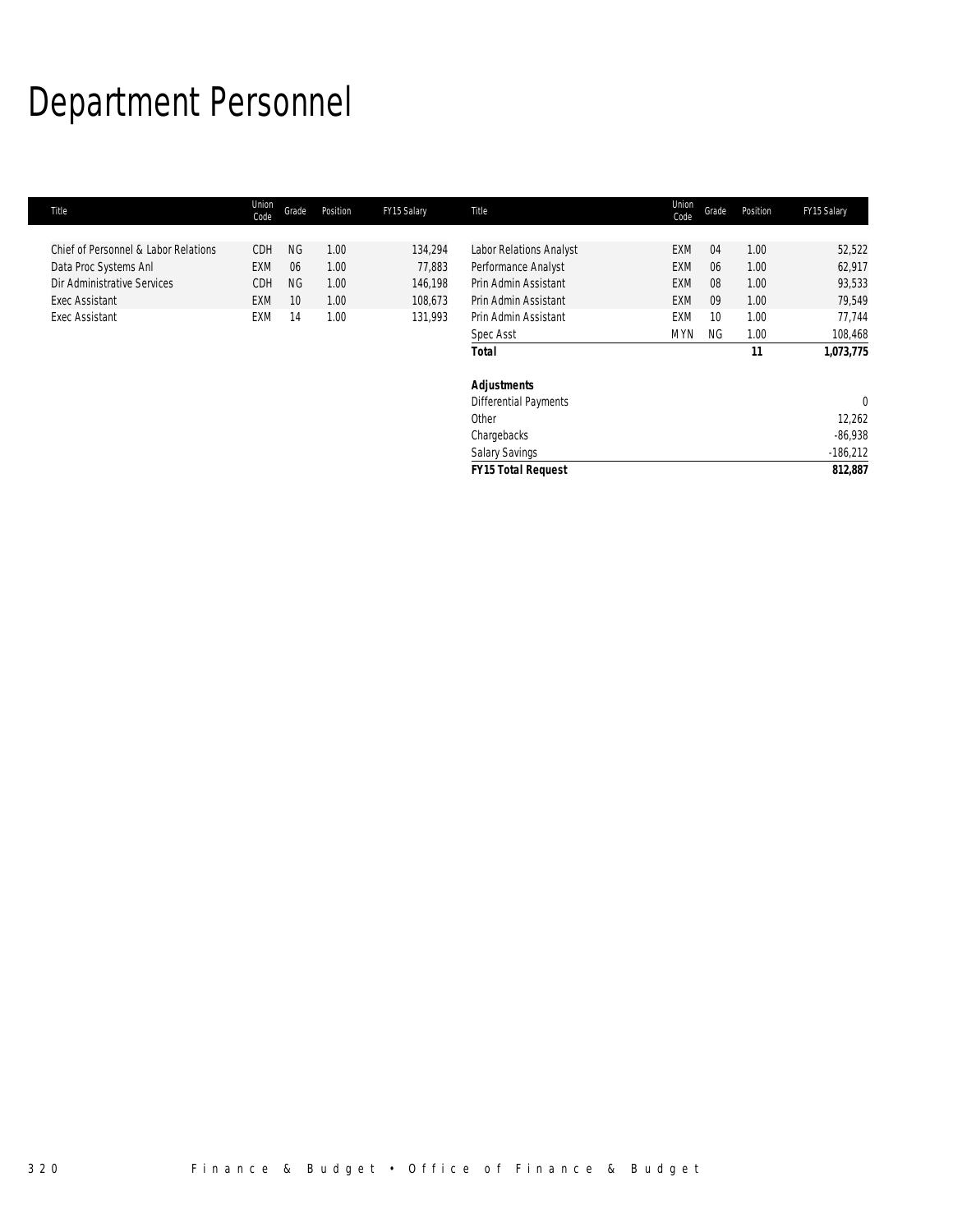# Department Personnel

| Title | Union Code | Grade | Position | FY15 Salary | Title | Union Code | Grade | Position | FY15 Salary |
|---|---|---|---|---|---|---|---|---|---|
| Chief of Personnel & Labor Relations | CDH | NG | 1.00 | 134,294 | Labor Relations Analyst | EXM | 04 | 1.00 | 52,522 |
| Data Proc Systems Anl | EXM | 06 | 1.00 | 77,883 | Performance Analyst | EXM | 06 | 1.00 | 62,917 |
| Dir Administrative Services | CDH | NG | 1.00 | 146,198 | Prin Admin Assistant | EXM | 08 | 1.00 | 93,533 |
| Exec Assistant | EXM | 10 | 1.00 | 108,673 | Prin Admin Assistant | EXM | 09 | 1.00 | 79,549 |
| Exec Assistant | EXM | 14 | 1.00 | 131,993 | Prin Admin Assistant | EXM | 10 | 1.00 | 77,744 |
| | | | | | Spec Asst | MYN | NG | 1.00 | 108,468 |
| | | | | | ***Total*** | | | ***11*** | ***1,073,775*** |
| | | | | | | | | | |
| | | | | | ***Adjustments*** | | | | |
| | | | | | Differential Payments | | | | 0 |
| | | | | | Other | | | | 12,262 |
| | | | | | Chargebacks | | | | -86,938 |
| | | | | | Salary Savings | | | | -186,212 |
| | | | | | ***FY15 Total Request*** | | | | ***812,887*** |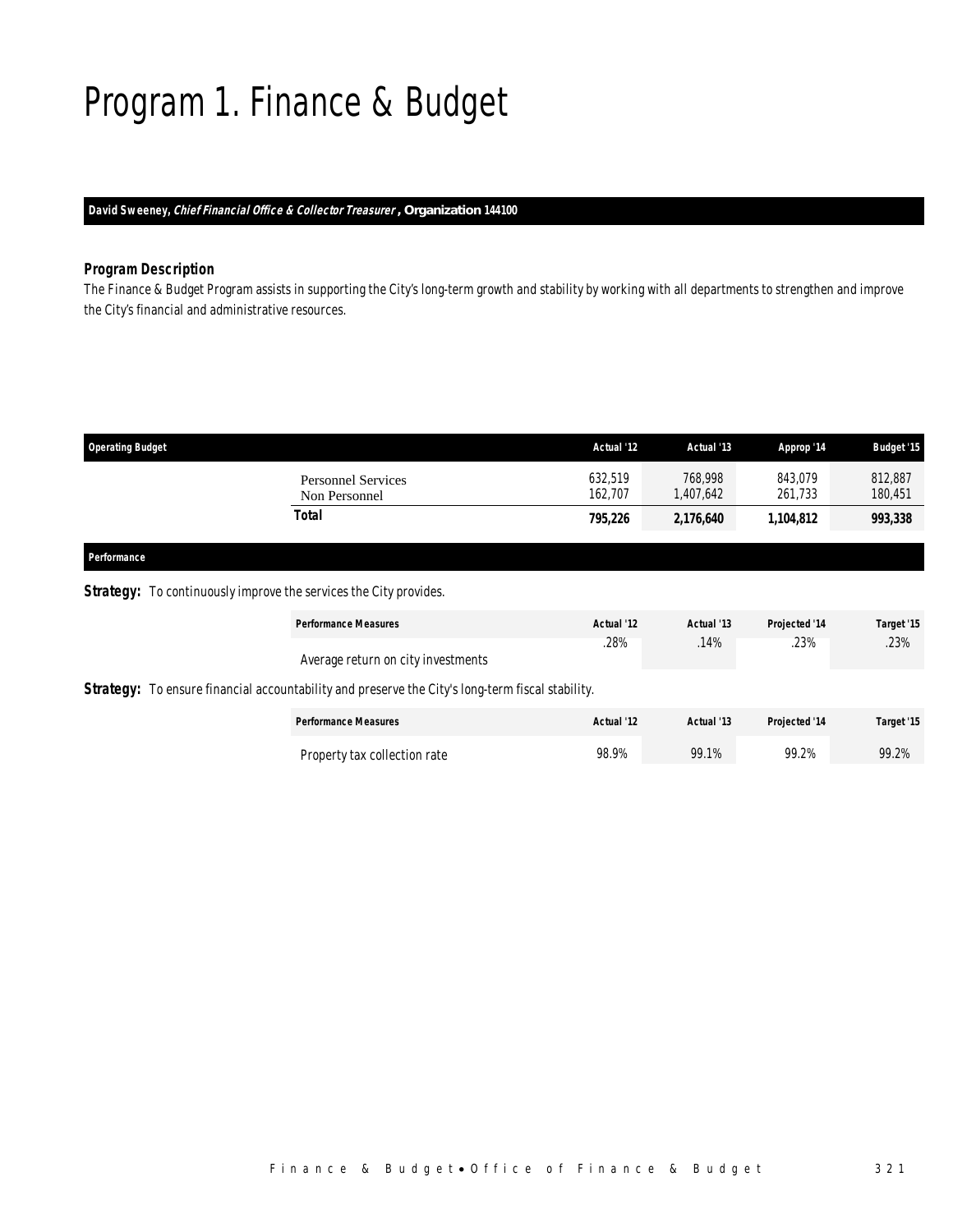# Program 1. Finance & Budget

**David Sweeney, *Chief Financial Office & Collector Treasurer*, Organization 144100**

### *Program Description*

*The Finance & Budget Program assists in supporting the City's long-term growth and stability by working with all departments to strengthen and improve the City's financial and administrative resources.*

| Operating Budget | | Actual '12 | Actual '13 | Approp '14 | Budget '15 |
|---|---|---|---|---|---|
| | Personnel Services | 632,519 | 768,998 | 843,079 | 812,887 |
| | Non Personnel | 162,707 | 1,407,642 | 261,733 | 180,451 |
| | **Total** | **795,226** | **2,176,640** | **1,104,812** | **993,338** |

**Performance**

**Strategy:** To continuously improve the services the City provides.

| Performance Measures | Actual '12 | Actual '13 | Projected '14 | Target '15 |
|---|---|---|---|---|
| Average return on city investments | .28% | .14% | .23% | .23% |

**Strategy:** To ensure financial accountability and preserve the City's long-term fiscal stability.

| Performance Measures | Actual '12 | Actual '13 | Projected '14 | Target '15 |
|---|---|---|---|---|
| Property tax collection rate | 98.9% | 99.1% | 99.2% | 99.2% |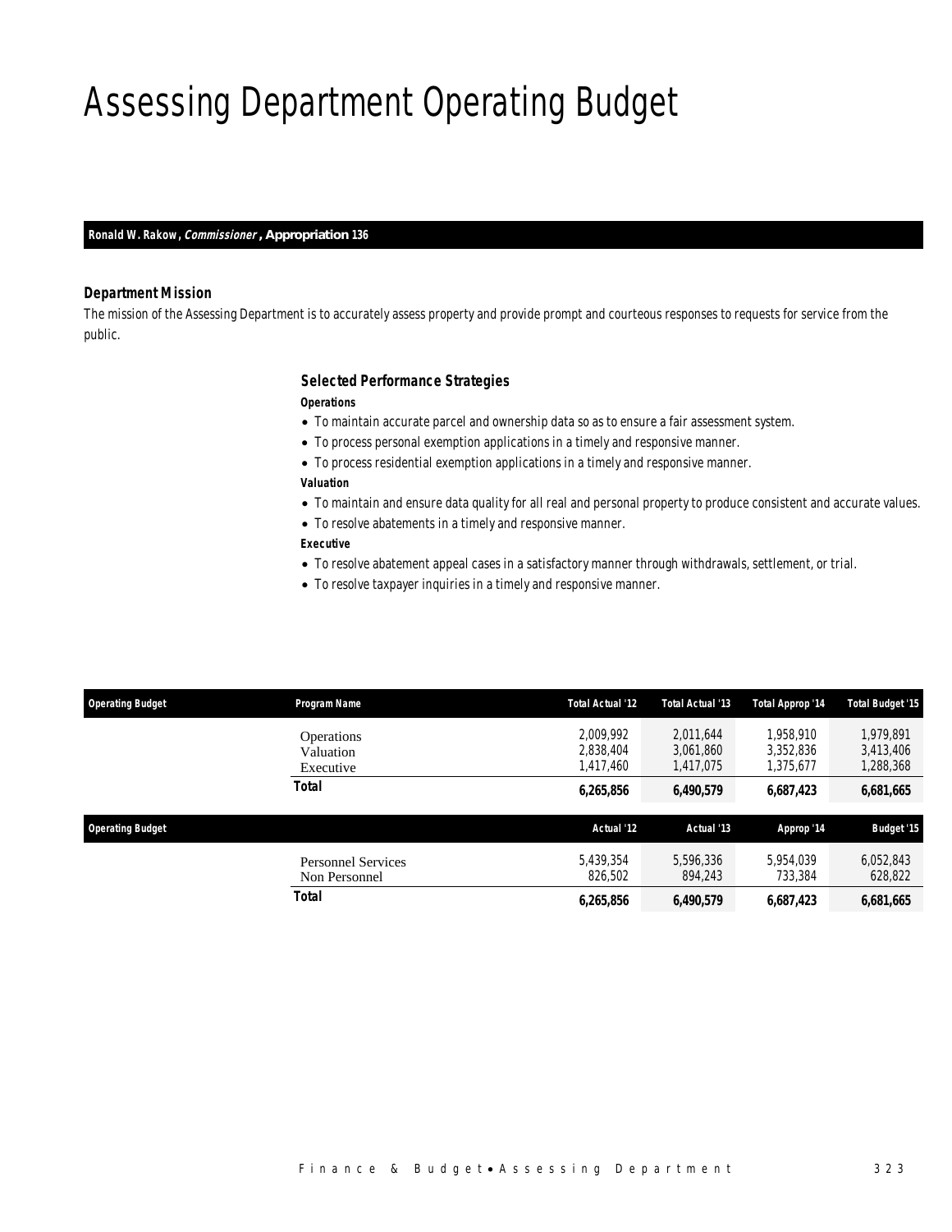# Assessing Department Operating Budget

**Ronald W. Rakow, *Commissioner*, Appropriation 136**

### *Department Mission*

*The mission of the Assessing Department is to accurately assess property and provide prompt and courteous responses to requests for service from the public.*

### *Selected Performance Strategies*

***Operations***

- To maintain accurate parcel and ownership data so as to ensure a fair assessment system.
- To process personal exemption applications in a timely and responsive manner.
- To process residential exemption applications in a timely and responsive manner.

***Valuation***

- To maintain and ensure data quality for all real and personal property to produce consistent and accurate values.
- To resolve abatements in a timely and responsive manner.

***Executive***

- To resolve abatement appeal cases in a satisfactory manner through withdrawals, settlement, or trial.
- To resolve taxpayer inquiries in a timely and responsive manner.

| Operating Budget | Program Name | Total Actual '12 | Total Actual '13 | Total Approp '14 | Total Budget '15 |
|---|---|---|---|---|---|
| | Operations | 2,009,992 | 2,011,644 | 1,958,910 | 1,979,891 |
| | Valuation | 2,838,404 | 3,061,860 | 3,352,836 | 3,413,406 |
| | Executive | 1,417,460 | 1,417,075 | 1,375,677 | 1,288,368 |
| | **Total** | **6,265,856** | **6,490,579** | **6,687,423** | **6,681,665** |

| Operating Budget | | Actual '12 | Actual '13 | Approp '14 | Budget '15 |
|---|---|---|---|---|---|
| | Personnel Services | 5,439,354 | 5,596,336 | 5,954,039 | 6,052,843 |
| | Non Personnel | 826,502 | 894,243 | 733,384 | 628,822 |
| | **Total** | **6,265,856** | **6,490,579** | **6,687,423** | **6,681,665** |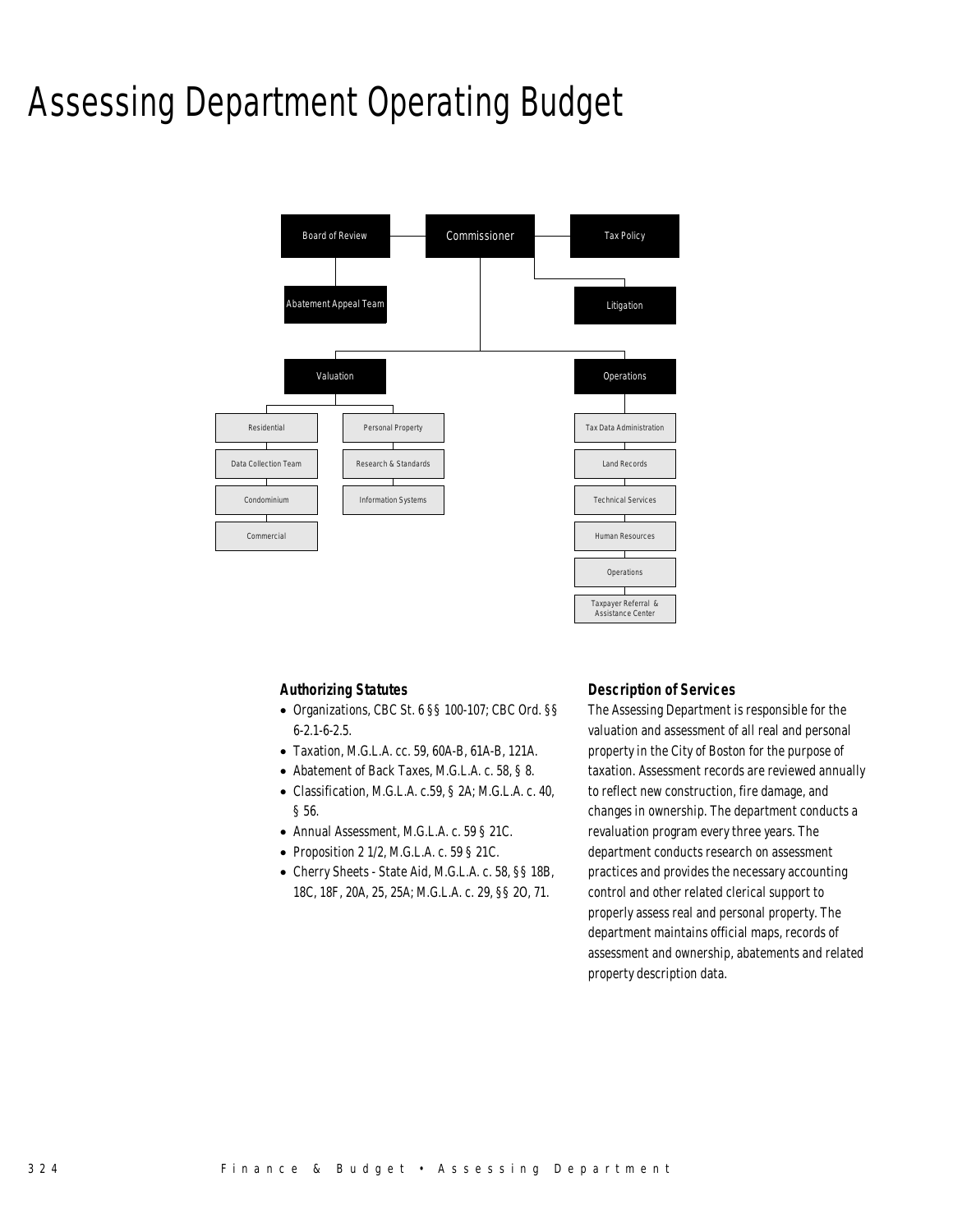# Assessing Department Operating Budget

- Board of Review
  - Abatement Appeal Team
- Commissioner
- Tax Policy
- Litigation
- Valuation
  - Residential
  - Data Collection Team
  - Condominium
  - Commercial
  - Personal Property
  - Research & Standards
  - Information Systems
- Operations
  - Tax Data Administration
  - Land Records
  - Technical Services
  - Human Resources
  - Operations
  - Taxpayer Referral & Assistance Center

### Authorizing Statutes

- Organizations, CBC St. 6 §§ 100-107; CBC Ord. §§ 6-2.1-6-2.5.
- Taxation, M.G.L.A. cc. 59, 60A-B, 61A-B, 121A.
- Abatement of Back Taxes, M.G.L.A. c. 58, § 8.
- Classification, M.G.L.A. c.59, § 2A; M.G.L.A. c. 40, § 56.
- Annual Assessment, M.G.L.A. c. 59 § 21C.
- Proposition 2 1/2, M.G.L.A. c. 59 § 21C.
- Cherry Sheets - State Aid, M.G.L.A. c. 58, §§ 18B, 18C, 18F, 20A, 25, 25A; M.G.L.A. c. 29, §§ 2O, 71.

### Description of Services

The Assessing Department is responsible for the valuation and assessment of all real and personal property in the City of Boston for the purpose of taxation. Assessment records are reviewed annually to reflect new construction, fire damage, and changes in ownership. The department conducts a revaluation program every three years. The department conducts research on assessment practices and provides the necessary accounting control and other related clerical support to properly assess real and personal property. The department maintains official maps, records of assessment and ownership, abatements and related property description data.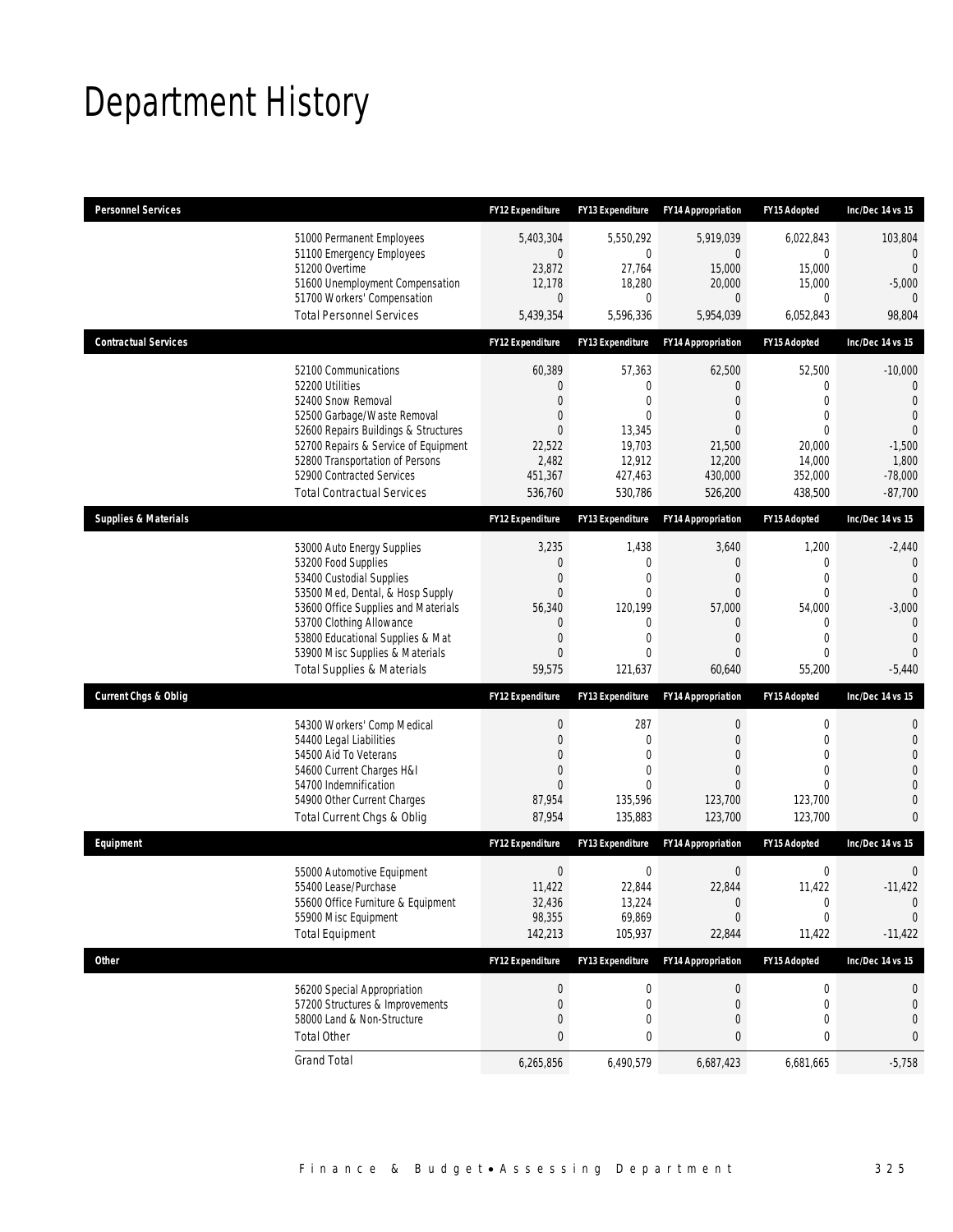# Department History

| Personnel Services | FY12 Expenditure | FY13 Expenditure | FY14 Appropriation | FY15 Adopted | Inc/Dec 14 vs 15 |
|---|---|---|---|---|---|
| 51000 Permanent Employees | 5,403,304 | 5,550,292 | 5,919,039 | 6,022,843 | 103,804 |
| 51100 Emergency Employees | 0 | 0 | 0 | 0 | 0 |
| 51200 Overtime | 23,872 | 27,764 | 15,000 | 15,000 | 0 |
| 51600 Unemployment Compensation | 12,178 | 18,280 | 20,000 | 15,000 | -5,000 |
| 51700 Workers' Compensation | 0 | 0 | 0 | 0 | 0 |
| Total Personnel Services | 5,439,354 | 5,596,336 | 5,954,039 | 6,052,843 | 98,804 |

| Contractual Services | FY12 Expenditure | FY13 Expenditure | FY14 Appropriation | FY15 Adopted | Inc/Dec 14 vs 15 |
|---|---|---|---|---|---|
| 52100 Communications | 60,389 | 57,363 | 62,500 | 52,500 | -10,000 |
| 52200 Utilities | 0 | 0 | 0 | 0 | 0 |
| 52400 Snow Removal | 0 | 0 | 0 | 0 | 0 |
| 52500 Garbage/Waste Removal | 0 | 0 | 0 | 0 | 0 |
| 52600 Repairs Buildings & Structures | 0 | 13,345 | 0 | 0 | 0 |
| 52700 Repairs & Service of Equipment | 22,522 | 19,703 | 21,500 | 20,000 | -1,500 |
| 52800 Transportation of Persons | 2,482 | 12,912 | 12,200 | 14,000 | 1,800 |
| 52900 Contracted Services | 451,367 | 427,463 | 430,000 | 352,000 | -78,000 |
| Total Contractual Services | 536,760 | 530,786 | 526,200 | 438,500 | -87,700 |

| Supplies & Materials | FY12 Expenditure | FY13 Expenditure | FY14 Appropriation | FY15 Adopted | Inc/Dec 14 vs 15 |
|---|---|---|---|---|---|
| 53000 Auto Energy Supplies | 3,235 | 1,438 | 3,640 | 1,200 | -2,440 |
| 53200 Food Supplies | 0 | 0 | 0 | 0 | 0 |
| 53400 Custodial Supplies | 0 | 0 | 0 | 0 | 0 |
| 53500 Med, Dental, & Hosp Supply | 0 | 0 | 0 | 0 | 0 |
| 53600 Office Supplies and Materials | 56,340 | 120,199 | 57,000 | 54,000 | -3,000 |
| 53700 Clothing Allowance | 0 | 0 | 0 | 0 | 0 |
| 53800 Educational Supplies & Mat | 0 | 0 | 0 | 0 | 0 |
| 53900 Misc Supplies & Materials | 0 | 0 | 0 | 0 | 0 |
| Total Supplies & Materials | 59,575 | 121,637 | 60,640 | 55,200 | -5,440 |

| Current Chgs & Oblig | FY12 Expenditure | FY13 Expenditure | FY14 Appropriation | FY15 Adopted | Inc/Dec 14 vs 15 |
|---|---|---|---|---|---|
| 54300 Workers' Comp Medical | 0 | 287 | 0 | 0 | 0 |
| 54400 Legal Liabilities | 0 | 0 | 0 | 0 | 0 |
| 54500 Aid To Veterans | 0 | 0 | 0 | 0 | 0 |
| 54600 Current Charges H&I | 0 | 0 | 0 | 0 | 0 |
| 54700 Indemnification | 0 | 0 | 0 | 0 | 0 |
| 54900 Other Current Charges | 87,954 | 135,596 | 123,700 | 123,700 | 0 |
| Total Current Chgs & Oblig | 87,954 | 135,883 | 123,700 | 123,700 | 0 |

| Equipment | FY12 Expenditure | FY13 Expenditure | FY14 Appropriation | FY15 Adopted | Inc/Dec 14 vs 15 |
|---|---|---|---|---|---|
| 55000 Automotive Equipment | 0 | 0 | 0 | 0 | 0 |
| 55400 Lease/Purchase | 11,422 | 22,844 | 22,844 | 11,422 | -11,422 |
| 55600 Office Furniture & Equipment | 32,436 | 13,224 | 0 | 0 | 0 |
| 55900 Misc Equipment | 98,355 | 69,869 | 0 | 0 | 0 |
| Total Equipment | 142,213 | 105,937 | 22,844 | 11,422 | -11,422 |

| Other | FY12 Expenditure | FY13 Expenditure | FY14 Appropriation | FY15 Adopted | Inc/Dec 14 vs 15 |
|---|---|---|---|---|---|
| 56200 Special Appropriation | 0 | 0 | 0 | 0 | 0 |
| 57200 Structures & Improvements | 0 | 0 | 0 | 0 | 0 |
| 58000 Land & Non-Structure | 0 | 0 | 0 | 0 | 0 |
| Total Other | 0 | 0 | 0 | 0 | 0 |
| Grand Total | 6,265,856 | 6,490,579 | 6,687,423 | 6,681,665 | -5,758 |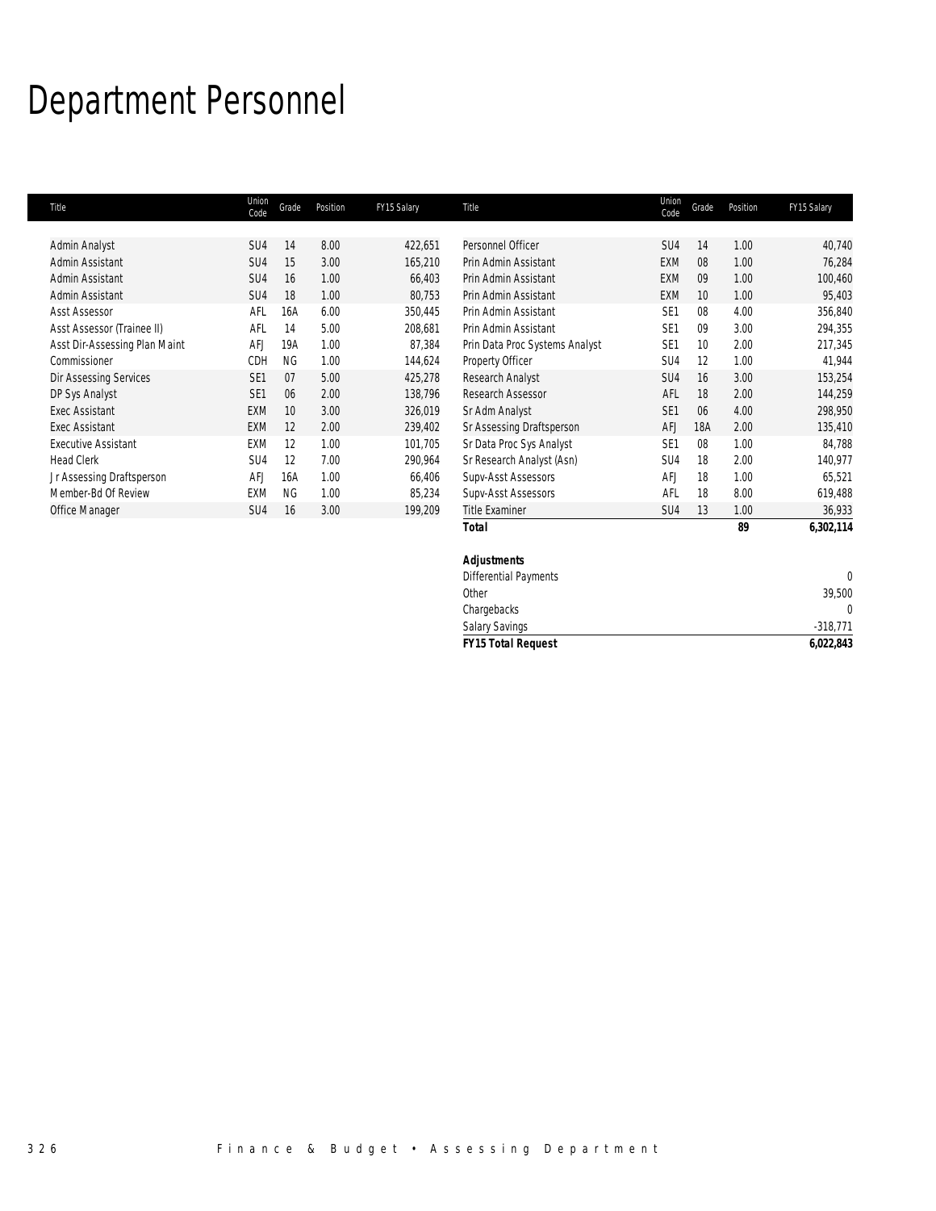# Department Personnel

| Title | Union Code | Grade | Position | FY15 Salary |
|---|---|---|---|---|
| Admin Analyst | SU4 | 14 | 8.00 | 422,651 |
| Admin Assistant | SU4 | 15 | 3.00 | 165,210 |
| Admin Assistant | SU4 | 16 | 1.00 | 66,403 |
| Admin Assistant | SU4 | 18 | 1.00 | 80,753 |
| Asst Assessor | AFL | 16A | 6.00 | 350,445 |
| Asst Assessor (Trainee II) | AFL | 14 | 5.00 | 208,681 |
| Asst Dir-Assessing Plan Maint | AFJ | 19A | 1.00 | 87,384 |
| Commissioner | CDH | NG | 1.00 | 144,624 |
| Dir Assessing Services | SE1 | 07 | 5.00 | 425,278 |
| DP Sys Analyst | SE1 | 06 | 2.00 | 138,796 |
| Exec Assistant | EXM | 10 | 3.00 | 326,019 |
| Exec Assistant | EXM | 12 | 2.00 | 239,402 |
| Executive Assistant | EXM | 12 | 1.00 | 101,705 |
| Head Clerk | SU4 | 12 | 7.00 | 290,964 |
| Jr Assessing Draftsperson | AFJ | 16A | 1.00 | 66,406 |
| Member-Bd Of Review | EXM | NG | 1.00 | 85,234 |
| Office Manager | SU4 | 16 | 3.00 | 199,209 |
| Personnel Officer | SU4 | 14 | 1.00 | 40,740 |
| Prin Admin Assistant | EXM | 08 | 1.00 | 76,284 |
| Prin Admin Assistant | EXM | 09 | 1.00 | 100,460 |
| Prin Admin Assistant | EXM | 10 | 1.00 | 95,403 |
| Prin Admin Assistant | SE1 | 08 | 4.00 | 356,840 |
| Prin Admin Assistant | SE1 | 09 | 3.00 | 294,355 |
| Prin Data Proc Systems Analyst | SE1 | 10 | 2.00 | 217,345 |
| Property Officer | SU4 | 12 | 1.00 | 41,944 |
| Research Analyst | SU4 | 16 | 3.00 | 153,254 |
| Research Assessor | AFL | 18 | 2.00 | 144,259 |
| Sr Adm Analyst | SE1 | 06 | 4.00 | 298,950 |
| Sr Assessing Draftsperson | AFJ | 18A | 2.00 | 135,410 |
| Sr Data Proc Sys Analyst | SE1 | 08 | 1.00 | 84,788 |
| Sr Research Analyst (Asn) | SU4 | 18 | 2.00 | 140,977 |
| Supv-Asst Assessors | AFJ | 18 | 1.00 | 65,521 |
| Supv-Asst Assessors | AFL | 18 | 8.00 | 619,488 |
| Title Examiner | SU4 | 13 | 1.00 | 36,933 |
| ***Total*** | | | ***89*** | ***6,302,114*** |

| ***Adjustments*** | |
|---|---|
| Differential Payments | 0 |
| Other | 39,500 |
| Chargebacks | 0 |
| Salary Savings | -318,771 |
| ***FY15 Total Request*** | ***6,022,843*** |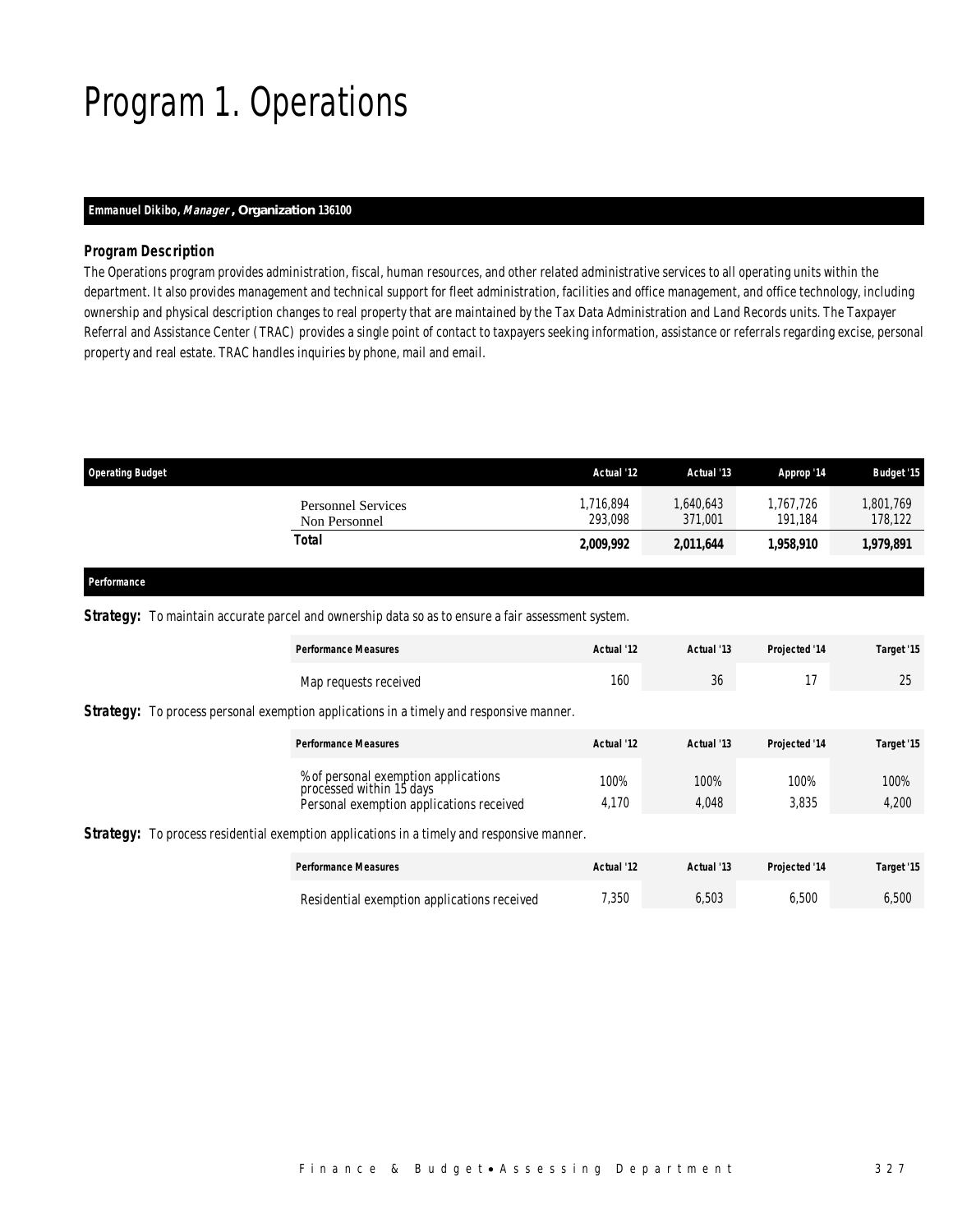# Program 1. Operations

**Emmanuel Dikibo, *Manager*, Organization 136100**

### *Program Description*

The Operations program provides administration, fiscal, human resources, and other related administrative services to all operating units within the department. It also provides management and technical support for fleet administration, facilities and office management, and office technology, including ownership and physical description changes to real property that are maintained by the Tax Data Administration and Land Records units. The Taxpayer Referral and Assistance Center (TRAC) provides a single point of contact to taxpayers seeking information, assistance or referrals regarding excise, personal property and real estate. TRAC handles inquiries by phone, mail and email.

| Operating Budget | Actual '12 | Actual '13 | Approp '14 | Budget '15 |
|---|---|---|---|---|
| Personnel Services | 1,716,894 | 1,640,643 | 1,767,726 | 1,801,769 |
| Non Personnel | 293,098 | 371,001 | 191,184 | 178,122 |
| **Total** | **2,009,992** | **2,011,644** | **1,958,910** | **1,979,891** |

## Performance

**Strategy:** To maintain accurate parcel and ownership data so as to ensure a fair assessment system.

| Performance Measures | Actual '12 | Actual '13 | Projected '14 | Target '15 |
|---|---|---|---|---|
| Map requests received | 160 | 36 | 17 | 25 |

**Strategy:** To process personal exemption applications in a timely and responsive manner.

| Performance Measures | Actual '12 | Actual '13 | Projected '14 | Target '15 |
|---|---|---|---|---|
| % of personal exemption applications processed within 15 days | 100% | 100% | 100% | 100% |
| Personal exemption applications received | 4,170 | 4,048 | 3,835 | 4,200 |

**Strategy:** To process residential exemption applications in a timely and responsive manner.

| Performance Measures | Actual '12 | Actual '13 | Projected '14 | Target '15 |
|---|---|---|---|---|
| Residential exemption applications received | 7,350 | 6,503 | 6,500 | 6,500 |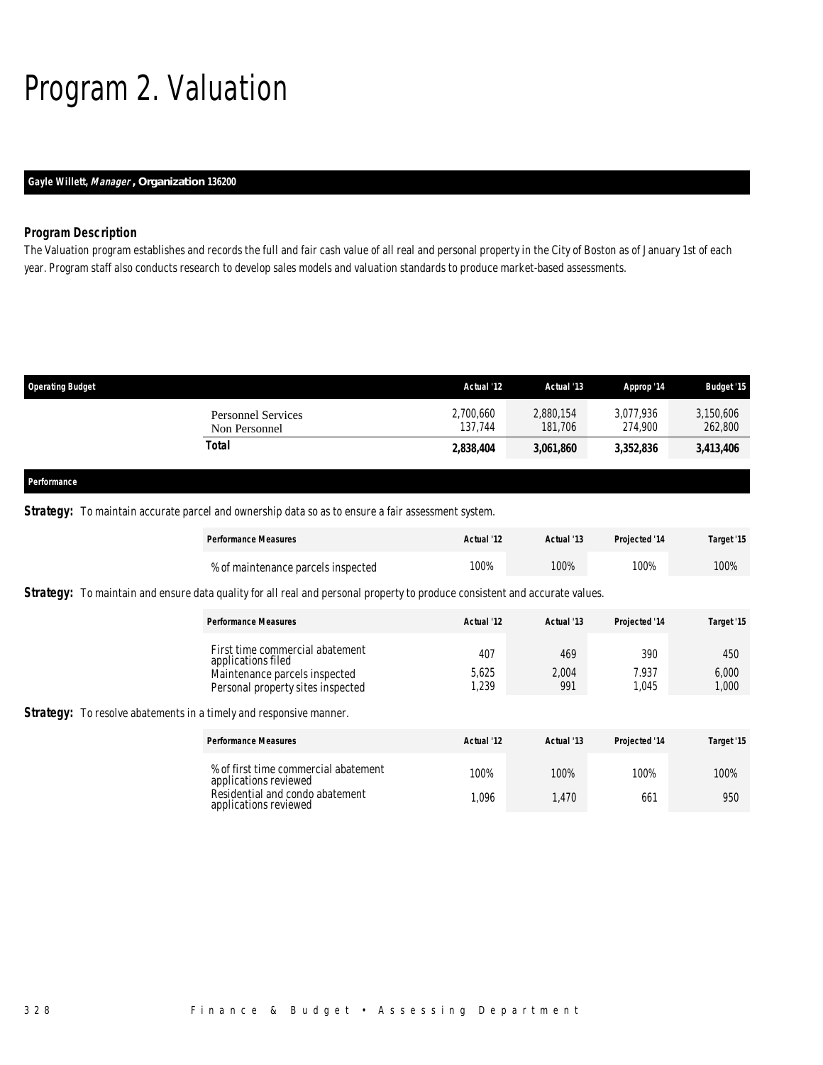# Program 2. Valuation

**Gayle Willett, *Manager*, Organization 136200**

### *Program Description*

The Valuation program establishes and records the full and fair cash value of all real and personal property in the City of Boston as of January 1st of each year. Program staff also conducts research to develop sales models and valuation standards to produce market-based assessments.

| Operating Budget | Actual '12 | Actual '13 | Approp '14 | Budget '15 |
|---|---|---|---|---|
| Personnel Services | 2,700,660 | 2,880,154 | 3,077,936 | 3,150,606 |
| Non Personnel | 137,744 | 181,706 | 274,900 | 262,800 |
| **Total** | **2,838,404** | **3,061,860** | **3,352,836** | **3,413,406** |

### Performance

**Strategy:** To maintain accurate parcel and ownership data so as to ensure a fair assessment system.

| Performance Measures | Actual '12 | Actual '13 | Projected '14 | Target '15 |
|---|---|---|---|---|
| % of maintenance parcels inspected | 100% | 100% | 100% | 100% |

**Strategy:** To maintain and ensure data quality for all real and personal property to produce consistent and accurate values.

| Performance Measures | Actual '12 | Actual '13 | Projected '14 | Target '15 |
|---|---|---|---|---|
| First time commercial abatement applications filed | 407 | 469 | 390 | 450 |
| Maintenance parcels inspected | 5,625 | 2,004 | 7.937 | 6,000 |
| Personal property sites inspected | 1,239 | 991 | 1,045 | 1,000 |

**Strategy:** To resolve abatements in a timely and responsive manner.

| Performance Measures | Actual '12 | Actual '13 | Projected '14 | Target '15 |
|---|---|---|---|---|
| % of first time commercial abatement applications reviewed | 100% | 100% | 100% | 100% |
| Residential and condo abatement applications reviewed | 1,096 | 1,470 | 661 | 950 |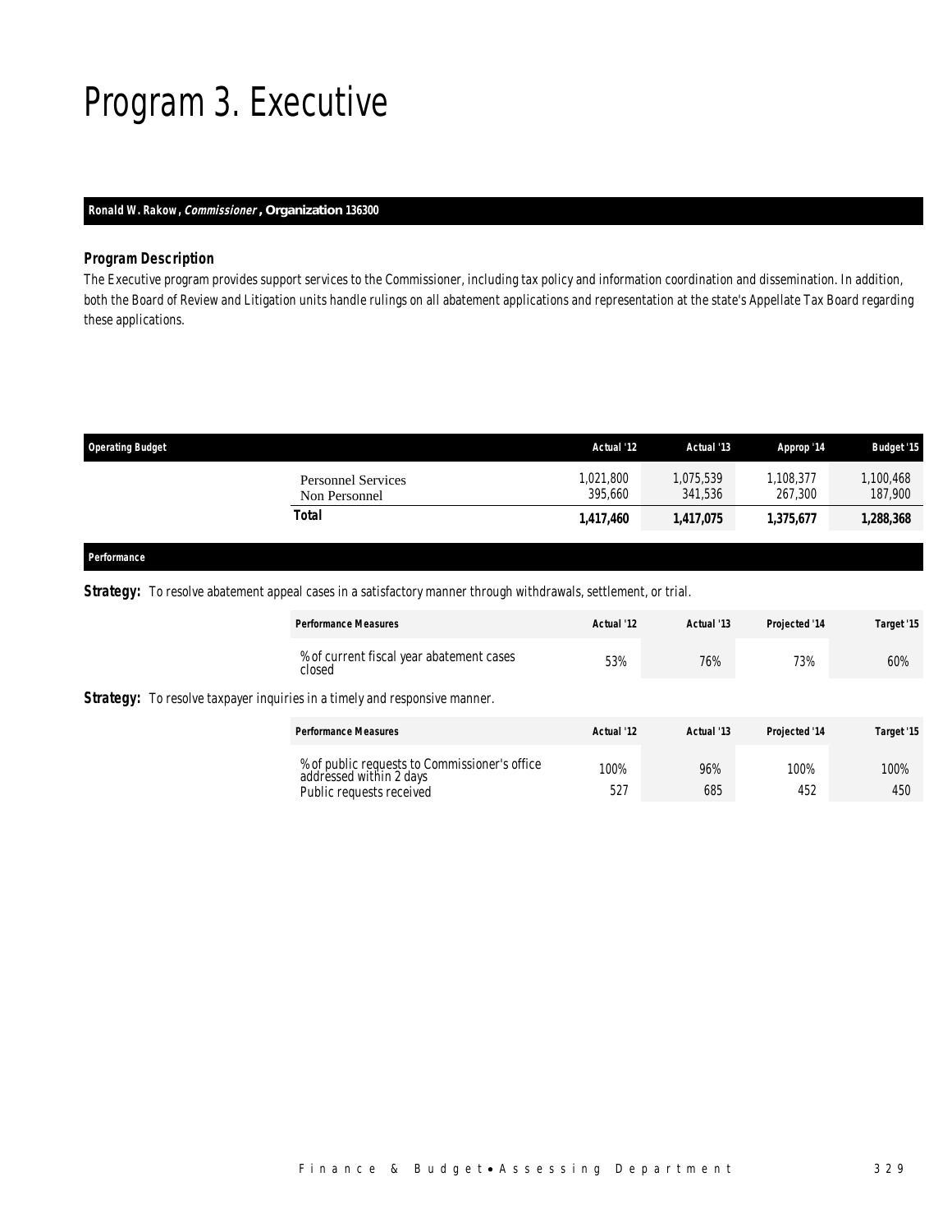# Program 3. Executive

**Ronald W. Rakow, *Commissioner*, Organization 136300**

### Program Description

*The Executive program provides support services to the Commissioner, including tax policy and information coordination and dissemination. In addition, both the Board of Review and Litigation units handle rulings on all abatement applications and representation at the state's Appellate Tax Board regarding these applications.*

| Operating Budget | Actual '12 | Actual '13 | Approp '14 | Budget '15 |
|---|---|---|---|---|
| Personnel Services | 1,021,800 | 1,075,539 | 1,108,377 | 1,100,468 |
| Non Personnel | 395,660 | 341,536 | 267,300 | 187,900 |
| **Total** | **1,417,460** | **1,417,075** | **1,375,677** | **1,288,368** |

### Performance

**Strategy:** To resolve abatement appeal cases in a satisfactory manner through withdrawals, settlement, or trial.

| Performance Measures | Actual '12 | Actual '13 | Projected '14 | Target '15 |
|---|---|---|---|---|
| % of current fiscal year abatement cases closed | 53% | 76% | 73% | 60% |

**Strategy:** To resolve taxpayer inquiries in a timely and responsive manner.

| Performance Measures | Actual '12 | Actual '13 | Projected '14 | Target '15 |
|---|---|---|---|---|
| % of public requests to Commissioner's office addressed within 2 days | 100% | 96% | 100% | 100% |
| Public requests received | 527 | 685 | 452 | 450 |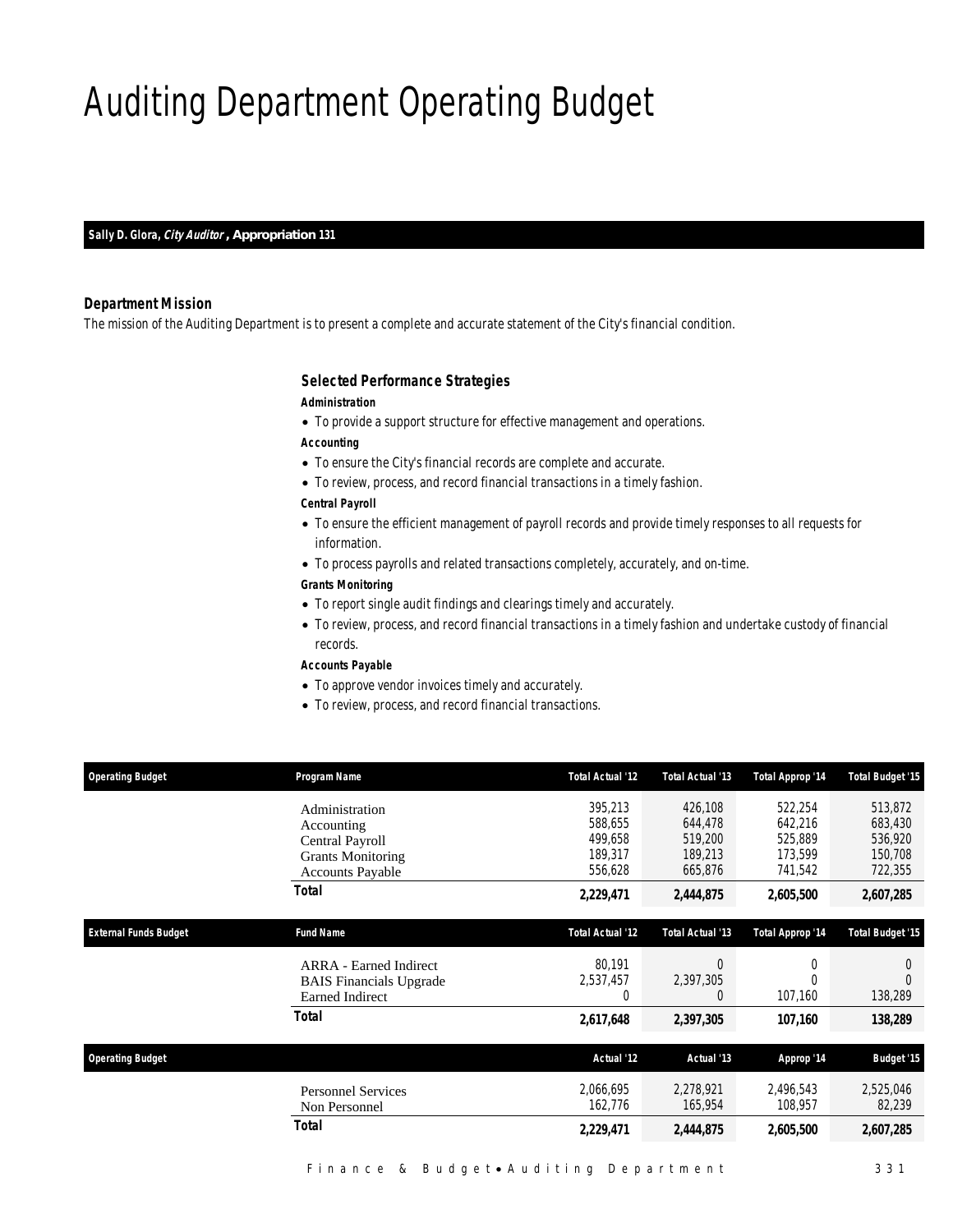# Auditing Department Operating Budget

**Sally D. Glora, *City Auditor*, Appropriation 131**

### Department Mission

The mission of the Auditing Department is to present a complete and accurate statement of the City's financial condition.

### Selected Performance Strategies

**Administration**

- To provide a support structure for effective management and operations.

**Accounting**

- To ensure the City's financial records are complete and accurate.
- To review, process, and record financial transactions in a timely fashion.

**Central Payroll**

- To ensure the efficient management of payroll records and provide timely responses to all requests for information.
- To process payrolls and related transactions completely, accurately, and on-time.

**Grants Monitoring**

- To report single audit findings and clearings timely and accurately.
- To review, process, and record financial transactions in a timely fashion and undertake custody of financial records.

**Accounts Payable**

- To approve vendor invoices timely and accurately.
- To review, process, and record financial transactions.

| Operating Budget | Program Name | Total Actual '12 | Total Actual '13 | Total Approp '14 | Total Budget '15 |
|---|---|---|---|---|---|
| | Administration | 395,213 | 426,108 | 522,254 | 513,872 |
| | Accounting | 588,655 | 644,478 | 642,216 | 683,430 |
| | Central Payroll | 499,658 | 519,200 | 525,889 | 536,920 |
| | Grants Monitoring | 189,317 | 189,213 | 173,599 | 150,708 |
| | Accounts Payable | 556,628 | 665,876 | 741,542 | 722,355 |
| | **Total** | **2,229,471** | **2,444,875** | **2,605,500** | **2,607,285** |

| External Funds Budget | Fund Name | Total Actual '12 | Total Actual '13 | Total Approp '14 | Total Budget '15 |
|---|---|---|---|---|---|
| | ARRA - Earned Indirect | 80,191 | 0 | 0 | 0 |
| | BAIS Financials Upgrade | 2,537,457 | 2,397,305 | 0 | 0 |
| | Earned Indirect | 0 | 0 | 107,160 | 138,289 |
| | **Total** | **2,617,648** | **2,397,305** | **107,160** | **138,289** |

| Operating Budget | | Actual '12 | Actual '13 | Approp '14 | Budget '15 |
|---|---|---|---|---|---|
| | Personnel Services | 2,066,695 | 2,278,921 | 2,496,543 | 2,525,046 |
| | Non Personnel | 162,776 | 165,954 | 108,957 | 82,239 |
| | **Total** | **2,229,471** | **2,444,875** | **2,605,500** | **2,607,285** |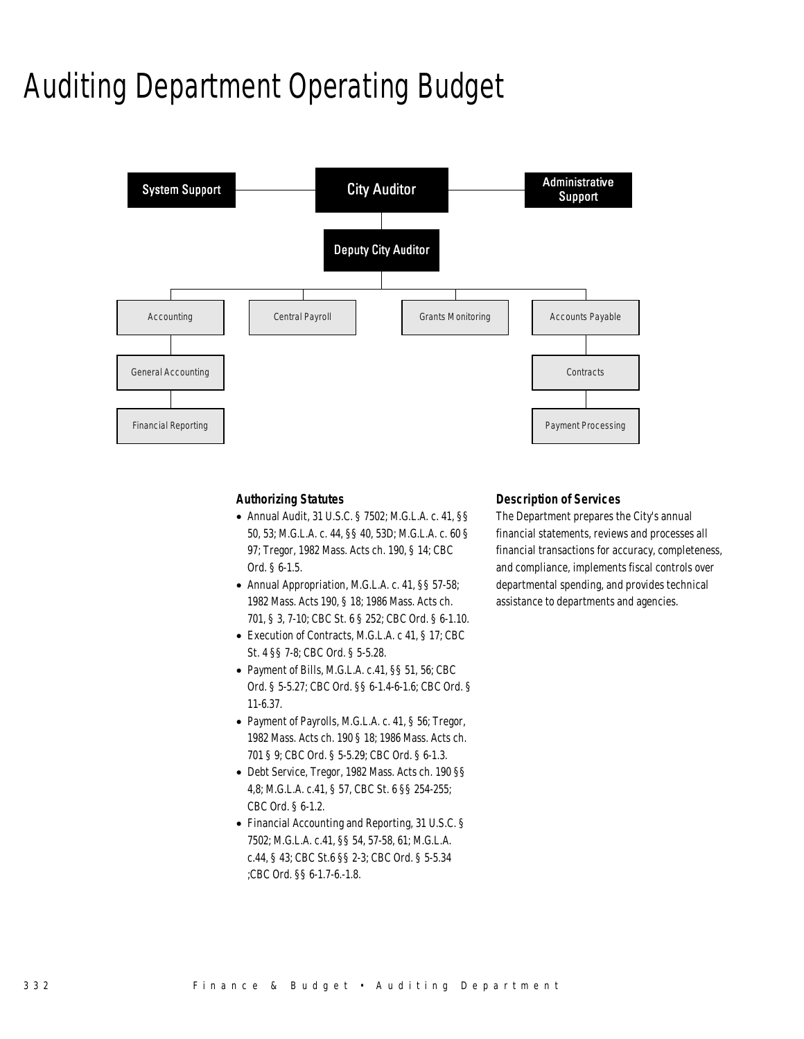# Auditing Department Operating Budget

- City Auditor
  - System Support
  - Administrative Support
  - Deputy City Auditor
    - Accounting
      - General Accounting
        - Financial Reporting
    - Central Payroll
    - Grants Monitoring
    - Accounts Payable
      - Contracts
        - Payment Processing

### Authorizing Statutes

- Annual Audit, 31 U.S.C. § 7502; M.G.L.A. c. 41, §§ 50, 53; M.G.L.A. c. 44, §§ 40, 53D; M.G.L.A. c. 60 § 97; Tregor, 1982 Mass. Acts ch. 190, § 14; CBC Ord. § 6-1.5.
- Annual Appropriation, M.G.L.A. c. 41, §§ 57-58; 1982 Mass. Acts 190, § 18; 1986 Mass. Acts ch. 701, § 3, 7-10; CBC St. 6 § 252; CBC Ord. § 6-1.10.
- Execution of Contracts, M.G.L.A. c 41, § 17; CBC St. 4 §§ 7-8; CBC Ord. § 5-5.28.
- Payment of Bills, M.G.L.A. c.41, §§ 51, 56; CBC Ord. § 5-5.27; CBC Ord. §§ 6-1.4-6-1.6; CBC Ord. § 11-6.37.
- Payment of Payrolls, M.G.L.A. c. 41, § 56; Tregor, 1982 Mass. Acts ch. 190 § 18; 1986 Mass. Acts ch. 701 § 9; CBC Ord. § 5-5.29; CBC Ord. § 6-1.3.
- Debt Service, Tregor, 1982 Mass. Acts ch. 190 §§ 4,8; M.G.L.A. c.41, § 57, CBC St. 6 §§ 254-255; CBC Ord. § 6-1.2.
- Financial Accounting and Reporting, 31 U.S.C. § 7502; M.G.L.A. c.41, §§ 54, 57-58, 61; M.G.L.A. c.44, § 43; CBC St.6 §§ 2-3; CBC Ord. § 5-5.34 ;CBC Ord. §§ 6-1.7-6.-1.8.

### Description of Services

The Department prepares the City's annual financial statements, reviews and processes all financial transactions for accuracy, completeness, and compliance, implements fiscal controls over departmental spending, and provides technical assistance to departments and agencies.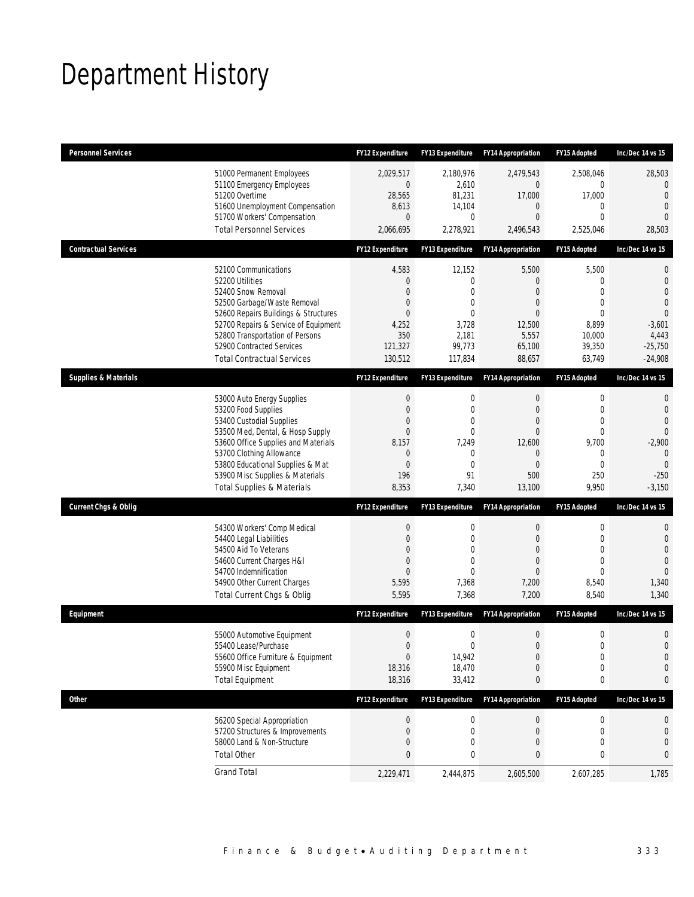# Department History

| Personnel Services | FY12 Expenditure | FY13 Expenditure | FY14 Appropriation | FY15 Adopted | Inc/Dec 14 vs 15 |
|---|---|---|---|---|---|
| 51000 Permanent Employees | 2,029,517 | 2,180,976 | 2,479,543 | 2,508,046 | 28,503 |
| 51100 Emergency Employees | 0 | 2,610 | 0 | 0 | 0 |
| 51200 Overtime | 28,565 | 81,231 | 17,000 | 17,000 | 0 |
| 51600 Unemployment Compensation | 8,613 | 14,104 | 0 | 0 | 0 |
| 51700 Workers' Compensation | 0 | 0 | 0 | 0 | 0 |
| Total Personnel Services | 2,066,695 | 2,278,921 | 2,496,543 | 2,525,046 | 28,503 |

| Contractual Services | FY12 Expenditure | FY13 Expenditure | FY14 Appropriation | FY15 Adopted | Inc/Dec 14 vs 15 |
|---|---|---|---|---|---|
| 52100 Communications | 4,583 | 12,152 | 5,500 | 5,500 | 0 |
| 52200 Utilities | 0 | 0 | 0 | 0 | 0 |
| 52400 Snow Removal | 0 | 0 | 0 | 0 | 0 |
| 52500 Garbage/Waste Removal | 0 | 0 | 0 | 0 | 0 |
| 52600 Repairs Buildings & Structures | 0 | 0 | 0 | 0 | 0 |
| 52700 Repairs & Service of Equipment | 4,252 | 3,728 | 12,500 | 8,899 | -3,601 |
| 52800 Transportation of Persons | 350 | 2,181 | 5,557 | 10,000 | 4,443 |
| 52900 Contracted Services | 121,327 | 99,773 | 65,100 | 39,350 | -25,750 |
| Total Contractual Services | 130,512 | 117,834 | 88,657 | 63,749 | -24,908 |

| Supplies & Materials | FY12 Expenditure | FY13 Expenditure | FY14 Appropriation | FY15 Adopted | Inc/Dec 14 vs 15 |
|---|---|---|---|---|---|
| 53000 Auto Energy Supplies | 0 | 0 | 0 | 0 | 0 |
| 53200 Food Supplies | 0 | 0 | 0 | 0 | 0 |
| 53400 Custodial Supplies | 0 | 0 | 0 | 0 | 0 |
| 53500 Med, Dental, & Hosp Supply | 0 | 0 | 0 | 0 | 0 |
| 53600 Office Supplies and Materials | 8,157 | 7,249 | 12,600 | 9,700 | -2,900 |
| 53700 Clothing Allowance | 0 | 0 | 0 | 0 | 0 |
| 53800 Educational Supplies & Mat | 0 | 0 | 0 | 0 | 0 |
| 53900 Misc Supplies & Materials | 196 | 91 | 500 | 250 | -250 |
| Total Supplies & Materials | 8,353 | 7,340 | 13,100 | 9,950 | -3,150 |

| Current Chgs & Oblig | FY12 Expenditure | FY13 Expenditure | FY14 Appropriation | FY15 Adopted | Inc/Dec 14 vs 15 |
|---|---|---|---|---|---|
| 54300 Workers' Comp Medical | 0 | 0 | 0 | 0 | 0 |
| 54400 Legal Liabilities | 0 | 0 | 0 | 0 | 0 |
| 54500 Aid To Veterans | 0 | 0 | 0 | 0 | 0 |
| 54600 Current Charges H&I | 0 | 0 | 0 | 0 | 0 |
| 54700 Indemnification | 0 | 0 | 0 | 0 | 0 |
| 54900 Other Current Charges | 5,595 | 7,368 | 7,200 | 8,540 | 1,340 |
| Total Current Chgs & Oblig | 5,595 | 7,368 | 7,200 | 8,540 | 1,340 |

| Equipment | FY12 Expenditure | FY13 Expenditure | FY14 Appropriation | FY15 Adopted | Inc/Dec 14 vs 15 |
|---|---|---|---|---|---|
| 55000 Automotive Equipment | 0 | 0 | 0 | 0 | 0 |
| 55400 Lease/Purchase | 0 | 0 | 0 | 0 | 0 |
| 55600 Office Furniture & Equipment | 0 | 14,942 | 0 | 0 | 0 |
| 55900 Misc Equipment | 18,316 | 18,470 | 0 | 0 | 0 |
| Total Equipment | 18,316 | 33,412 | 0 | 0 | 0 |

| Other | FY12 Expenditure | FY13 Expenditure | FY14 Appropriation | FY15 Adopted | Inc/Dec 14 vs 15 |
|---|---|---|---|---|---|
| 56200 Special Appropriation | 0 | 0 | 0 | 0 | 0 |
| 57200 Structures & Improvements | 0 | 0 | 0 | 0 | 0 |
| 58000 Land & Non-Structure | 0 | 0 | 0 | 0 | 0 |
| Total Other | 0 | 0 | 0 | 0 | 0 |
| Grand Total | 2,229,471 | 2,444,875 | 2,605,500 | 2,607,285 | 1,785 |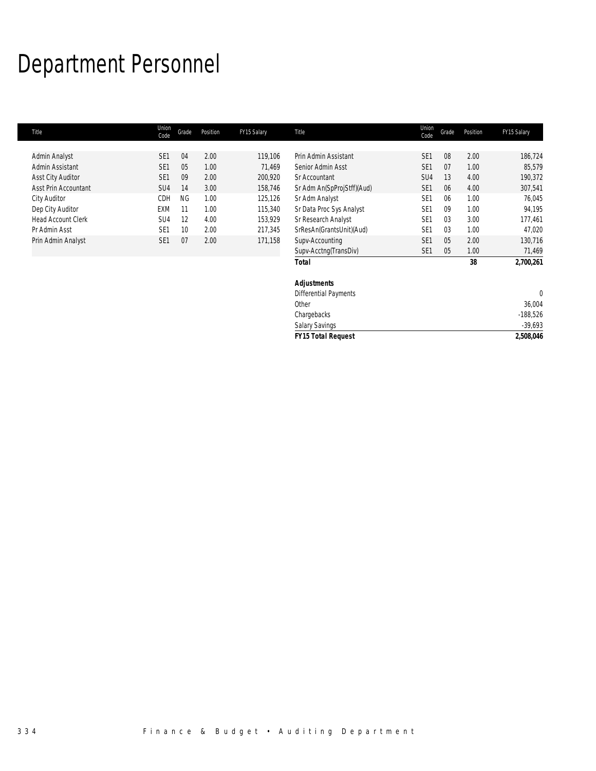# Department Personnel

| Title | Union Code | Grade | Position | FY15 Salary |
|---|---|---|---|---|
| Admin Analyst | SE1 | 04 | 2.00 | 119,106 |
| Admin Assistant | SE1 | 05 | 1.00 | 71,469 |
| Asst City Auditor | SE1 | 09 | 2.00 | 200,920 |
| Asst Prin Accountant | SU4 | 14 | 3.00 | 158,746 |
| City Auditor | CDH | NG | 1.00 | 125,126 |
| Dep City Auditor | EXM | 11 | 1.00 | 115,340 |
| Head Account Clerk | SU4 | 12 | 4.00 | 153,929 |
| Pr Admin Asst | SE1 | 10 | 2.00 | 217,345 |
| Prin Admin Analyst | SE1 | 07 | 2.00 | 171,158 |
| Prin Admin Assistant | SE1 | 08 | 2.00 | 186,724 |
| Senior Admin Asst | SE1 | 07 | 1.00 | 85,579 |
| Sr Accountant | SU4 | 13 | 4.00 | 190,372 |
| Sr Adm An(SpProjStff)(Aud) | SE1 | 06 | 4.00 | 307,541 |
| Sr Adm Analyst | SE1 | 06 | 1.00 | 76,045 |
| Sr Data Proc Sys Analyst | SE1 | 09 | 1.00 | 94,195 |
| Sr Research Analyst | SE1 | 03 | 3.00 | 177,461 |
| SrResAn(GrantsUnit)(Aud) | SE1 | 03 | 1.00 | 47,020 |
| Supv-Accounting | SE1 | 05 | 2.00 | 130,716 |
| Supv-Acctng(TransDiv) | SE1 | 05 | 1.00 | 71,469 |
| ***Total*** | | | **38** | **2,700,261** |

| ***Adjustments*** | |
|---|---|
| Differential Payments | 0 |
| Other | 36,004 |
| Chargebacks | -188,526 |
| Salary Savings | -39,693 |
| ***FY15 Total Request*** | **2,508,046** |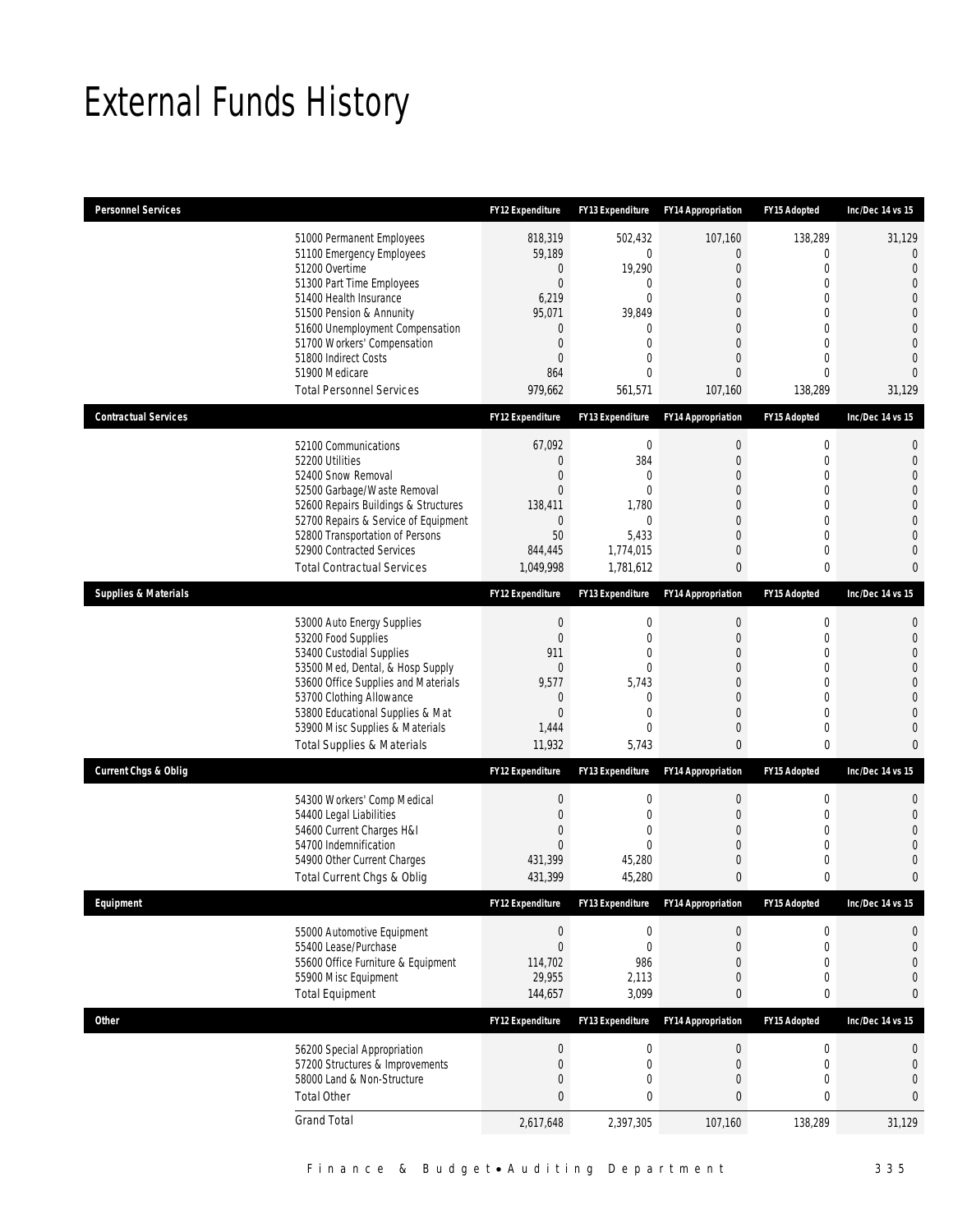# External Funds History

| Personnel Services | FY12 Expenditure | FY13 Expenditure | FY14 Appropriation | FY15 Adopted | Inc/Dec 14 vs 15 |
|---|---|---|---|---|---|
| 51000 Permanent Employees | 818,319 | 502,432 | 107,160 | 138,289 | 31,129 |
| 51100 Emergency Employees | 59,189 | 0 | 0 | 0 | 0 |
| 51200 Overtime | 0 | 19,290 | 0 | 0 | 0 |
| 51300 Part Time Employees | 0 | 0 | 0 | 0 | 0 |
| 51400 Health Insurance | 6,219 | 0 | 0 | 0 | 0 |
| 51500 Pension & Annunity | 95,071 | 39,849 | 0 | 0 | 0 |
| 51600 Unemployment Compensation | 0 | 0 | 0 | 0 | 0 |
| 51700 Workers' Compensation | 0 | 0 | 0 | 0 | 0 |
| 51800 Indirect Costs | 0 | 0 | 0 | 0 | 0 |
| 51900 Medicare | 864 | 0 | 0 | 0 | 0 |
| Total Personnel Services | 979,662 | 561,571 | 107,160 | 138,289 | 31,129 |

| Contractual Services | FY12 Expenditure | FY13 Expenditure | FY14 Appropriation | FY15 Adopted | Inc/Dec 14 vs 15 |
|---|---|---|---|---|---|
| 52100 Communications | 67,092 | 0 | 0 | 0 | 0 |
| 52200 Utilities | 0 | 384 | 0 | 0 | 0 |
| 52400 Snow Removal | 0 | 0 | 0 | 0 | 0 |
| 52500 Garbage/Waste Removal | 0 | 0 | 0 | 0 | 0 |
| 52600 Repairs Buildings & Structures | 138,411 | 1,780 | 0 | 0 | 0 |
| 52700 Repairs & Service of Equipment | 0 | 0 | 0 | 0 | 0 |
| 52800 Transportation of Persons | 50 | 5,433 | 0 | 0 | 0 |
| 52900 Contracted Services | 844,445 | 1,774,015 | 0 | 0 | 0 |
| Total Contractual Services | 1,049,998 | 1,781,612 | 0 | 0 | 0 |

| Supplies & Materials | FY12 Expenditure | FY13 Expenditure | FY14 Appropriation | FY15 Adopted | Inc/Dec 14 vs 15 |
|---|---|---|---|---|---|
| 53000 Auto Energy Supplies | 0 | 0 | 0 | 0 | 0 |
| 53200 Food Supplies | 0 | 0 | 0 | 0 | 0 |
| 53400 Custodial Supplies | 911 | 0 | 0 | 0 | 0 |
| 53500 Med, Dental, & Hosp Supply | 0 | 0 | 0 | 0 | 0 |
| 53600 Office Supplies and Materials | 9,577 | 5,743 | 0 | 0 | 0 |
| 53700 Clothing Allowance | 0 | 0 | 0 | 0 | 0 |
| 53800 Educational Supplies & Mat | 0 | 0 | 0 | 0 | 0 |
| 53900 Misc Supplies & Materials | 1,444 | 0 | 0 | 0 | 0 |
| Total Supplies & Materials | 11,932 | 5,743 | 0 | 0 | 0 |

| Current Chgs & Oblig | FY12 Expenditure | FY13 Expenditure | FY14 Appropriation | FY15 Adopted | Inc/Dec 14 vs 15 |
|---|---|---|---|---|---|
| 54300 Workers' Comp Medical | 0 | 0 | 0 | 0 | 0 |
| 54400 Legal Liabilities | 0 | 0 | 0 | 0 | 0 |
| 54600 Current Charges H&I | 0 | 0 | 0 | 0 | 0 |
| 54700 Indemnification | 0 | 0 | 0 | 0 | 0 |
| 54900 Other Current Charges | 431,399 | 45,280 | 0 | 0 | 0 |
| Total Current Chgs & Oblig | 431,399 | 45,280 | 0 | 0 | 0 |

| Equipment | FY12 Expenditure | FY13 Expenditure | FY14 Appropriation | FY15 Adopted | Inc/Dec 14 vs 15 |
|---|---|---|---|---|---|
| 55000 Automotive Equipment | 0 | 0 | 0 | 0 | 0 |
| 55400 Lease/Purchase | 0 | 0 | 0 | 0 | 0 |
| 55600 Office Furniture & Equipment | 114,702 | 986 | 0 | 0 | 0 |
| 55900 Misc Equipment | 29,955 | 2,113 | 0 | 0 | 0 |
| Total Equipment | 144,657 | 3,099 | 0 | 0 | 0 |

| Other | FY12 Expenditure | FY13 Expenditure | FY14 Appropriation | FY15 Adopted | Inc/Dec 14 vs 15 |
|---|---|---|---|---|---|
| 56200 Special Appropriation | 0 | 0 | 0 | 0 | 0 |
| 57200 Structures & Improvements | 0 | 0 | 0 | 0 | 0 |
| 58000 Land & Non-Structure | 0 | 0 | 0 | 0 | 0 |
| Total Other | 0 | 0 | 0 | 0 | 0 |
| Grand Total | 2,617,648 | 2,397,305 | 107,160 | 138,289 | 31,129 |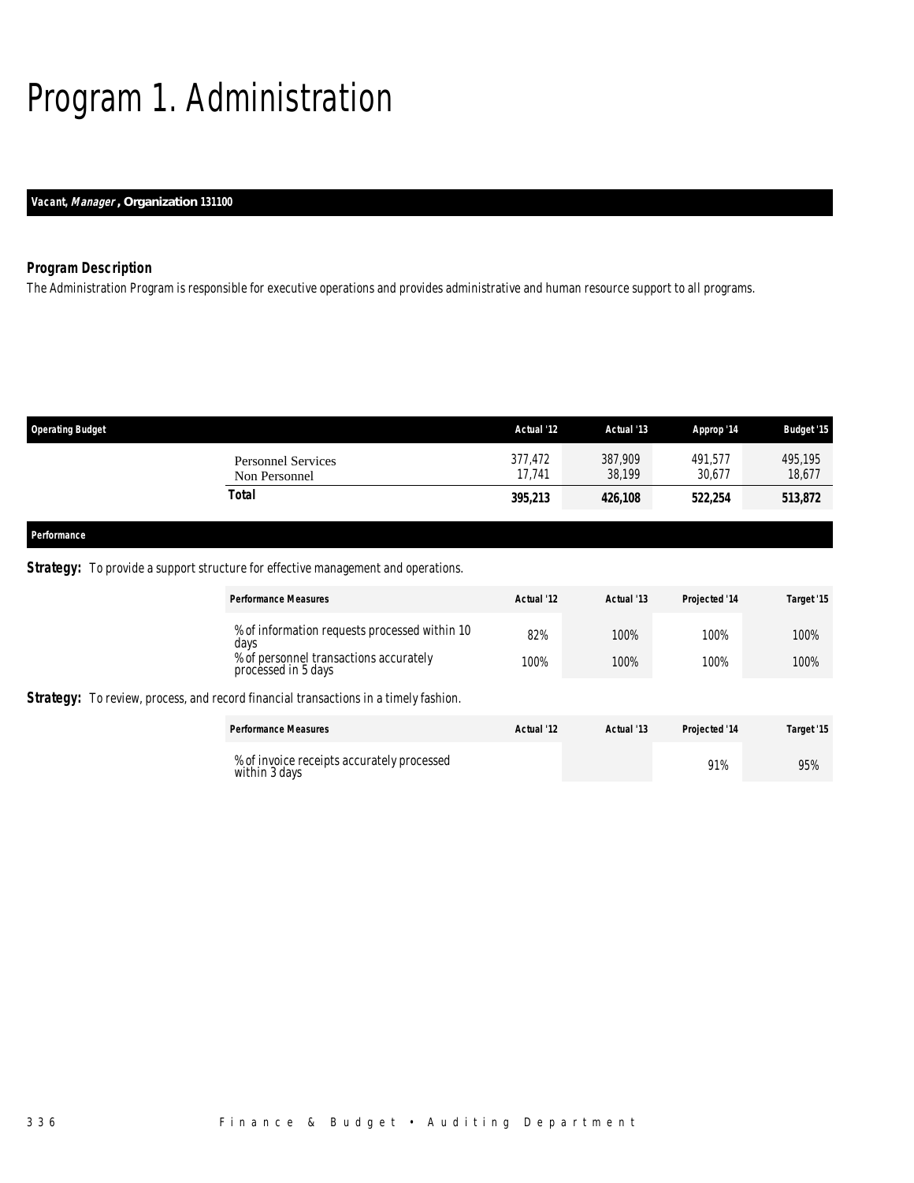# Program 1. Administration

***Vacant, Manager*, Organization 131100**

### *Program Description*

*The Administration Program is responsible for executive operations and provides administrative and human resource support to all programs.*

| Operating Budget | Actual '12 | Actual '13 | Approp '14 | Budget '15 |
|---|---|---|---|---|
| Personnel Services | 377,472 | 387,909 | 491,577 | 495,195 |
| Non Personnel | 17,741 | 38,199 | 30,677 | 18,677 |
| **Total** | **395,213** | **426,108** | **522,254** | **513,872** |

**Performance**

**Strategy:** To provide a support structure for effective management and operations.

| Performance Measures | Actual '12 | Actual '13 | Projected '14 | Target '15 |
|---|---|---|---|---|
| % of information requests processed within 10 days | 82% | 100% | 100% | 100% |
| % of personnel transactions accurately processed in 5 days | 100% | 100% | 100% | 100% |

**Strategy:** To review, process, and record financial transactions in a timely fashion.

| Performance Measures | Actual '12 | Actual '13 | Projected '14 | Target '15 |
|---|---|---|---|---|
| % of invoice receipts accurately processed within 3 days | | | 91% | 95% |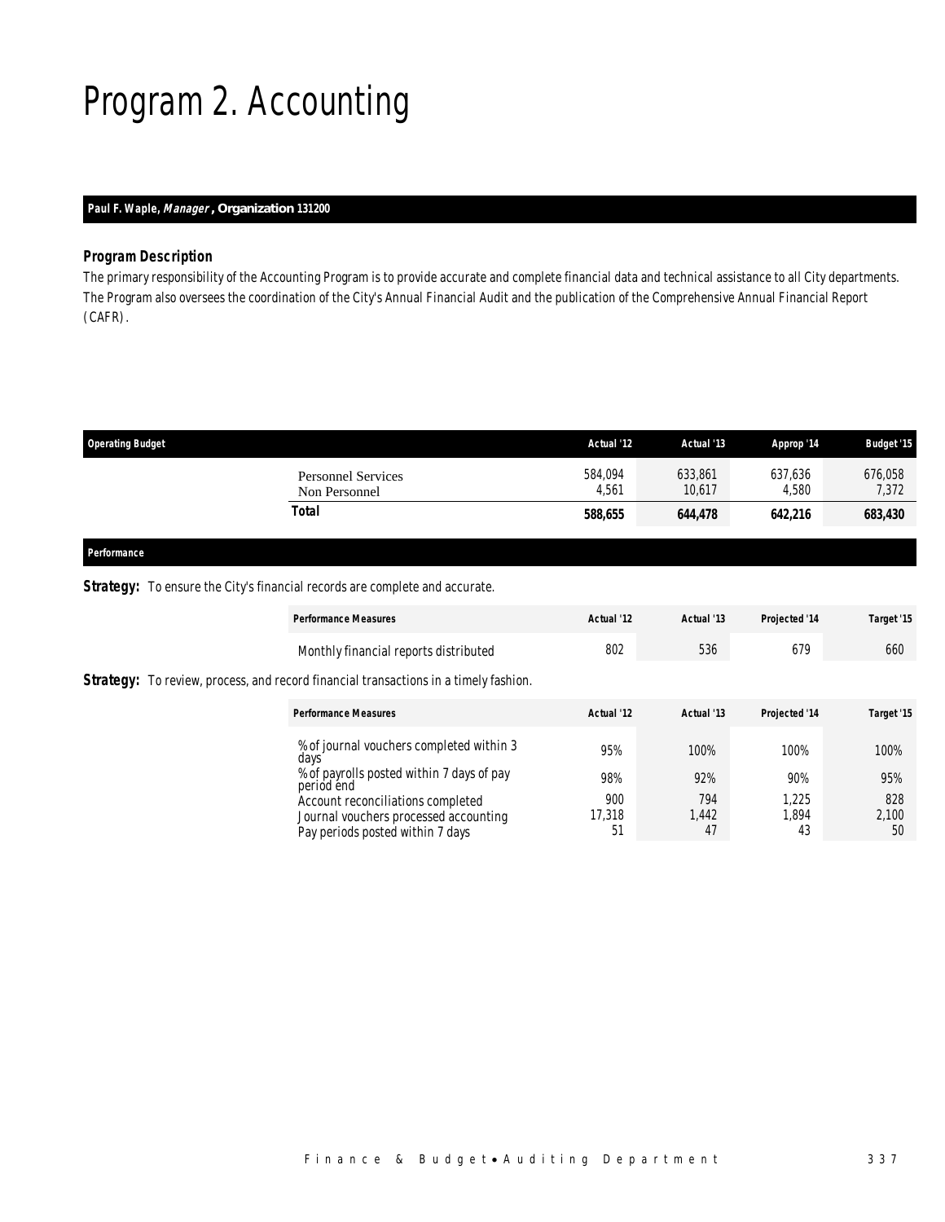# Program 2. Accounting

**Paul F. Waple, *Manager*, Organization 131200**

### *Program Description*

The primary responsibility of the Accounting Program is to provide accurate and complete financial data and technical assistance to all City departments. The Program also oversees the coordination of the City's Annual Financial Audit and the publication of the Comprehensive Annual Financial Report (CAFR).

| Operating Budget | Actual '12 | Actual '13 | Approp '14 | Budget '15 |
|---|---|---|---|---|
| Personnel Services | 584,094 | 633,861 | 637,636 | 676,058 |
| Non Personnel | 4,561 | 10,617 | 4,580 | 7,372 |
| **Total** | **588,655** | **644,478** | **642,216** | **683,430** |

### *Performance*

**Strategy:** To ensure the City's financial records are complete and accurate.

| Performance Measures | Actual '12 | Actual '13 | Projected '14 | Target '15 |
|---|---|---|---|---|
| Monthly financial reports distributed | 802 | 536 | 679 | 660 |

**Strategy:** To review, process, and record financial transactions in a timely fashion.

| Performance Measures | Actual '12 | Actual '13 | Projected '14 | Target '15 |
|---|---|---|---|---|
| % of journal vouchers completed within 3 days | 95% | 100% | 100% | 100% |
| % of payrolls posted within 7 days of pay period end | 98% | 92% | 90% | 95% |
| Account reconciliations completed | 900 | 794 | 1,225 | 828 |
| Journal vouchers processed accounting | 17,318 | 1,442 | 1,894 | 2,100 |
| Pay periods posted within 7 days | 51 | 47 | 43 | 50 |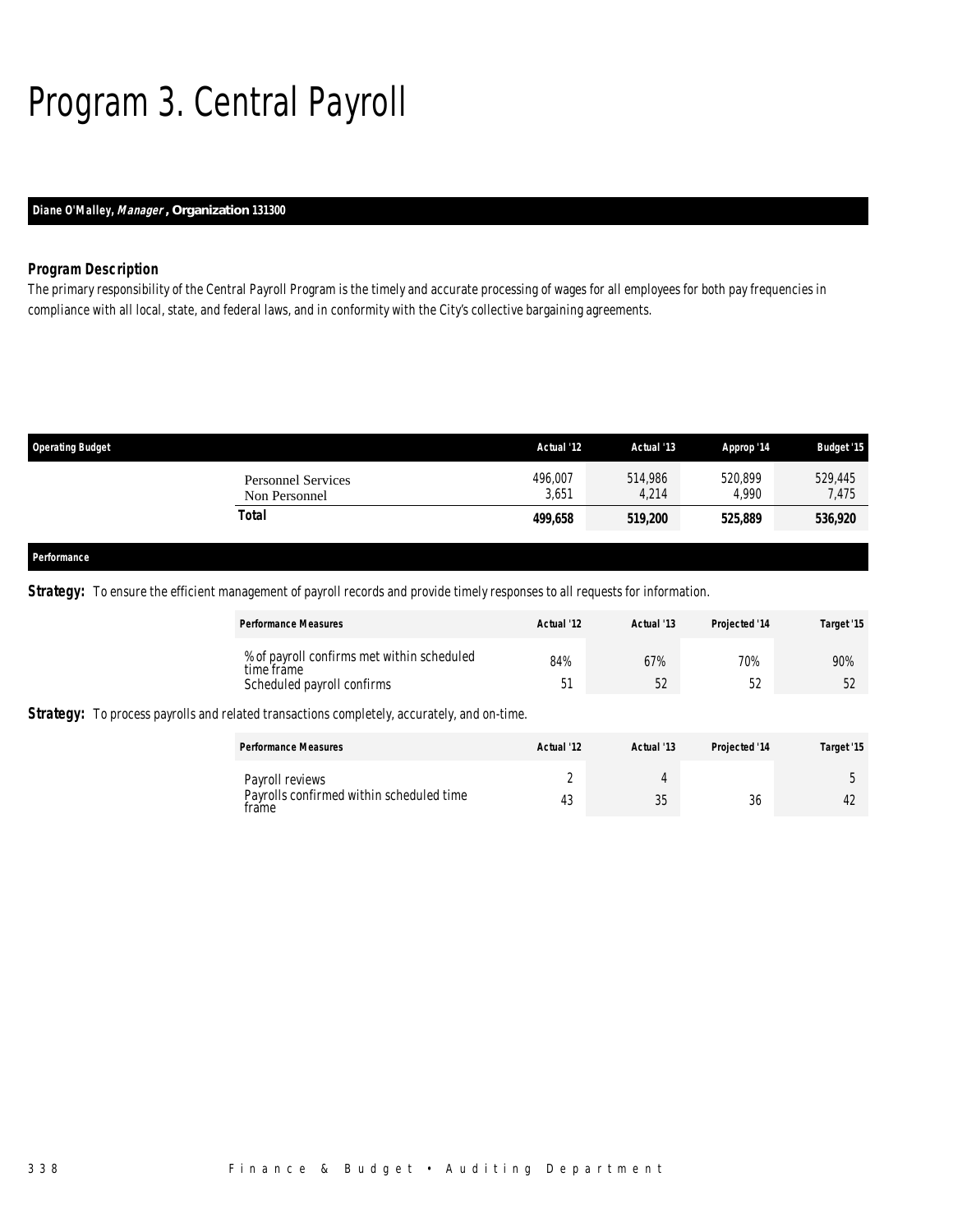# Program 3. Central Payroll

**Diane O'Malley, *Manager*, Organization 131300**

### *Program Description*

*The primary responsibility of the Central Payroll Program is the timely and accurate processing of wages for all employees for both pay frequencies in compliance with all local, state, and federal laws, and in conformity with the City's collective bargaining agreements.*

| Operating Budget | Actual '12 | Actual '13 | Approp '14 | Budget '15 |
|---|---|---|---|---|
| Personnel Services | 496,007 | 514,986 | 520,899 | 529,445 |
| Non Personnel | 3,651 | 4,214 | 4,990 | 7,475 |
| **Total** | **499,658** | **519,200** | **525,889** | **536,920** |

**Performance**

***Strategy:*** To ensure the efficient management of payroll records and provide timely responses to all requests for information.

| Performance Measures | Actual '12 | Actual '13 | Projected '14 | Target '15 |
|---|---|---|---|---|
| % of payroll confirms met within scheduled time frame | 84% | 67% | 70% | 90% |
| Scheduled payroll confirms | 51 | 52 | 52 | 52 |

***Strategy:*** To process payrolls and related transactions completely, accurately, and on-time.

| Performance Measures | Actual '12 | Actual '13 | Projected '14 | Target '15 |
|---|---|---|---|---|
| Payroll reviews | 2 | 4 | | 5 |
| Payrolls confirmed within scheduled time frame | 43 | 35 | 36 | 42 |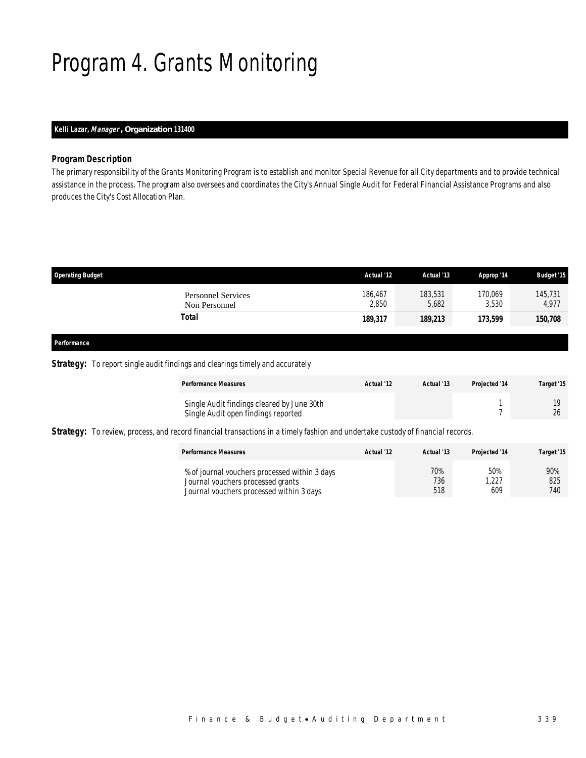# Program 4. Grants Monitoring

**Kelli Lazar, *Manager*, Organization 131400**

### *Program Description*

The primary responsibility of the Grants Monitoring Program is to establish and monitor Special Revenue for all City departments and to provide technical assistance in the process. The program also oversees and coordinates the City's Annual Single Audit for Federal Financial Assistance Programs and also produces the City's Cost Allocation Plan.

| Operating Budget | Actual '12 | Actual '13 | Approp '14 | Budget '15 |
|---|---|---|---|---|
| Personnel Services | 186,467 | 183,531 | 170,069 | 145,731 |
| Non Personnel | 2,850 | 5,682 | 3,530 | 4,977 |
| **Total** | **189,317** | **189,213** | **173,599** | **150,708** |

### *Performance*

**Strategy:** To report single audit findings and clearings timely and accurately

| Performance Measures | Actual '12 | Actual '13 | Projected '14 | Target '15 |
|---|---|---|---|---|
| Single Audit findings cleared by June 30th | | | 1 | 19 |
| Single Audit open findings reported | | | 7 | 26 |

**Strategy:** To review, process, and record financial transactions in a timely fashion and undertake custody of financial records.

| Performance Measures | Actual '12 | Actual '13 | Projected '14 | Target '15 |
|---|---|---|---|---|
| % of journal vouchers processed within 3 days | | 70% | 50% | 90% |
| Journal vouchers processed grants | | 736 | 1,227 | 825 |
| Journal vouchers processed within 3 days | | 518 | 609 | 740 |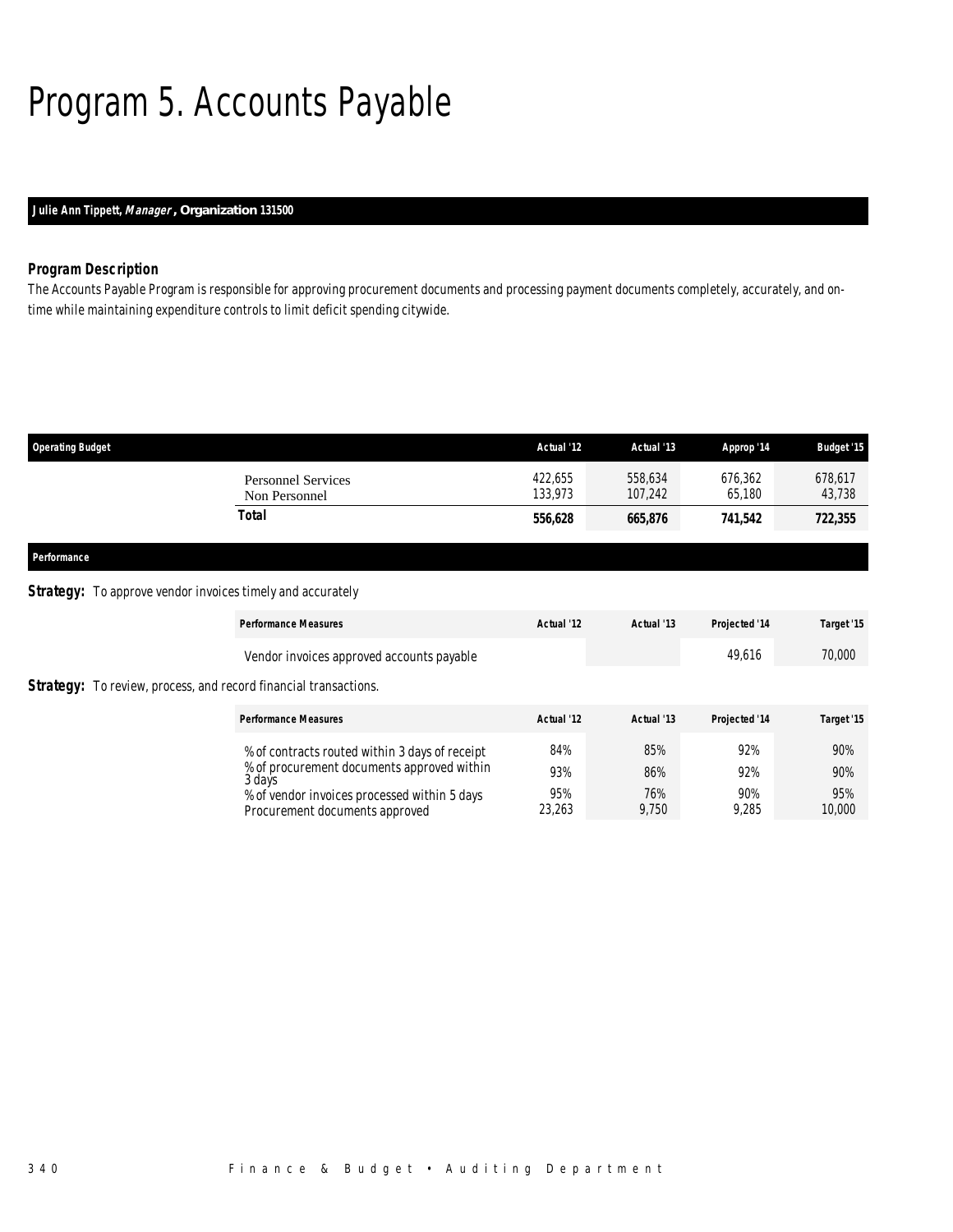# Program 5. Accounts Payable

**Julie Ann Tippett, *Manager*, Organization 131500**

### Program Description

The Accounts Payable Program is responsible for approving procurement documents and processing payment documents completely, accurately, and on-time while maintaining expenditure controls to limit deficit spending citywide.

| Operating Budget | Actual '12 | Actual '13 | Approp '14 | Budget '15 |
|---|---|---|---|---|
| Personnel Services | 422,655 | 558,634 | 676,362 | 678,617 |
| Non Personnel | 133,973 | 107,242 | 65,180 | 43,738 |
| **Total** | **556,628** | **665,876** | **741,542** | **722,355** |

### Performance

**Strategy:** To approve vendor invoices timely and accurately

| Performance Measures | Actual '12 | Actual '13 | Projected '14 | Target '15 |
|---|---|---|---|---|
| Vendor invoices approved accounts payable | | | 49,616 | 70,000 |

**Strategy:** To review, process, and record financial transactions.

| Performance Measures | Actual '12 | Actual '13 | Projected '14 | Target '15 |
|---|---|---|---|---|
| % of contracts routed within 3 days of receipt | 84% | 85% | 92% | 90% |
| % of procurement documents approved within 3 days | 93% | 86% | 92% | 90% |
| % of vendor invoices processed within 5 days | 95% | 76% | 90% | 95% |
| Procurement documents approved | 23,263 | 9,750 | 9,285 | 10,000 |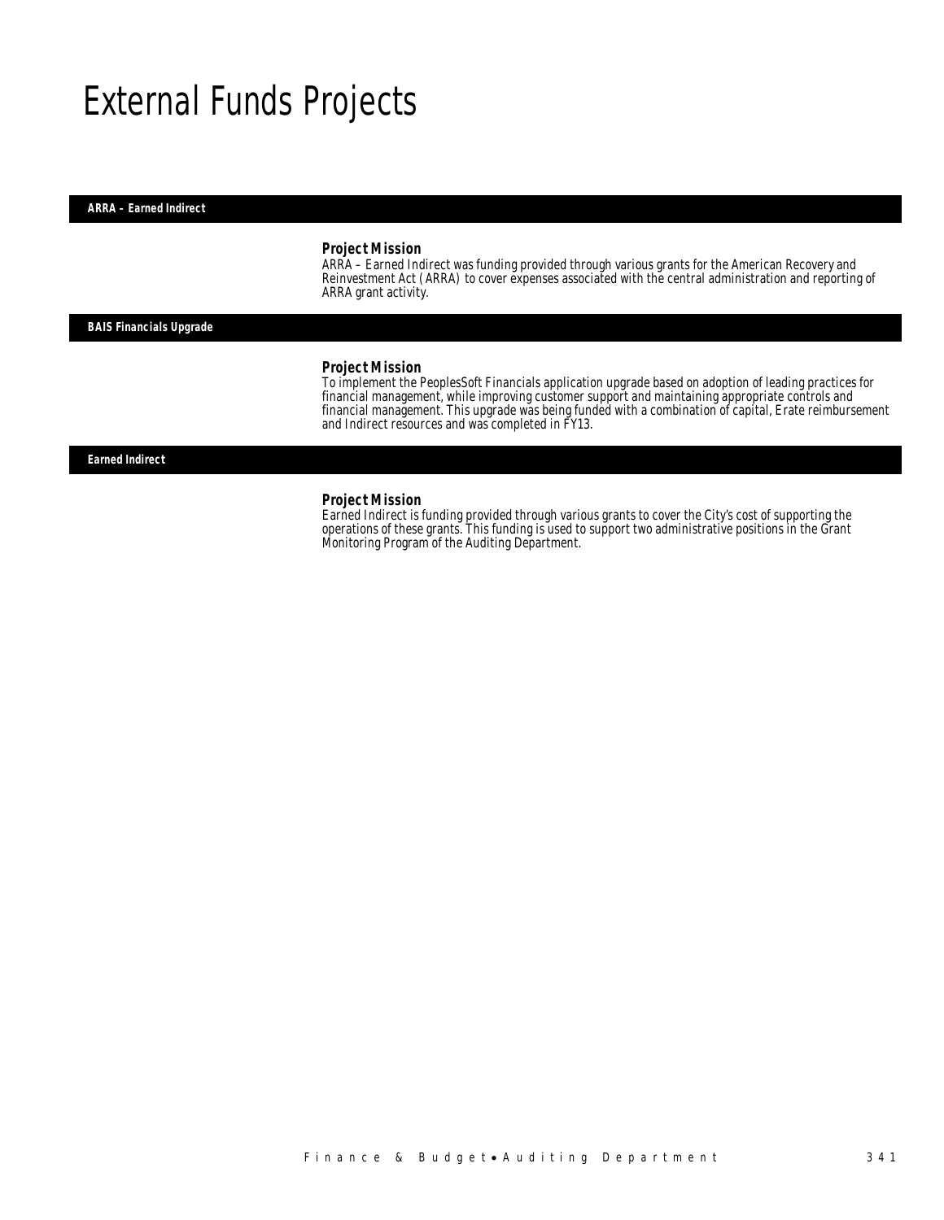# External Funds Projects

## ARRA – Earned Indirect

### *Project Mission*

ARRA – Earned Indirect was funding provided through various grants for the American Recovery and Reinvestment Act (ARRA) to cover expenses associated with the central administration and reporting of ARRA grant activity.

## BAIS Financials Upgrade

### *Project Mission*

To implement the PeoplesSoft Financials application upgrade based on adoption of leading practices for financial management, while improving customer support and maintaining appropriate controls and financial management. This upgrade was being funded with a combination of capital, Erate reimbursement and Indirect resources and was completed in FY13.

## Earned Indirect

### *Project Mission*

Earned Indirect is funding provided through various grants to cover the City's cost of supporting the operations of these grants. This funding is used to support two administrative positions in the Grant Monitoring Program of the Auditing Department.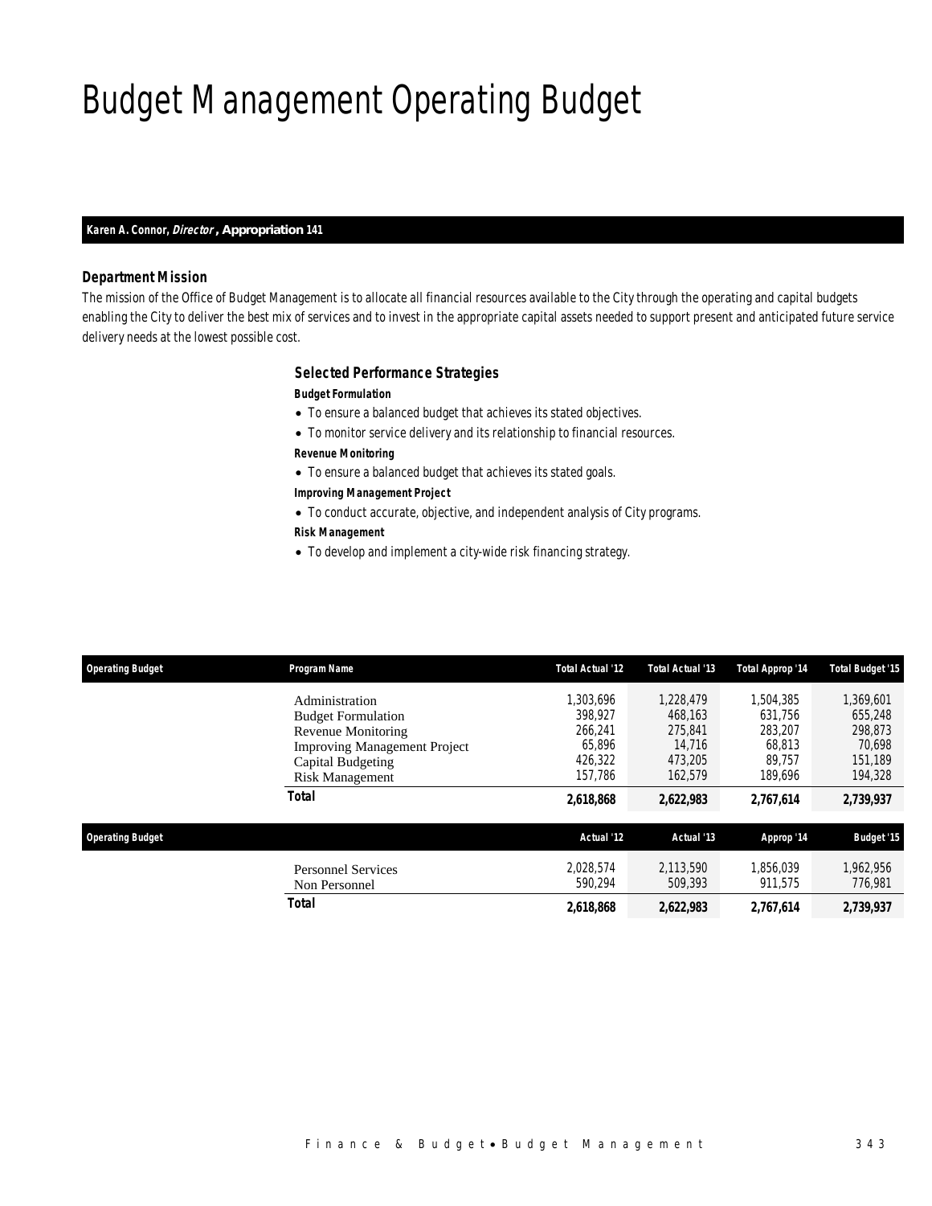# Budget Management Operating Budget

**Karen A. Connor, *Director*, Appropriation 141**

### Department Mission

The mission of the Office of Budget Management is to allocate all financial resources available to the City through the operating and capital budgets enabling the City to deliver the best mix of services and to invest in the appropriate capital assets needed to support present and anticipated future service delivery needs at the lowest possible cost.

### Selected Performance Strategies

**Budget Formulation**

- To ensure a balanced budget that achieves its stated objectives.
- To monitor service delivery and its relationship to financial resources.

**Revenue Monitoring**

- To ensure a balanced budget that achieves its stated goals.

**Improving Management Project**

- To conduct accurate, objective, and independent analysis of City programs.

**Risk Management**

- To develop and implement a city-wide risk financing strategy.

| Operating Budget | Program Name | Total Actual '12 | Total Actual '13 | Total Approp '14 | Total Budget '15 |
|---|---|---|---|---|---|
| | Administration | 1,303,696 | 1,228,479 | 1,504,385 | 1,369,601 |
| | Budget Formulation | 398,927 | 468,163 | 631,756 | 655,248 |
| | Revenue Monitoring | 266,241 | 275,841 | 283,207 | 298,873 |
| | Improving Management Project | 65,896 | 14,716 | 68,813 | 70,698 |
| | Capital Budgeting | 426,322 | 473,205 | 89,757 | 151,189 |
| | Risk Management | 157,786 | 162,579 | 189,696 | 194,328 |
| | **Total** | **2,618,868** | **2,622,983** | **2,767,614** | **2,739,937** |

| Operating Budget | | Actual '12 | Actual '13 | Approp '14 | Budget '15 |
|---|---|---|---|---|---|
| | Personnel Services | 2,028,574 | 2,113,590 | 1,856,039 | 1,962,956 |
| | Non Personnel | 590,294 | 509,393 | 911,575 | 776,981 |
| | **Total** | **2,618,868** | **2,622,983** | **2,767,614** | **2,739,937** |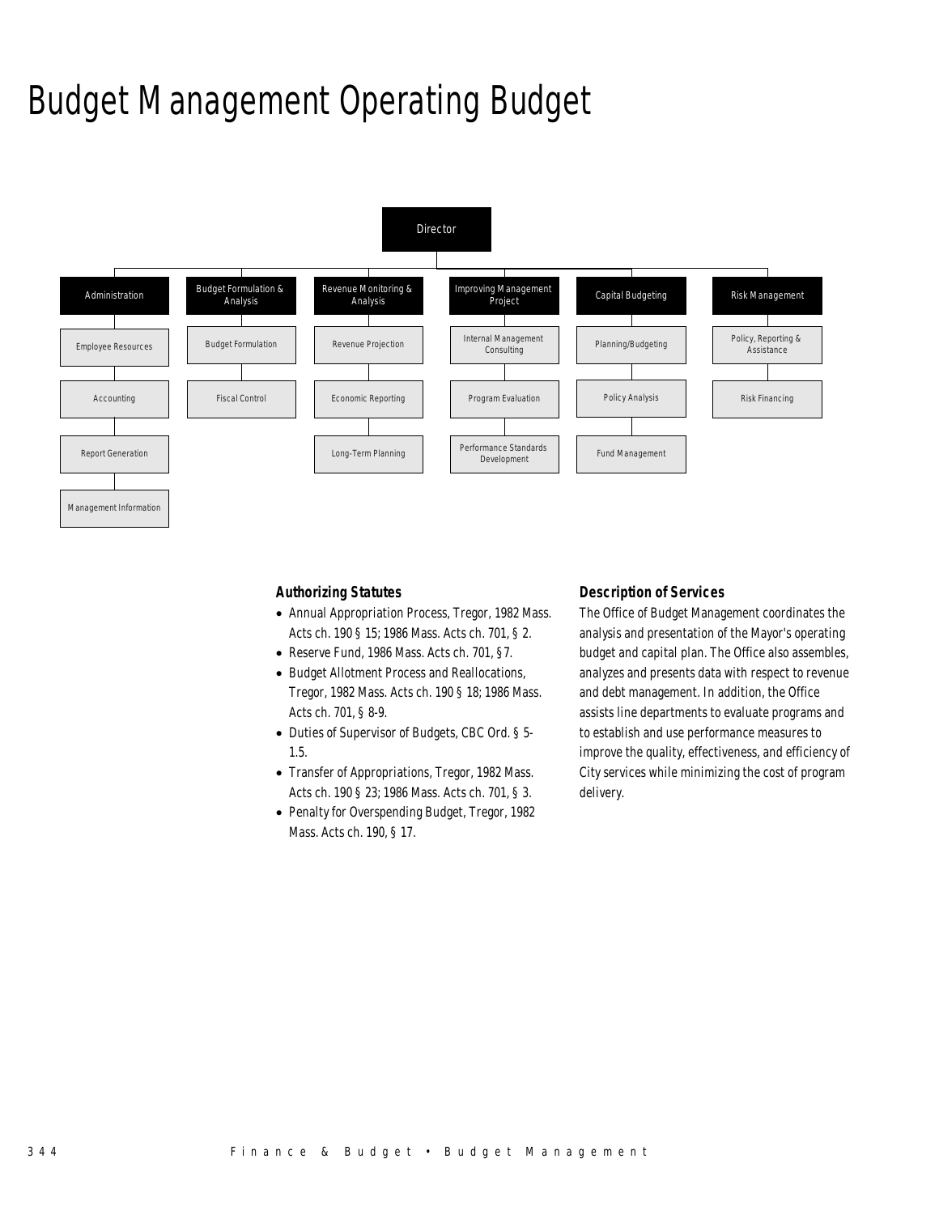# Budget Management Operating Budget

- Director
  - Administration
    - Employee Resources
    - Accounting
    - Report Generation
    - Management Information
  - Budget Formulation & Analysis
    - Budget Formulation
    - Fiscal Control
  - Revenue Monitoring & Analysis
    - Revenue Projection
    - Economic Reporting
    - Long-Term Planning
  - Improving Management Project
    - Internal Management Consulting
    - Program Evaluation
    - Performance Standards Development
  - Capital Budgeting
    - Planning/Budgeting
    - Policy Analysis
    - Fund Management
  - Risk Management
    - Policy, Reporting & Assistance
    - Risk Financing

### Authorizing Statutes

- Annual Appropriation Process, Tregor, 1982 Mass. Acts ch. 190 § 15; 1986 Mass. Acts ch. 701, § 2.
- Reserve Fund, 1986 Mass. Acts ch. 701, §7.
- Budget Allotment Process and Reallocations, Tregor, 1982 Mass. Acts ch. 190 § 18; 1986 Mass. Acts ch. 701, § 8-9.
- Duties of Supervisor of Budgets, CBC Ord. § 5-1.5.
- Transfer of Appropriations, Tregor, 1982 Mass. Acts ch. 190 § 23; 1986 Mass. Acts ch. 701, § 3.
- Penalty for Overspending Budget, Tregor, 1982 Mass. Acts ch. 190, § 17.

### Description of Services

The Office of Budget Management coordinates the analysis and presentation of the Mayor's operating budget and capital plan. The Office also assembles, analyzes and presents data with respect to revenue and debt management. In addition, the Office assists line departments to evaluate programs and to establish and use performance measures to improve the quality, effectiveness, and efficiency of City services while minimizing the cost of program delivery.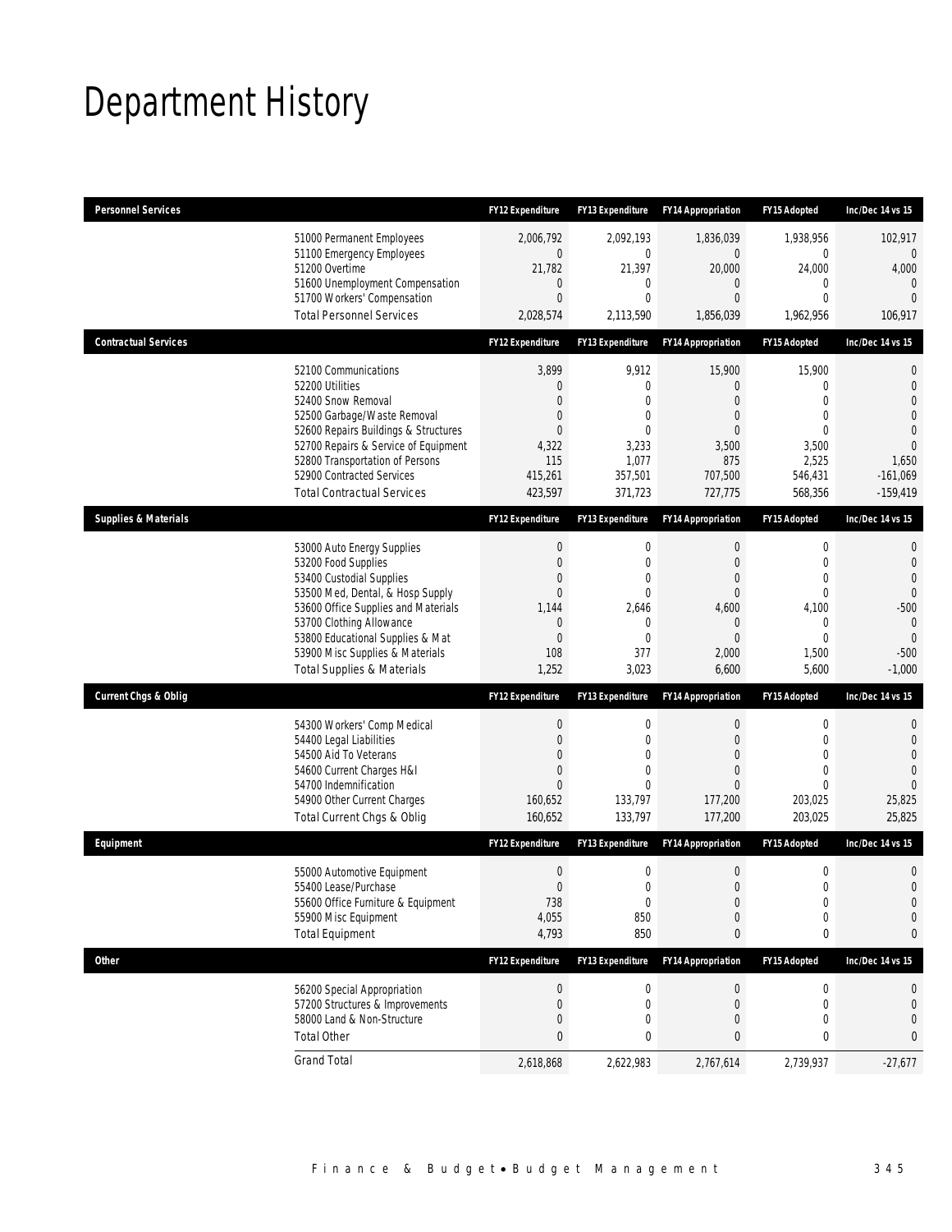# Department History

| Personnel Services | FY12 Expenditure | FY13 Expenditure | FY14 Appropriation | FY15 Adopted | Inc/Dec 14 vs 15 |
|---|---|---|---|---|---|
| 51000 Permanent Employees | 2,006,792 | 2,092,193 | 1,836,039 | 1,938,956 | 102,917 |
| 51100 Emergency Employees | 0 | 0 | 0 | 0 | 0 |
| 51200 Overtime | 21,782 | 21,397 | 20,000 | 24,000 | 4,000 |
| 51600 Unemployment Compensation | 0 | 0 | 0 | 0 | 0 |
| 51700 Workers' Compensation | 0 | 0 | 0 | 0 | 0 |
| Total Personnel Services | 2,028,574 | 2,113,590 | 1,856,039 | 1,962,956 | 106,917 |
| **Contractual Services** | **FY12 Expenditure** | **FY13 Expenditure** | **FY14 Appropriation** | **FY15 Adopted** | **Inc/Dec 14 vs 15** |
| 52100 Communications | 3,899 | 9,912 | 15,900 | 15,900 | 0 |
| 52200 Utilities | 0 | 0 | 0 | 0 | 0 |
| 52400 Snow Removal | 0 | 0 | 0 | 0 | 0 |
| 52500 Garbage/Waste Removal | 0 | 0 | 0 | 0 | 0 |
| 52600 Repairs Buildings & Structures | 0 | 0 | 0 | 0 | 0 |
| 52700 Repairs & Service of Equipment | 4,322 | 3,233 | 3,500 | 3,500 | 0 |
| 52800 Transportation of Persons | 115 | 1,077 | 875 | 2,525 | 1,650 |
| 52900 Contracted Services | 415,261 | 357,501 | 707,500 | 546,431 | -161,069 |
| Total Contractual Services | 423,597 | 371,723 | 727,775 | 568,356 | -159,419 |
| **Supplies & Materials** | **FY12 Expenditure** | **FY13 Expenditure** | **FY14 Appropriation** | **FY15 Adopted** | **Inc/Dec 14 vs 15** |
| 53000 Auto Energy Supplies | 0 | 0 | 0 | 0 | 0 |
| 53200 Food Supplies | 0 | 0 | 0 | 0 | 0 |
| 53400 Custodial Supplies | 0 | 0 | 0 | 0 | 0 |
| 53500 Med, Dental, & Hosp Supply | 0 | 0 | 0 | 0 | 0 |
| 53600 Office Supplies and Materials | 1,144 | 2,646 | 4,600 | 4,100 | -500 |
| 53700 Clothing Allowance | 0 | 0 | 0 | 0 | 0 |
| 53800 Educational Supplies & Mat | 0 | 0 | 0 | 0 | 0 |
| 53900 Misc Supplies & Materials | 108 | 377 | 2,000 | 1,500 | -500 |
| Total Supplies & Materials | 1,252 | 3,023 | 6,600 | 5,600 | -1,000 |
| **Current Chgs & Oblig** | **FY12 Expenditure** | **FY13 Expenditure** | **FY14 Appropriation** | **FY15 Adopted** | **Inc/Dec 14 vs 15** |
| 54300 Workers' Comp Medical | 0 | 0 | 0 | 0 | 0 |
| 54400 Legal Liabilities | 0 | 0 | 0 | 0 | 0 |
| 54500 Aid To Veterans | 0 | 0 | 0 | 0 | 0 |
| 54600 Current Charges H&I | 0 | 0 | 0 | 0 | 0 |
| 54700 Indemnification | 0 | 0 | 0 | 0 | 0 |
| 54900 Other Current Charges | 160,652 | 133,797 | 177,200 | 203,025 | 25,825 |
| Total Current Chgs & Oblig | 160,652 | 133,797 | 177,200 | 203,025 | 25,825 |
| **Equipment** | **FY12 Expenditure** | **FY13 Expenditure** | **FY14 Appropriation** | **FY15 Adopted** | **Inc/Dec 14 vs 15** |
| 55000 Automotive Equipment | 0 | 0 | 0 | 0 | 0 |
| 55400 Lease/Purchase | 0 | 0 | 0 | 0 | 0 |
| 55600 Office Furniture & Equipment | 738 | 0 | 0 | 0 | 0 |
| 55900 Misc Equipment | 4,055 | 850 | 0 | 0 | 0 |
| Total Equipment | 4,793 | 850 | 0 | 0 | 0 |
| **Other** | **FY12 Expenditure** | **FY13 Expenditure** | **FY14 Appropriation** | **FY15 Adopted** | **Inc/Dec 14 vs 15** |
| 56200 Special Appropriation | 0 | 0 | 0 | 0 | 0 |
| 57200 Structures & Improvements | 0 | 0 | 0 | 0 | 0 |
| 58000 Land & Non-Structure | 0 | 0 | 0 | 0 | 0 |
| Total Other | 0 | 0 | 0 | 0 | 0 |
| Grand Total | 2,618,868 | 2,622,983 | 2,767,614 | 2,739,937 | -27,677 |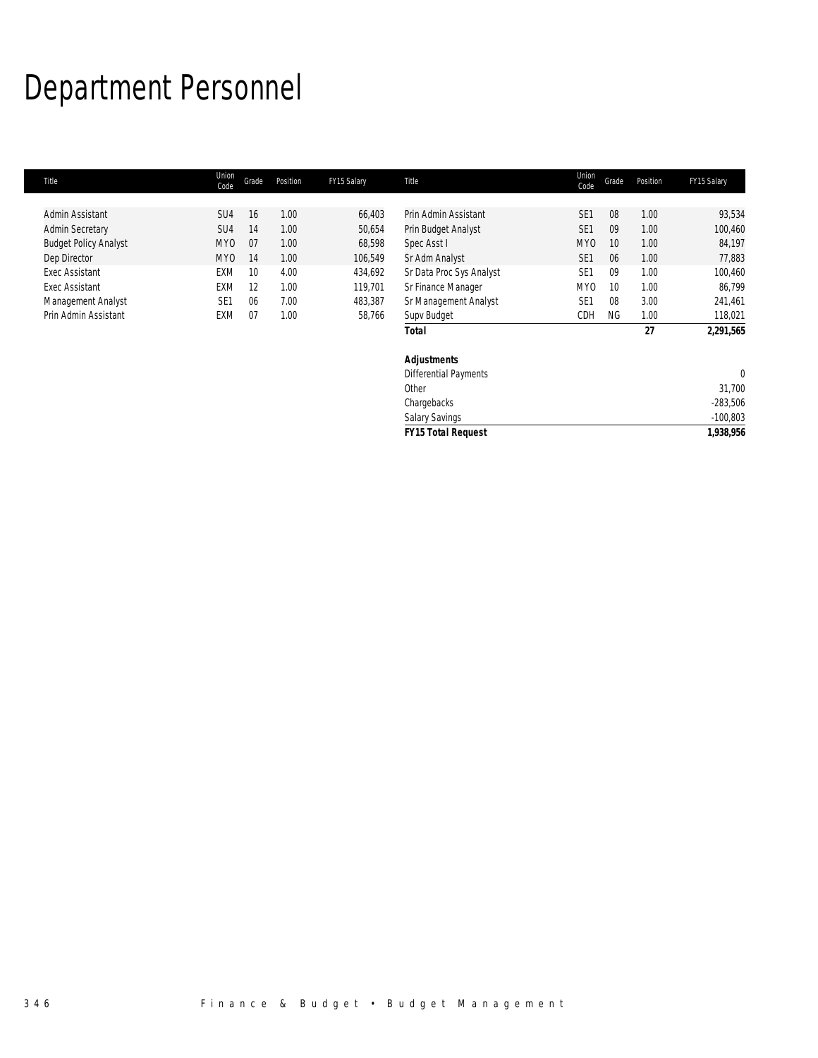# Department Personnel

| Title | Union Code | Grade | Position | FY15 Salary |
|---|---|---|---|---|
| Admin Assistant | SU4 | 16 | 1.00 | 66,403 |
| Admin Secretary | SU4 | 14 | 1.00 | 50,654 |
| Budget Policy Analyst | MYO | 07 | 1.00 | 68,598 |
| Dep Director | MYO | 14 | 1.00 | 106,549 |
| Exec Assistant | EXM | 10 | 4.00 | 434,692 |
| Exec Assistant | EXM | 12 | 1.00 | 119,701 |
| Management Analyst | SE1 | 06 | 7.00 | 483,387 |
| Prin Admin Assistant | EXM | 07 | 1.00 | 58,766 |
| Prin Admin Assistant | SE1 | 08 | 1.00 | 93,534 |
| Prin Budget Analyst | SE1 | 09 | 1.00 | 100,460 |
| Spec Asst I | MYO | 10 | 1.00 | 84,197 |
| Sr Adm Analyst | SE1 | 06 | 1.00 | 77,883 |
| Sr Data Proc Sys Analyst | SE1 | 09 | 1.00 | 100,460 |
| Sr Finance Manager | MYO | 10 | 1.00 | 86,799 |
| Sr Management Analyst | SE1 | 08 | 3.00 | 241,461 |
| Supv Budget | CDH | NG | 1.00 | 118,021 |
| **Total** | | | **27** | **2,291,565** |
| | | | | |
| **Adjustments** | | | | |
| Differential Payments | | | | 0 |
| Other | | | | 31,700 |
| Chargebacks | | | | -283,506 |
| Salary Savings | | | | -100,803 |
| **FY15 Total Request** | | | | **1,938,956** |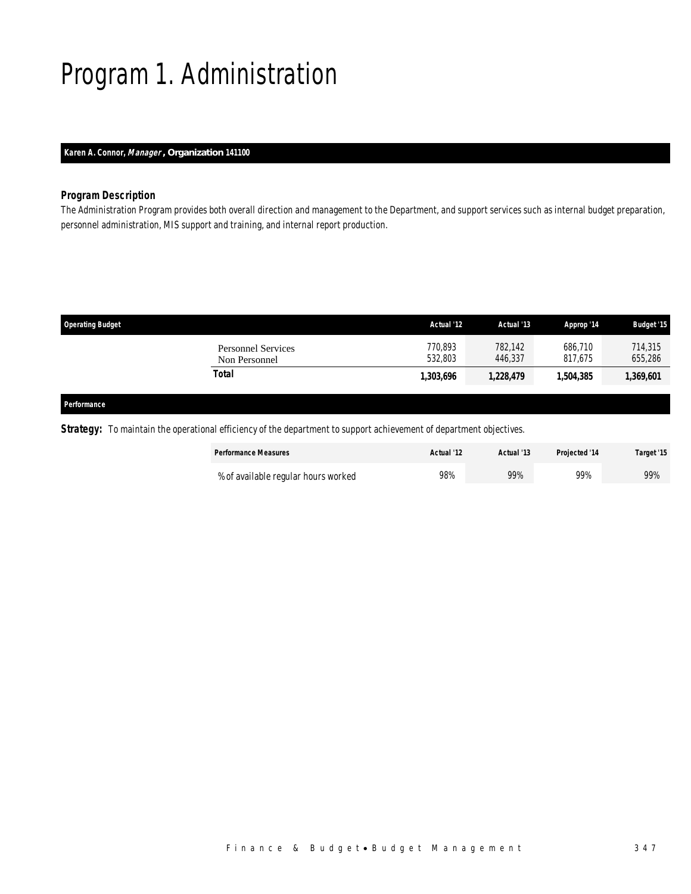# Program 1. Administration

**Karen A. Connor, *Manager*, Organization 141100**

### *Program Description*

The Administration Program provides both overall direction and management to the Department, and support services such as internal budget preparation, personnel administration, MIS support and training, and internal report production.

| Operating Budget | Actual '12 | Actual '13 | Approp '14 | Budget '15 |
|---|---|---|---|---|
| Personnel Services | 770,893 | 782,142 | 686,710 | 714,315 |
| Non Personnel | 532,803 | 446,337 | 817,675 | 655,286 |
| **Total** | **1,303,696** | **1,228,479** | **1,504,385** | **1,369,601** |

***Performance***

**Strategy:** To maintain the operational efficiency of the department to support achievement of department objectives.

| Performance Measures | Actual '12 | Actual '13 | Projected '14 | Target '15 |
|---|---|---|---|---|
| % of available regular hours worked | 98% | 99% | 99% | 99% |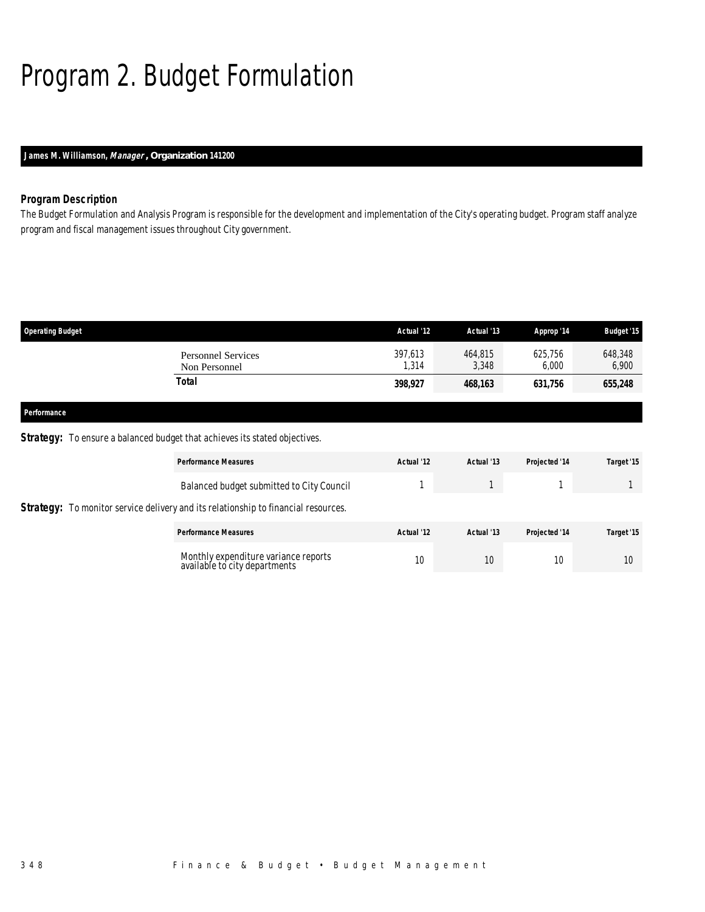# Program 2. Budget Formulation

**James M. Williamson, *Manager*, Organization 141200**

### Program Description

The Budget Formulation and Analysis Program is responsible for the development and implementation of the City's operating budget. Program staff analyze program and fiscal management issues throughout City government.

| Operating Budget | Actual '12 | Actual '13 | Approp '14 | Budget '15 |
|---|---|---|---|---|
| Personnel Services | 397,613 | 464,815 | 625,756 | 648,348 |
| Non Personnel | 1,314 | 3,348 | 6,000 | 6,900 |
| **Total** | **398,927** | **468,163** | **631,756** | **655,248** |

### Performance

**Strategy:** To ensure a balanced budget that achieves its stated objectives.

| Performance Measures | Actual '12 | Actual '13 | Projected '14 | Target '15 |
|---|---|---|---|---|
| Balanced budget submitted to City Council | 1 | 1 | 1 | 1 |

**Strategy:** To monitor service delivery and its relationship to financial resources.

| Performance Measures | Actual '12 | Actual '13 | Projected '14 | Target '15 |
|---|---|---|---|---|
| Monthly expenditure variance reports available to city departments | 10 | 10 | 10 | 10 |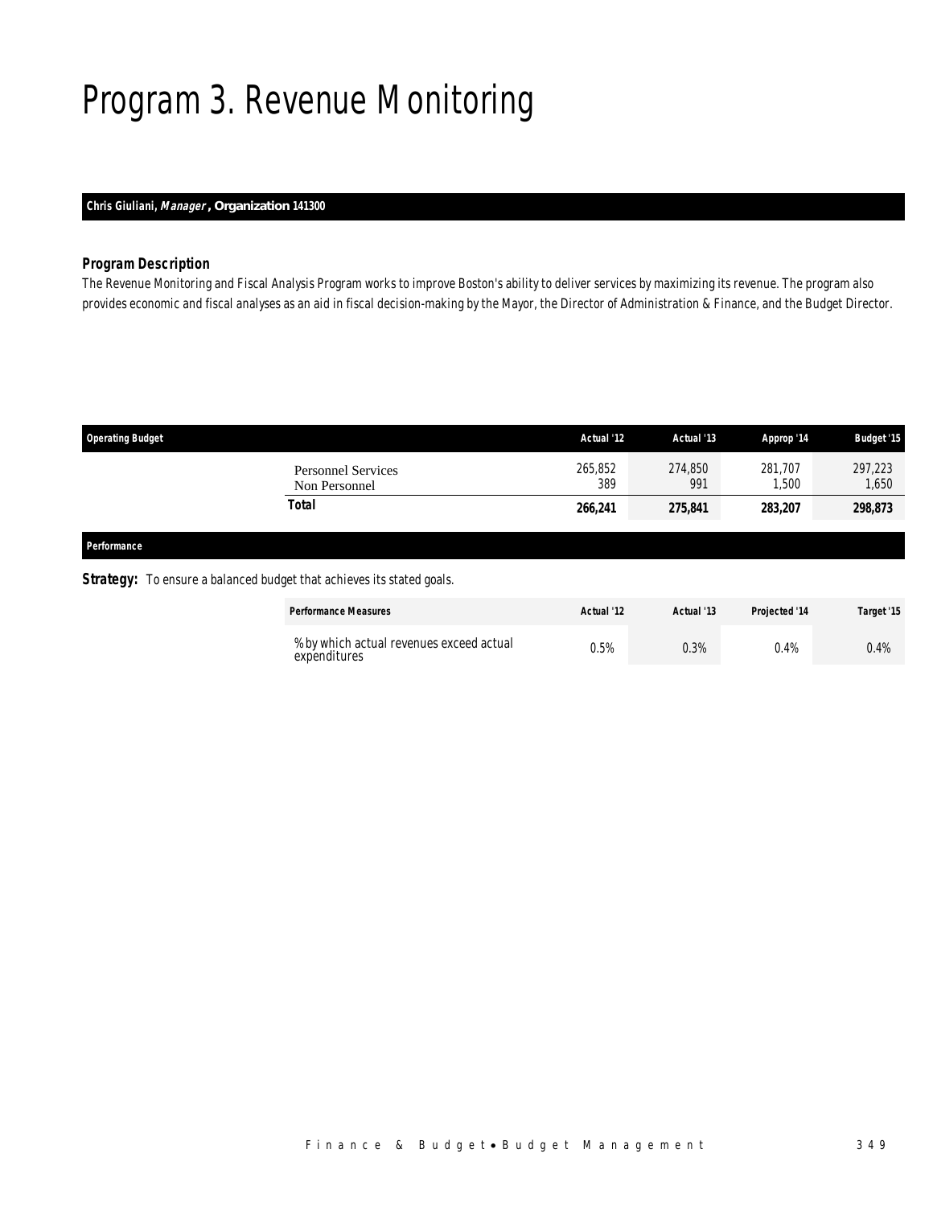# Program 3. Revenue Monitoring

**Chris Giuliani, *Manager*, Organization 141300**

### Program Description

*The Revenue Monitoring and Fiscal Analysis Program works to improve Boston's ability to deliver services by maximizing its revenue. The program also provides economic and fiscal analyses as an aid in fiscal decision-making by the Mayor, the Director of Administration & Finance, and the Budget Director.*

| Operating Budget | Actual '12 | Actual '13 | Approp '14 | Budget '15 |
|---|---|---|---|---|
| Personnel Services | 265,852 | 274,850 | 281,707 | 297,223 |
| Non Personnel | 389 | 991 | 1,500 | 1,650 |
| **Total** | **266,241** | **275,841** | **283,207** | **298,873** |

**Performance**

**Strategy:** To ensure a balanced budget that achieves its stated goals.

| Performance Measures | Actual '12 | Actual '13 | Projected '14 | Target '15 |
|---|---|---|---|---|
| % by which actual revenues exceed actual expenditures | 0.5% | 0.3% | 0.4% | 0.4% |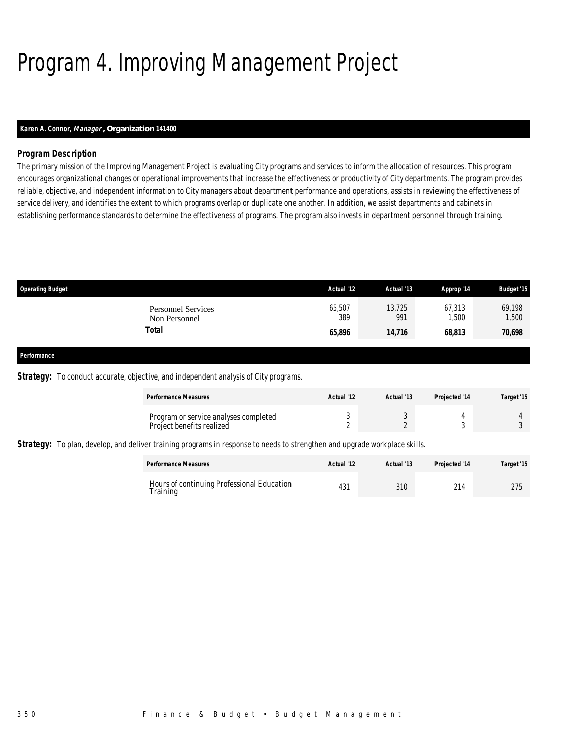# Program 4. Improving Management Project

**Karen A. Connor, *Manager*, Organization 141400**

### *Program Description*

The primary mission of the Improving Management Project is evaluating City programs and services to inform the allocation of resources. This program encourages organizational changes or operational improvements that increase the effectiveness or productivity of City departments. The program provides reliable, objective, and independent information to City managers about department performance and operations, assists in reviewing the effectiveness of service delivery, and identifies the extent to which programs overlap or duplicate one another. In addition, we assist departments and cabinets in establishing performance standards to determine the effectiveness of programs. The program also invests in department personnel through training.

| Operating Budget | Actual '12 | Actual '13 | Approp '14 | Budget '15 |
|---|---|---|---|---|
| Personnel Services | 65,507 | 13,725 | 67,313 | 69,198 |
| Non Personnel | 389 | 991 | 1,500 | 1,500 |
| **Total** | **65,896** | **14,716** | **68,813** | **70,698** |

### Performance

**Strategy:** To conduct accurate, objective, and independent analysis of City programs.

| Performance Measures | Actual '12 | Actual '13 | Projected '14 | Target '15 |
|---|---|---|---|---|
| Program or service analyses completed | 3 | 3 | 4 | 4 |
| Project benefits realized | 2 | 2 | 3 | 3 |

**Strategy:** To plan, develop, and deliver training programs in response to needs to strengthen and upgrade workplace skills.

| Performance Measures | Actual '12 | Actual '13 | Projected '14 | Target '15 |
|---|---|---|---|---|
| Hours of continuing Professional Education Training | 431 | 310 | 214 | 275 |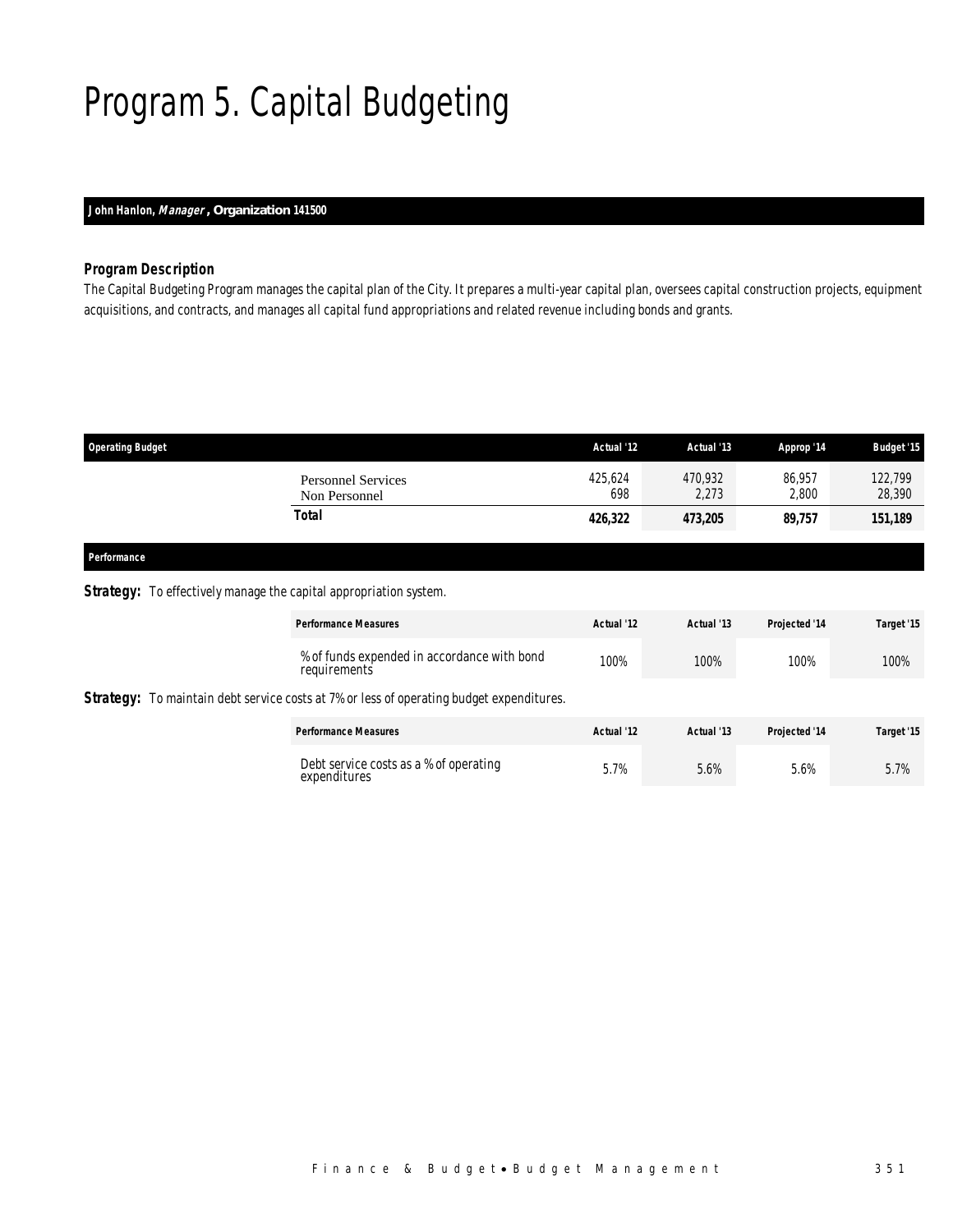# Program 5. Capital Budgeting

**John Hanlon, *Manager*, Organization 141500**

### *Program Description*

*The Capital Budgeting Program manages the capital plan of the City. It prepares a multi-year capital plan, oversees capital construction projects, equipment acquisitions, and contracts, and manages all capital fund appropriations and related revenue including bonds and grants.*

| Operating Budget | Actual '12 | Actual '13 | Approp '14 | Budget '15 |
|---|---|---|---|---|
| Personnel Services | 425,624 | 470,932 | 86,957 | 122,799 |
| Non Personnel | 698 | 2,273 | 2,800 | 28,390 |
| **Total** | **426,322** | **473,205** | **89,757** | **151,189** |

**Performance**

**Strategy:** To effectively manage the capital appropriation system.

| Performance Measures | Actual '12 | Actual '13 | Projected '14 | Target '15 |
|---|---|---|---|---|
| % of funds expended in accordance with bond requirements | 100% | 100% | 100% | 100% |

**Strategy:** To maintain debt service costs at 7% or less of operating budget expenditures.

| Performance Measures | Actual '12 | Actual '13 | Projected '14 | Target '15 |
|---|---|---|---|---|
| Debt service costs as a % of operating expenditures | 5.7% | 5.6% | 5.6% | 5.7% |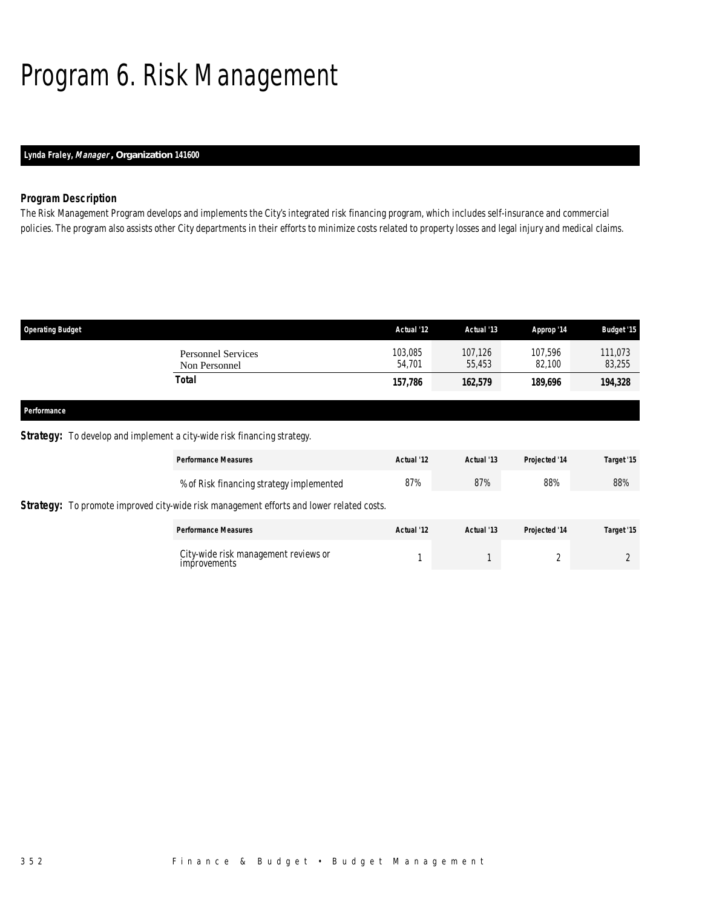# Program 6. Risk Management

**Lynda Fraley, *Manager*, Organization 141600**

### Program Description

The Risk Management Program develops and implements the City's integrated risk financing program, which includes self-insurance and commercial policies. The program also assists other City departments in their efforts to minimize costs related to property losses and legal injury and medical claims.

| Operating Budget | Actual '12 | Actual '13 | Approp '14 | Budget '15 |
|---|---|---|---|---|
| Personnel Services | 103,085 | 107,126 | 107,596 | 111,073 |
| Non Personnel | 54,701 | 55,453 | 82,100 | 83,255 |
| **Total** | **157,786** | **162,579** | **189,696** | **194,328** |

### Performance

**Strategy:** To develop and implement a city-wide risk financing strategy.

| Performance Measures | Actual '12 | Actual '13 | Projected '14 | Target '15 |
|---|---|---|---|---|
| % of Risk financing strategy implemented | 87% | 87% | 88% | 88% |

**Strategy:** To promote improved city-wide risk management efforts and lower related costs.

| Performance Measures | Actual '12 | Actual '13 | Projected '14 | Target '15 |
|---|---|---|---|---|
| City-wide risk management reviews or improvements | 1 | 1 | 2 | 2 |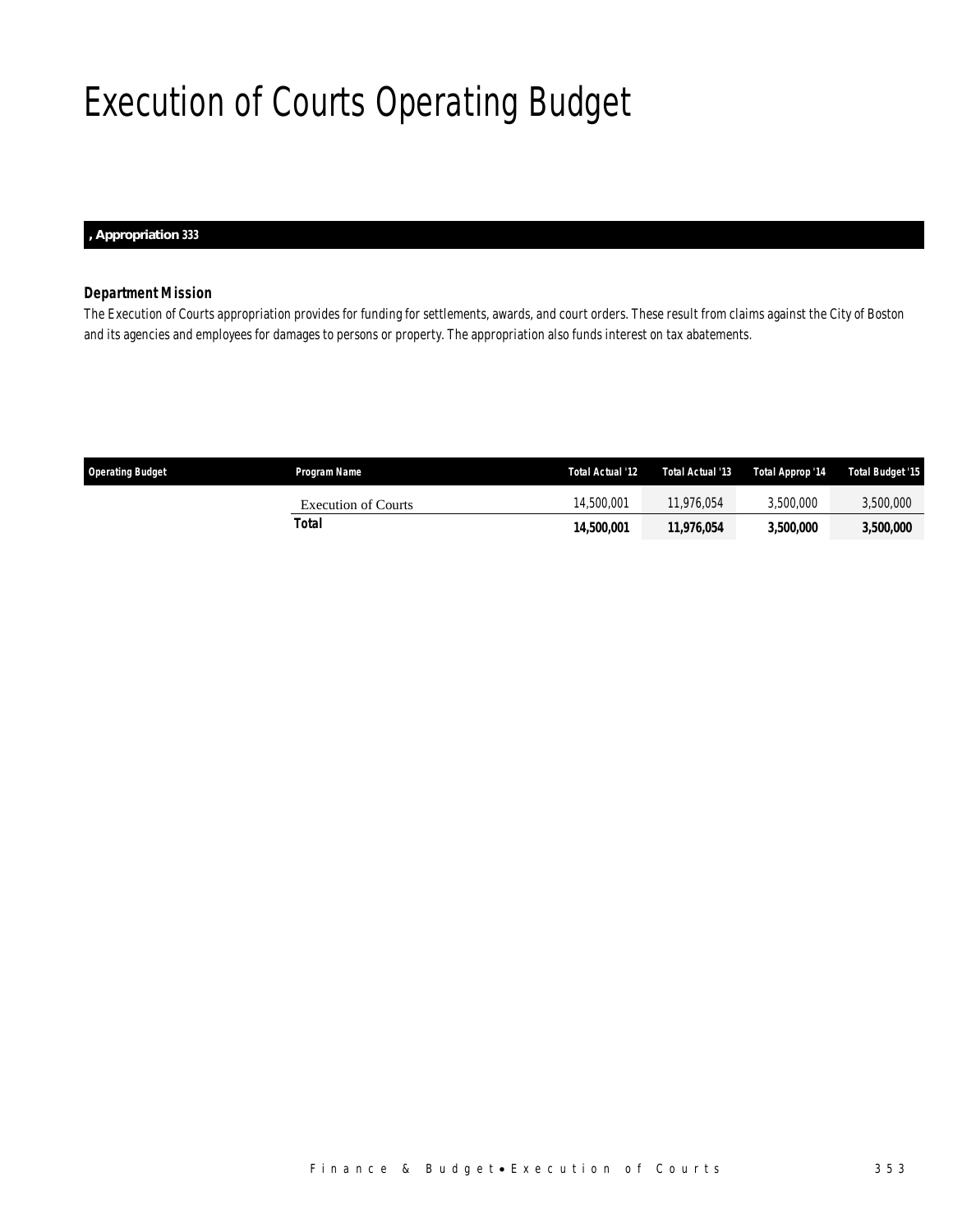# Execution of Courts Operating Budget

**, Appropriation 333**

### *Department Mission*

*The Execution of Courts appropriation provides for funding for settlements, awards, and court orders. These result from claims against the City of Boston and its agencies and employees for damages to persons or property. The appropriation also funds interest on tax abatements.*

| Operating Budget | Program Name | Total Actual '12 | Total Actual '13 | Total Approp '14 | Total Budget '15 |
|---|---|---|---|---|---|
| | Execution of Courts | 14,500,001 | 11,976,054 | 3,500,000 | 3,500,000 |
| | **Total** | **14,500,001** | **11,976,054** | **3,500,000** | **3,500,000** |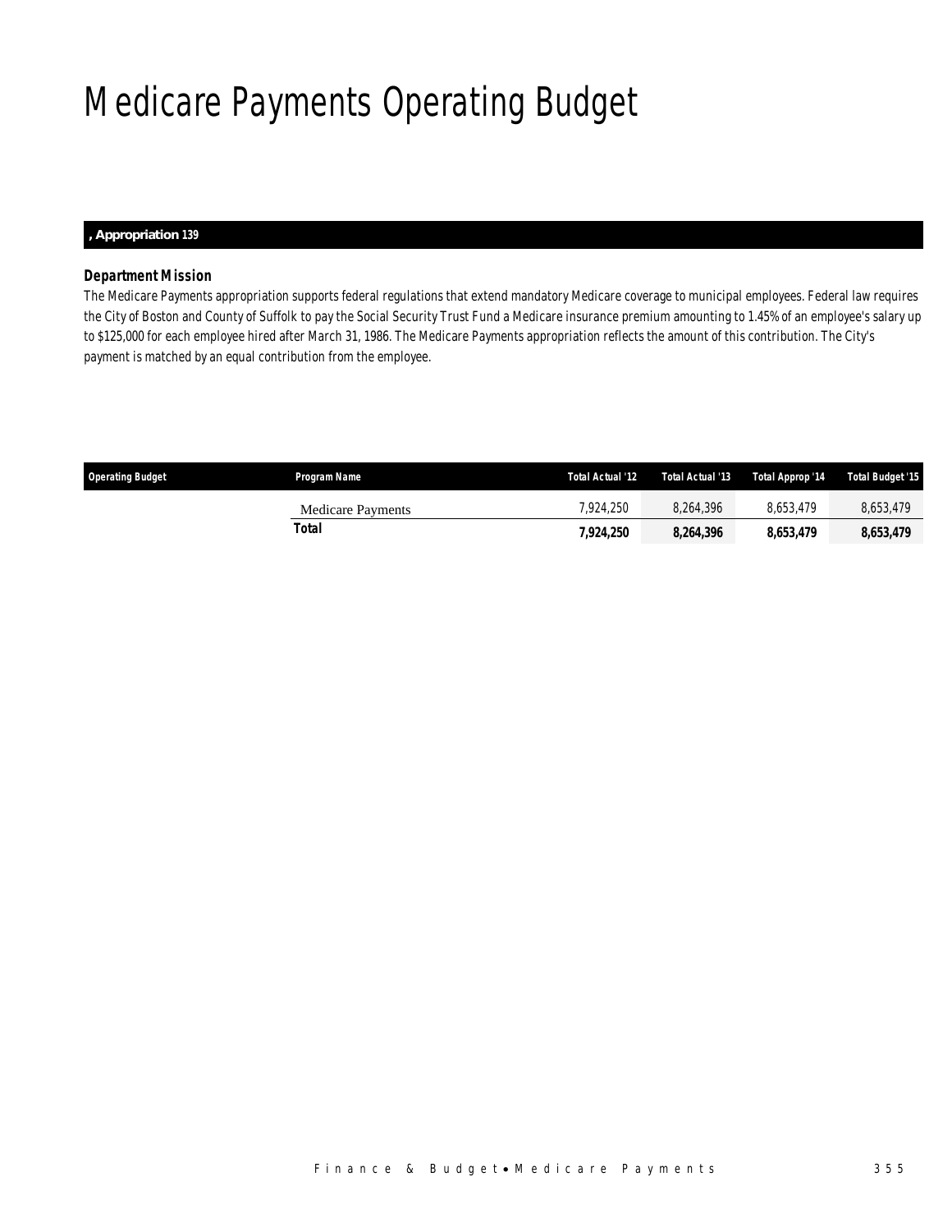# Medicare Payments Operating Budget

**, Appropriation 139**

### *Department Mission*

The Medicare Payments appropriation supports federal regulations that extend mandatory Medicare coverage to municipal employees. Federal law requires the City of Boston and County of Suffolk to pay the Social Security Trust Fund a Medicare insurance premium amounting to 1.45% of an employee's salary up to $125,000 for each employee hired after March 31, 1986. The Medicare Payments appropriation reflects the amount of this contribution. The City's payment is matched by an equal contribution from the employee.

| Operating Budget | Program Name | Total Actual '12 | Total Actual '13 | Total Approp '14 | Total Budget '15 |
|---|---|---|---|---|---|
| | Medicare Payments | 7,924,250 | 8,264,396 | 8,653,479 | 8,653,479 |
| | **Total** | **7,924,250** | **8,264,396** | **8,653,479** | **8,653,479** |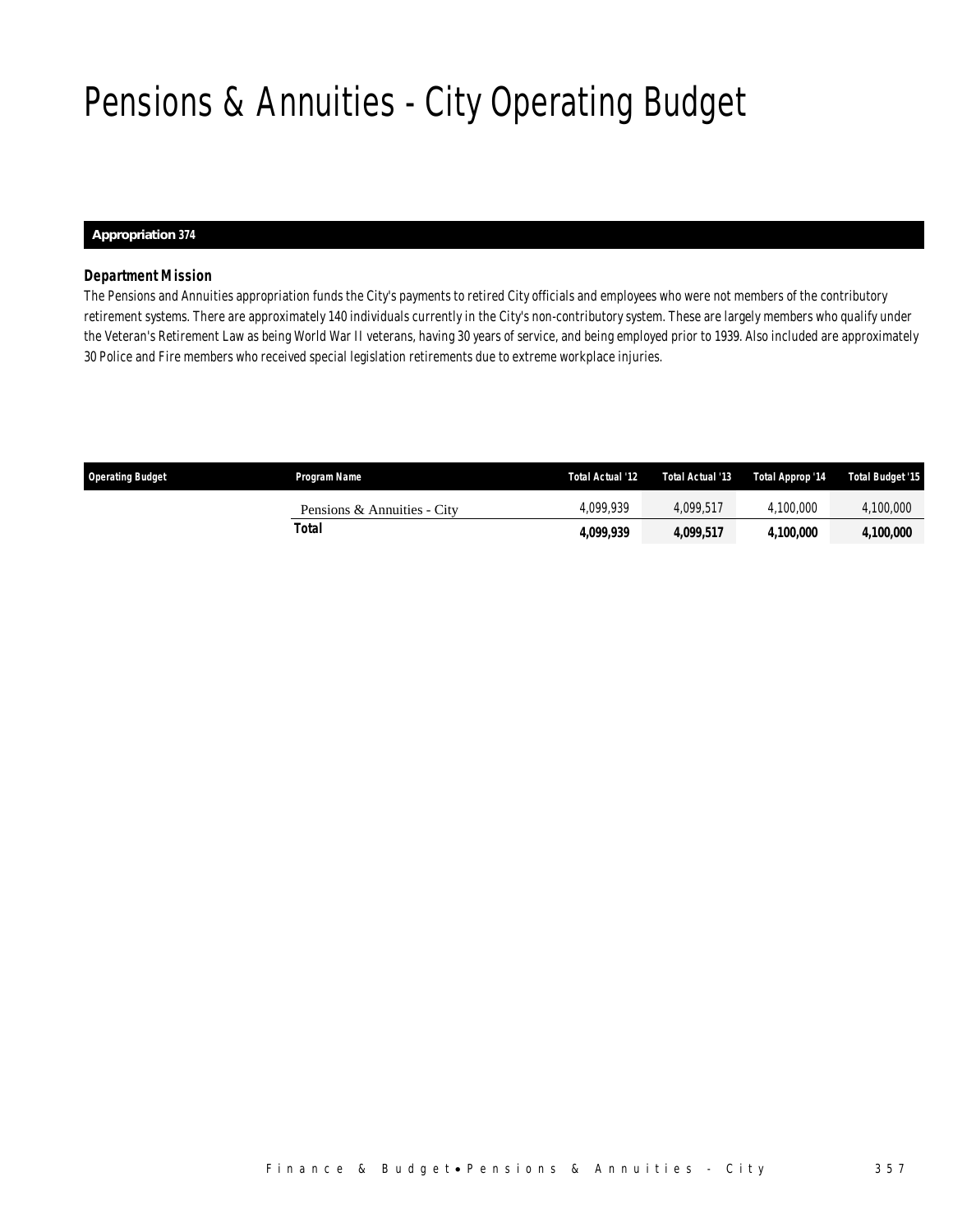# Pensions & Annuities - City Operating Budget

**Appropriation 374**

### *Department Mission*

The Pensions and Annuities appropriation funds the City's payments to retired City officials and employees who were not members of the contributory retirement systems. There are approximately 140 individuals currently in the City's non-contributory system. These are largely members who qualify under the Veteran's Retirement Law as being World War II veterans, having 30 years of service, and being employed prior to 1939. Also included are approximately 30 Police and Fire members who received special legislation retirements due to extreme workplace injuries.

| Operating Budget | Program Name | Total Actual '12 | Total Actual '13 | Total Approp '14 | Total Budget '15 |
|---|---|---|---|---|---|
| | Pensions & Annuities - City | 4,099,939 | 4,099,517 | 4,100,000 | 4,100,000 |
| | **Total** | **4,099,939** | **4,099,517** | **4,100,000** | **4,100,000** |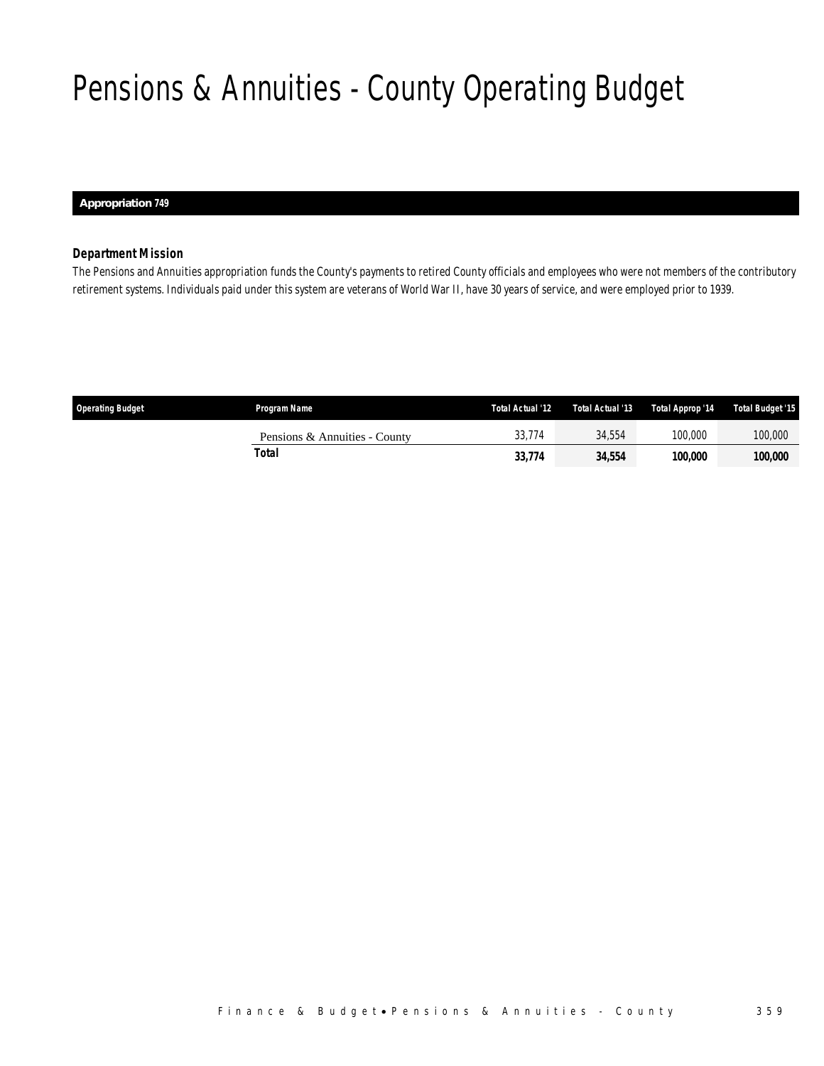# Pensions & Annuities - County Operating Budget

**Appropriation 749**

### *Department Mission*

*The Pensions and Annuities appropriation funds the County's payments to retired County officials and employees who were not members of the contributory retirement systems. Individuals paid under this system are veterans of World War II, have 30 years of service, and were employed prior to 1939.*

| Operating Budget | Program Name | Total Actual '12 | Total Actual '13 | Total Approp '14 | Total Budget '15 |
|---|---|---|---|---|---|
| | Pensions & Annuities - County | 33,774 | 34,554 | 100,000 | 100,000 |
| | **Total** | **33,774** | **34,554** | **100,000** | **100,000** |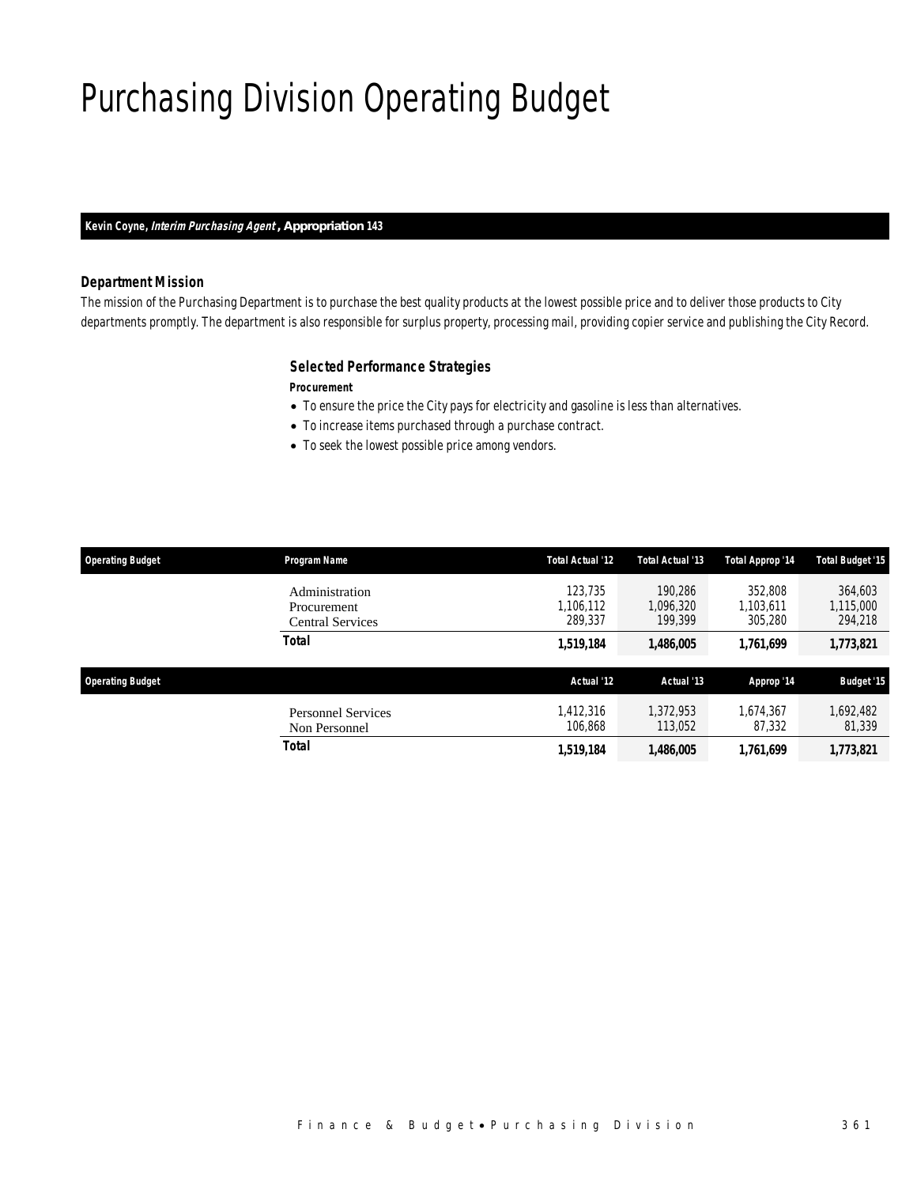# Purchasing Division Operating Budget

**Kevin Coyne, *Interim Purchasing Agent*, Appropriation 143**

### Department Mission

*The mission of the Purchasing Department is to purchase the best quality products at the lowest possible price and to deliver those products to City departments promptly. The department is also responsible for surplus property, processing mail, providing copier service and publishing the City Record.*

### Selected Performance Strategies

**Procurement**

- To ensure the price the City pays for electricity and gasoline is less than alternatives.
- To increase items purchased through a purchase contract.
- To seek the lowest possible price among vendors.

| Operating Budget | Program Name | Total Actual '12 | Total Actual '13 | Total Approp '14 | Total Budget '15 |
|---|---|---|---|---|---|
| | Administration | 123,735 | 190,286 | 352,808 | 364,603 |
| | Procurement | 1,106,112 | 1,096,320 | 1,103,611 | 1,115,000 |
| | Central Services | 289,337 | 199,399 | 305,280 | 294,218 |
| | **Total** | **1,519,184** | **1,486,005** | **1,761,699** | **1,773,821** |

| Operating Budget | | Actual '12 | Actual '13 | Approp '14 | Budget '15 |
|---|---|---|---|---|---|
| | Personnel Services | 1,412,316 | 1,372,953 | 1,674,367 | 1,692,482 |
| | Non Personnel | 106,868 | 113,052 | 87,332 | 81,339 |
| | **Total** | **1,519,184** | **1,486,005** | **1,761,699** | **1,773,821** |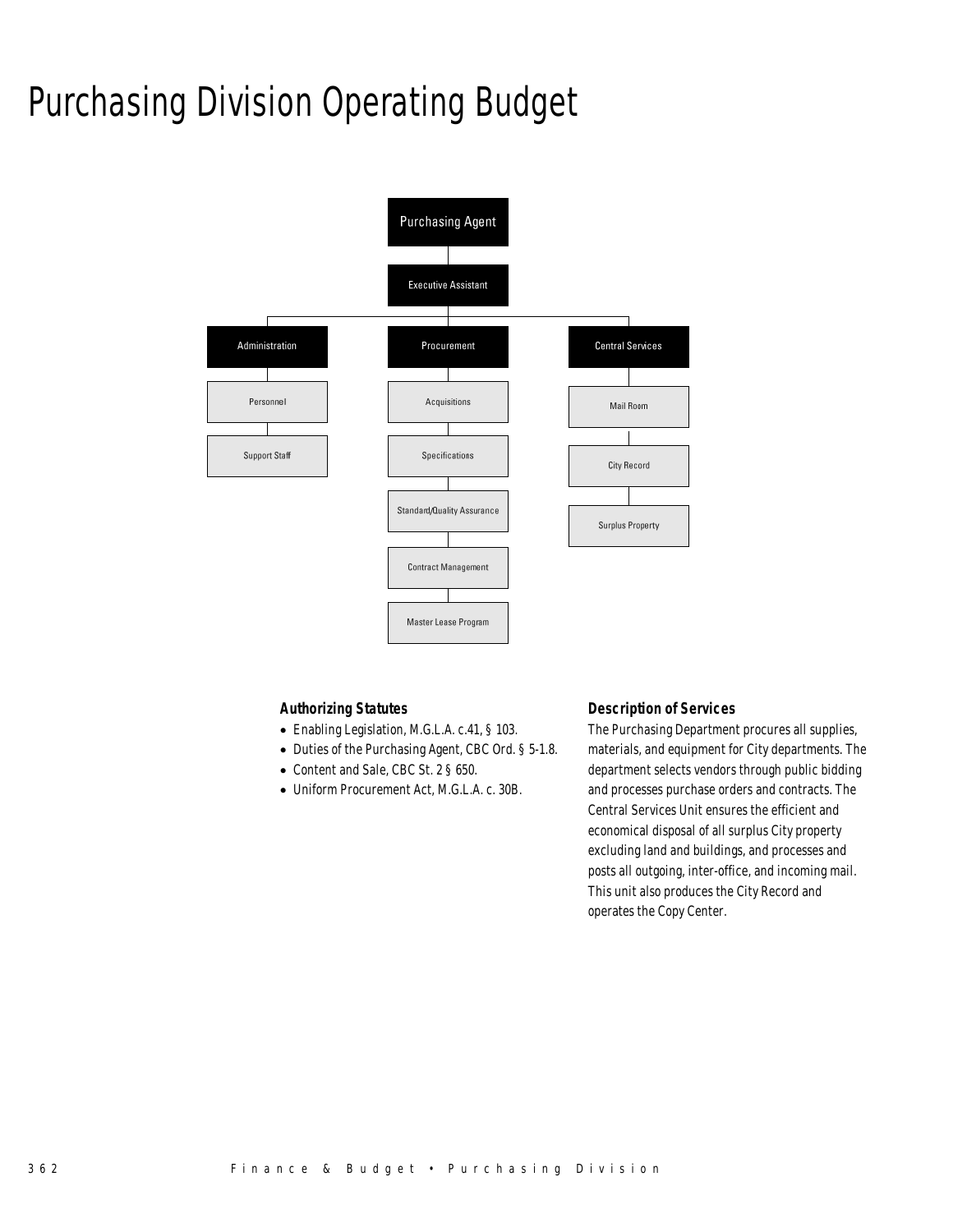# Purchasing Division Operating Budget

Purchasing Agent

Executive Assistant

Administration
- Personnel
- Support Staff

Procurement
- Acquisitions
- Specifications
- Standard/Quality Assurance
- Contract Management
- Master Lease Program

Central Services
- Mail Room
- City Record
- Surplus Property

### Authorizing Statutes

- Enabling Legislation, M.G.L.A. c.41, § 103.
- Duties of the Purchasing Agent, CBC Ord. § 5-1.8.
- Content and Sale, CBC St. 2 § 650.
- Uniform Procurement Act, M.G.L.A. c. 30B.

### Description of Services

The Purchasing Department procures all supplies, materials, and equipment for City departments. The department selects vendors through public bidding and processes purchase orders and contracts. The Central Services Unit ensures the efficient and economical disposal of all surplus City property excluding land and buildings, and processes and posts all outgoing, inter-office, and incoming mail. This unit also produces the City Record and operates the Copy Center.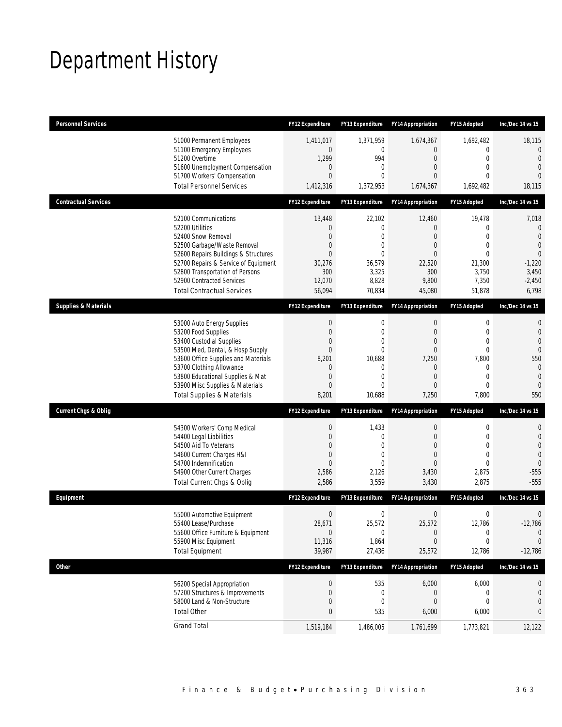# Department History

| Personnel Services | FY12 Expenditure | FY13 Expenditure | FY14 Appropriation | FY15 Adopted | Inc/Dec 14 vs 15 |
|---|---|---|---|---|---|
| 51000 Permanent Employees | 1,411,017 | 1,371,959 | 1,674,367 | 1,692,482 | 18,115 |
| 51100 Emergency Employees | 0 | 0 | 0 | 0 | 0 |
| 51200 Overtime | 1,299 | 994 | 0 | 0 | 0 |
| 51600 Unemployment Compensation | 0 | 0 | 0 | 0 | 0 |
| 51700 Workers' Compensation | 0 | 0 | 0 | 0 | 0 |
| Total Personnel Services | 1,412,316 | 1,372,953 | 1,674,367 | 1,692,482 | 18,115 |

| Contractual Services | FY12 Expenditure | FY13 Expenditure | FY14 Appropriation | FY15 Adopted | Inc/Dec 14 vs 15 |
|---|---|---|---|---|---|
| 52100 Communications | 13,448 | 22,102 | 12,460 | 19,478 | 7,018 |
| 52200 Utilities | 0 | 0 | 0 | 0 | 0 |
| 52400 Snow Removal | 0 | 0 | 0 | 0 | 0 |
| 52500 Garbage/Waste Removal | 0 | 0 | 0 | 0 | 0 |
| 52600 Repairs Buildings & Structures | 0 | 0 | 0 | 0 | 0 |
| 52700 Repairs & Service of Equipment | 30,276 | 36,579 | 22,520 | 21,300 | -1,220 |
| 52800 Transportation of Persons | 300 | 3,325 | 300 | 3,750 | 3,450 |
| 52900 Contracted Services | 12,070 | 8,828 | 9,800 | 7,350 | -2,450 |
| Total Contractual Services | 56,094 | 70,834 | 45,080 | 51,878 | 6,798 |

| Supplies & Materials | FY12 Expenditure | FY13 Expenditure | FY14 Appropriation | FY15 Adopted | Inc/Dec 14 vs 15 |
|---|---|---|---|---|---|
| 53000 Auto Energy Supplies | 0 | 0 | 0 | 0 | 0 |
| 53200 Food Supplies | 0 | 0 | 0 | 0 | 0 |
| 53400 Custodial Supplies | 0 | 0 | 0 | 0 | 0 |
| 53500 Med, Dental, & Hosp Supply | 0 | 0 | 0 | 0 | 0 |
| 53600 Office Supplies and Materials | 8,201 | 10,688 | 7,250 | 7,800 | 550 |
| 53700 Clothing Allowance | 0 | 0 | 0 | 0 | 0 |
| 53800 Educational Supplies & Mat | 0 | 0 | 0 | 0 | 0 |
| 53900 Misc Supplies & Materials | 0 | 0 | 0 | 0 | 0 |
| Total Supplies & Materials | 8,201 | 10,688 | 7,250 | 7,800 | 550 |

| Current Chgs & Oblig | FY12 Expenditure | FY13 Expenditure | FY14 Appropriation | FY15 Adopted | Inc/Dec 14 vs 15 |
|---|---|---|---|---|---|
| 54300 Workers' Comp Medical | 0 | 1,433 | 0 | 0 | 0 |
| 54400 Legal Liabilities | 0 | 0 | 0 | 0 | 0 |
| 54500 Aid To Veterans | 0 | 0 | 0 | 0 | 0 |
| 54600 Current Charges H&I | 0 | 0 | 0 | 0 | 0 |
| 54700 Indemnification | 0 | 0 | 0 | 0 | 0 |
| 54900 Other Current Charges | 2,586 | 2,126 | 3,430 | 2,875 | -555 |
| Total Current Chgs & Oblig | 2,586 | 3,559 | 3,430 | 2,875 | -555 |

| Equipment | FY12 Expenditure | FY13 Expenditure | FY14 Appropriation | FY15 Adopted | Inc/Dec 14 vs 15 |
|---|---|---|---|---|---|
| 55000 Automotive Equipment | 0 | 0 | 0 | 0 | 0 |
| 55400 Lease/Purchase | 28,671 | 25,572 | 25,572 | 12,786 | -12,786 |
| 55600 Office Furniture & Equipment | 0 | 0 | 0 | 0 | 0 |
| 55900 Misc Equipment | 11,316 | 1,864 | 0 | 0 | 0 |
| Total Equipment | 39,987 | 27,436 | 25,572 | 12,786 | -12,786 |

| Other | FY12 Expenditure | FY13 Expenditure | FY14 Appropriation | FY15 Adopted | Inc/Dec 14 vs 15 |
|---|---|---|---|---|---|
| 56200 Special Appropriation | 0 | 535 | 6,000 | 6,000 | 0 |
| 57200 Structures & Improvements | 0 | 0 | 0 | 0 | 0 |
| 58000 Land & Non-Structure | 0 | 0 | 0 | 0 | 0 |
| Total Other | 0 | 535 | 6,000 | 6,000 | 0 |
| Grand Total | 1,519,184 | 1,486,005 | 1,761,699 | 1,773,821 | 12,122 |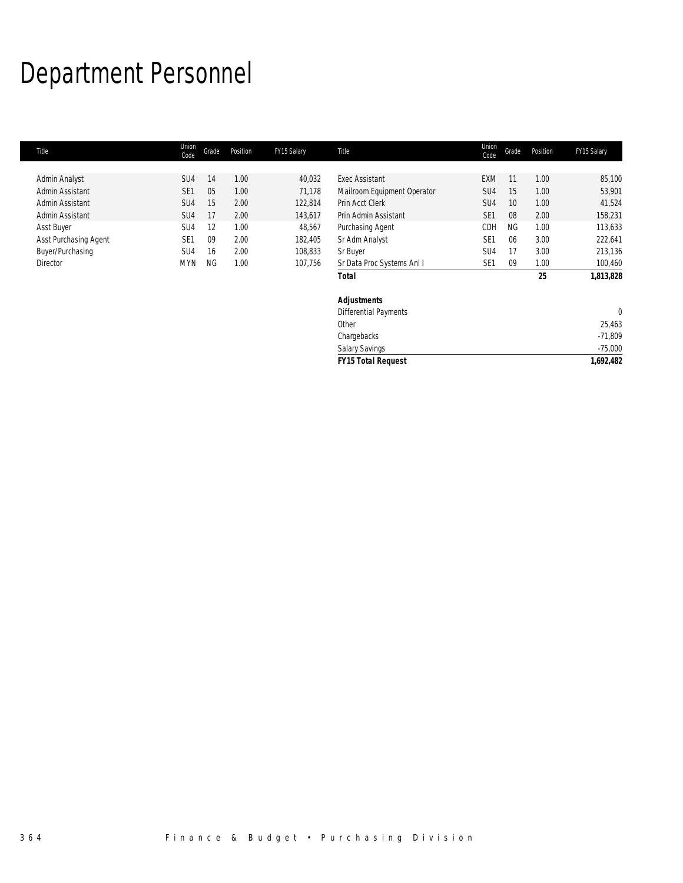# Department Personnel

| Title | Union Code | Grade | Position | FY15 Salary | Title | Union Code | Grade | Position | FY15 Salary |
|---|---|---|---|---|---|---|---|---|---|
| Admin Analyst | SU4 | 14 | 1.00 | 40,032 | Exec Assistant | EXM | 11 | 1.00 | 85,100 |
| Admin Assistant | SE1 | 05 | 1.00 | 71,178 | Mailroom Equipment Operator | SU4 | 15 | 1.00 | 53,901 |
| Admin Assistant | SU4 | 15 | 2.00 | 122,814 | Prin Acct Clerk | SU4 | 10 | 1.00 | 41,524 |
| Admin Assistant | SU4 | 17 | 2.00 | 143,617 | Prin Admin Assistant | SE1 | 08 | 2.00 | 158,231 |
| Asst Buyer | SU4 | 12 | 1.00 | 48,567 | Purchasing Agent | CDH | NG | 1.00 | 113,633 |
| Asst Purchasing Agent | SE1 | 09 | 2.00 | 182,405 | Sr Adm Analyst | SE1 | 06 | 3.00 | 222,641 |
| Buyer/Purchasing | SU4 | 16 | 2.00 | 108,833 | Sr Buyer | SU4 | 17 | 3.00 | 213,136 |
| Director | MYN | NG | 1.00 | 107,756 | Sr Data Proc Systems Anl I | SE1 | 09 | 1.00 | 100,460 |
| | | | | | **Total** | | | **25** | **1,813,828** |

| **Adjustments** | |
|---|---|
| Differential Payments | 0 |
| Other | 25,463 |
| Chargebacks | -71,809 |
| Salary Savings | -75,000 |
| ***FY15 Total Request*** | ***1,692,482*** |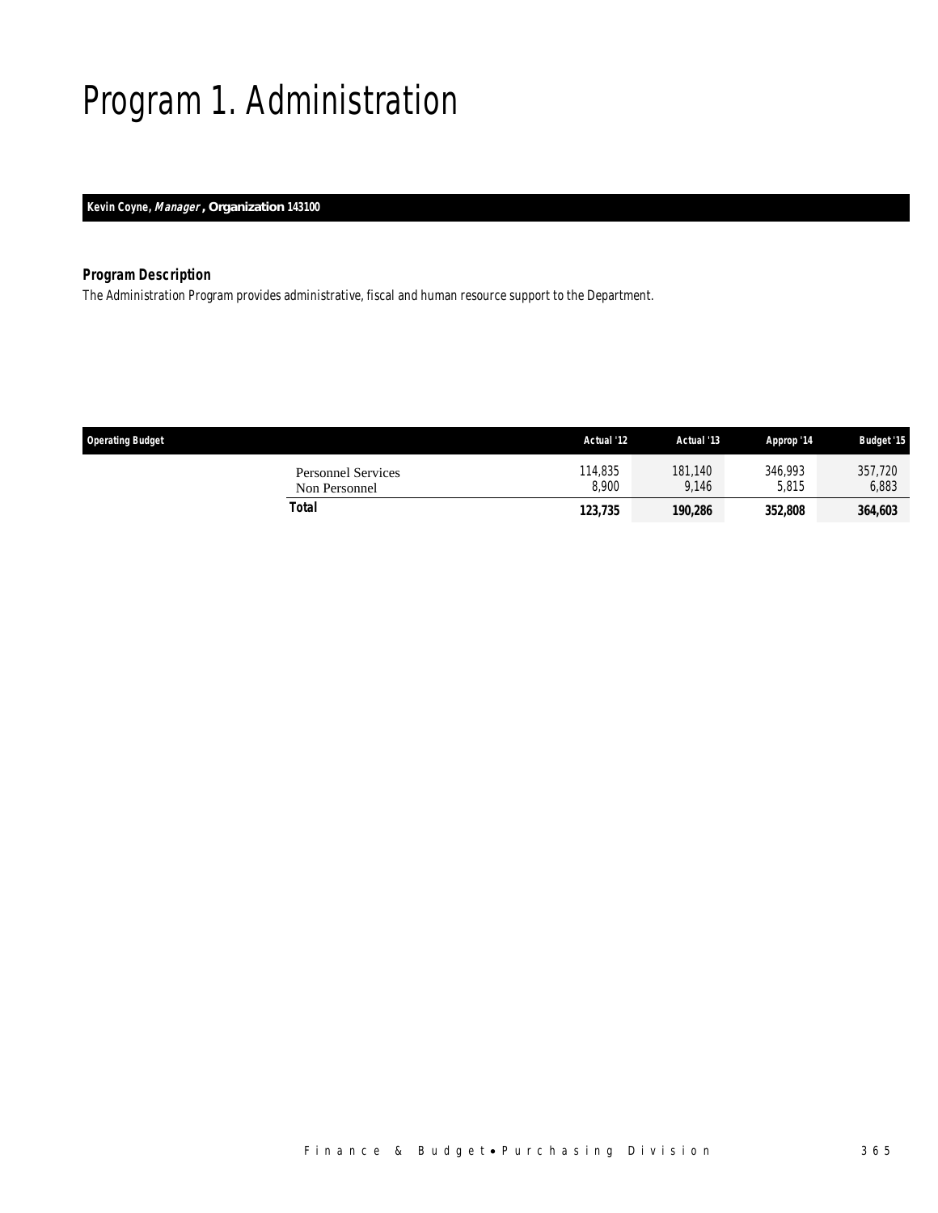# Program 1. Administration

**Kevin Coyne, *Manager*, Organization 143100**

### Program Description

The Administration Program provides administrative, fiscal and human resource support to the Department.

| Operating Budget | Actual '12 | Actual '13 | Approp '14 | Budget '15 |
|---|---|---|---|---|
| Personnel Services | 114,835 | 181,140 | 346,993 | 357,720 |
| Non Personnel | 8,900 | 9,146 | 5,815 | 6,883 |
| **Total** | **123,735** | **190,286** | **352,808** | **364,603** |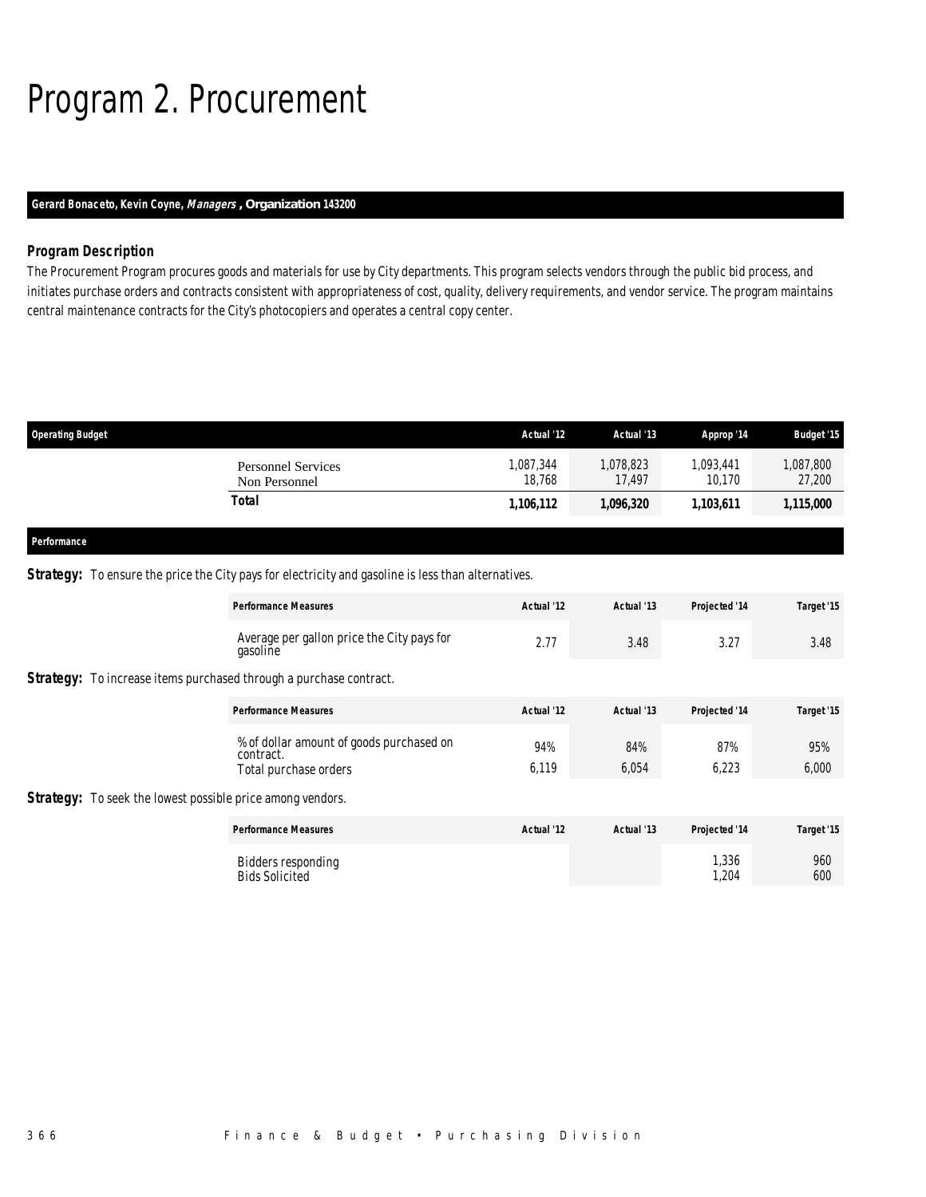# Program 2. Procurement

**Gerard Bonaceto, Kevin Coyne, *Managers*, Organization 143200**

### Program Description

The Procurement Program procures goods and materials for use by City departments. This program selects vendors through the public bid process, and initiates purchase orders and contracts consistent with appropriateness of cost, quality, delivery requirements, and vendor service. The program maintains central maintenance contracts for the City's photocopiers and operates a central copy center.

| Operating Budget | Actual '12 | Actual '13 | Approp '14 | Budget '15 |
|---|---|---|---|---|
| Personnel Services | 1,087,344 | 1,078,823 | 1,093,441 | 1,087,800 |
| Non Personnel | 18,768 | 17,497 | 10,170 | 27,200 |
| **Total** | **1,106,112** | **1,096,320** | **1,103,611** | **1,115,000** |

### Performance

**Strategy:** To ensure the price the City pays for electricity and gasoline is less than alternatives.

| Performance Measures | Actual '12 | Actual '13 | Projected '14 | Target '15 |
|---|---|---|---|---|
| Average per gallon price the City pays for gasoline | 2.77 | 3.48 | 3.27 | 3.48 |

**Strategy:** To increase items purchased through a purchase contract.

| Performance Measures | Actual '12 | Actual '13 | Projected '14 | Target '15 |
|---|---|---|---|---|
| % of dollar amount of goods purchased on contract. | 94% | 84% | 87% | 95% |
| Total purchase orders | 6,119 | 6,054 | 6,223 | 6,000 |

**Strategy:** To seek the lowest possible price among vendors.

| Performance Measures | Actual '12 | Actual '13 | Projected '14 | Target '15 |
|---|---|---|---|---|
| Bidders responding | | | 1,336 | 960 |
| Bids Solicited | | | 1,204 | 600 |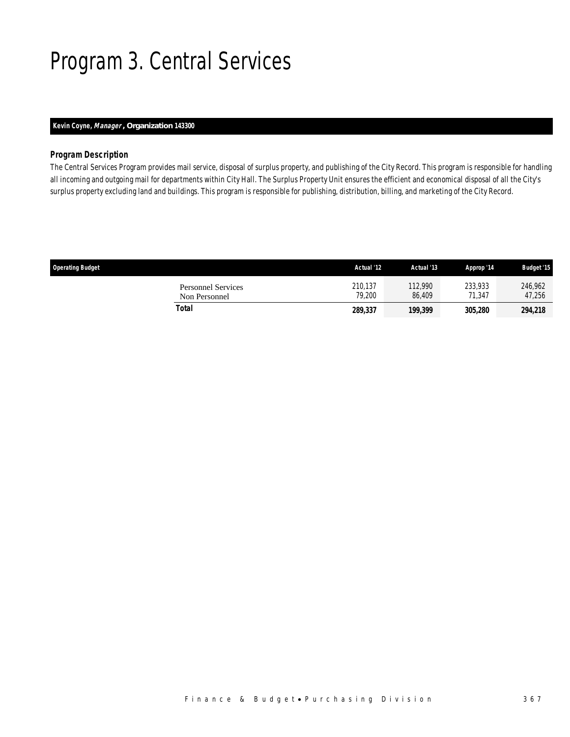# Program 3. Central Services

**Kevin Coyne, *Manager*, Organization 143300**

### *Program Description*

The Central Services Program provides mail service, disposal of surplus property, and publishing of the City Record. This program is responsible for handling all incoming and outgoing mail for departments within City Hall. The Surplus Property Unit ensures the efficient and economical disposal of all the City's surplus property excluding land and buildings. This program is responsible for publishing, distribution, billing, and marketing of the City Record.

| Operating Budget | Actual '12 | Actual '13 | Approp '14 | Budget '15 |
|---|---|---|---|---|
| Personnel Services | 210,137 | 112,990 | 233,933 | 246,962 |
| Non Personnel | 79,200 | 86,409 | 71,347 | 47,256 |
| **Total** | **289,337** | **199,399** | **305,280** | **294,218** |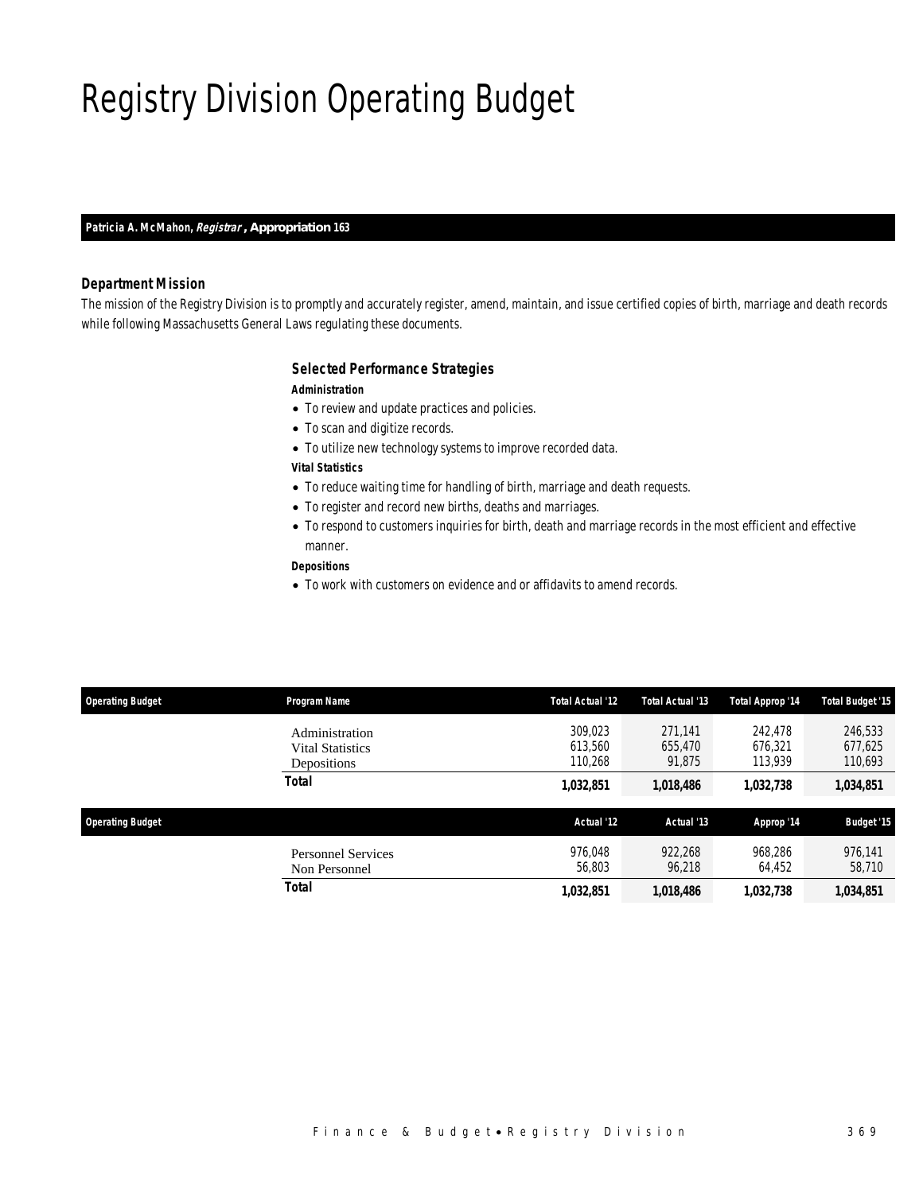# Registry Division Operating Budget

**Patricia A. McMahon, *Registrar*, Appropriation 163**

### *Department Mission*

*The mission of the Registry Division is to promptly and accurately register, amend, maintain, and issue certified copies of birth, marriage and death records while following Massachusetts General Laws regulating these documents.*

### *Selected Performance Strategies*

***Administration***

- To review and update practices and policies.
- To scan and digitize records.
- To utilize new technology systems to improve recorded data.

***Vital Statistics***

- To reduce waiting time for handling of birth, marriage and death requests.
- To register and record new births, deaths and marriages.
- To respond to customers inquiries for birth, death and marriage records in the most efficient and effective manner.

***Depositions***

- To work with customers on evidence and or affidavits to amend records.

| Operating Budget | Program Name | Total Actual '12 | Total Actual '13 | Total Approp '14 | Total Budget '15 |
|---|---|---|---|---|---|
| | Administration | 309,023 | 271,141 | 242,478 | 246,533 |
| | Vital Statistics | 613,560 | 655,470 | 676,321 | 677,625 |
| | Depositions | 110,268 | 91,875 | 113,939 | 110,693 |
| | **Total** | **1,032,851** | **1,018,486** | **1,032,738** | **1,034,851** |

| Operating Budget | | Actual '12 | Actual '13 | Approp '14 | Budget '15 |
|---|---|---|---|---|---|
| | Personnel Services | 976,048 | 922,268 | 968,286 | 976,141 |
| | Non Personnel | 56,803 | 96,218 | 64,452 | 58,710 |
| | **Total** | **1,032,851** | **1,018,486** | **1,032,738** | **1,034,851** |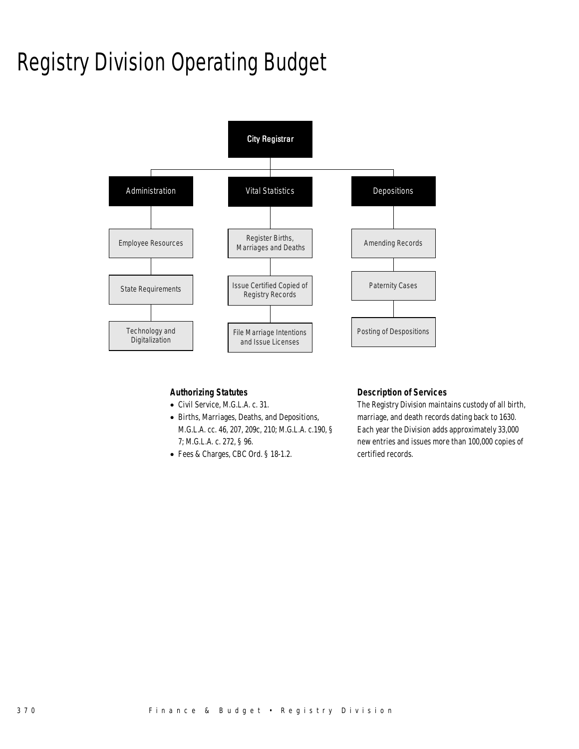# Registry Division Operating Budget

- City Registrar
  - Administration
    - Employee Resources
    - State Requirements
    - Technology and Digitalization
  - Vital Statistics
    - Register Births, Marriages and Deaths
    - Issue Certified Copied of Registry Records
    - File Marriage Intentions and Issue Licenses
  - Depositions
    - Amending Records
    - Paternity Cases
    - Posting of Despositions

### Authorizing Statutes

- Civil Service, M.G.L.A. c. 31.
- Births, Marriages, Deaths, and Depositions, M.G.L.A. cc. 46, 207, 209c, 210; M.G.L.A. c.190, § 7; M.G.L.A. c. 272, § 96.
- Fees & Charges, CBC Ord. § 18-1.2.

### Description of Services

The Registry Division maintains custody of all birth, marriage, and death records dating back to 1630. Each year the Division adds approximately 33,000 new entries and issues more than 100,000 copies of certified records.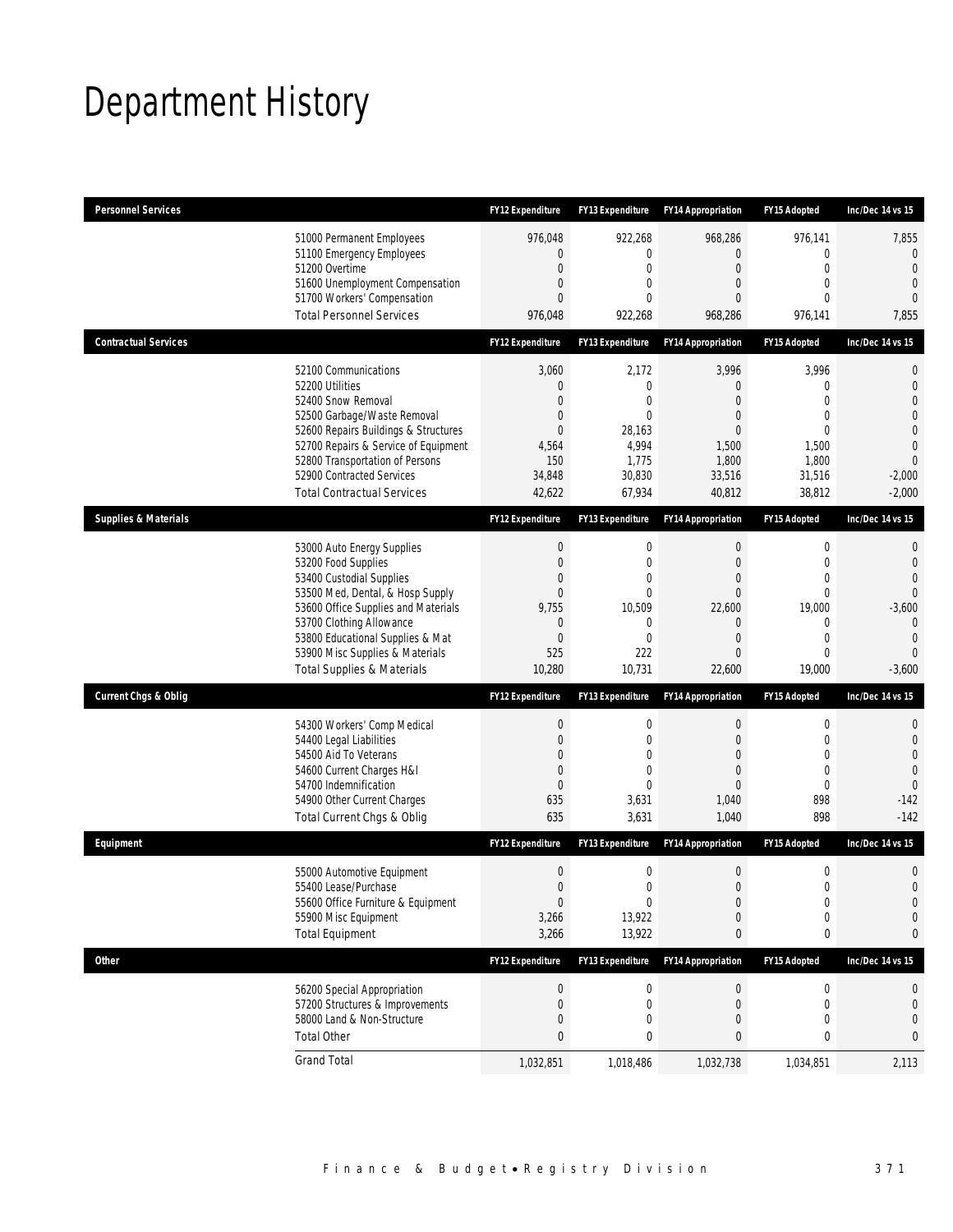# Department History

| Personnel Services | | FY12 Expenditure | FY13 Expenditure | FY14 Appropriation | FY15 Adopted | Inc/Dec 14 vs 15 |
|---|---|---|---|---|---|---|
| | 51000 Permanent Employees | 976,048 | 922,268 | 968,286 | 976,141 | 7,855 |
| | 51100 Emergency Employees | 0 | 0 | 0 | 0 | 0 |
| | 51200 Overtime | 0 | 0 | 0 | 0 | 0 |
| | 51600 Unemployment Compensation | 0 | 0 | 0 | 0 | 0 |
| | 51700 Workers' Compensation | 0 | 0 | 0 | 0 | 0 |
| | Total Personnel Services | 976,048 | 922,268 | 968,286 | 976,141 | 7,855 |
| **Contractual Services** | | **FY12 Expenditure** | **FY13 Expenditure** | **FY14 Appropriation** | **FY15 Adopted** | **Inc/Dec 14 vs 15** |
| | 52100 Communications | 3,060 | 2,172 | 3,996 | 3,996 | 0 |
| | 52200 Utilities | 0 | 0 | 0 | 0 | 0 |
| | 52400 Snow Removal | 0 | 0 | 0 | 0 | 0 |
| | 52500 Garbage/Waste Removal | 0 | 0 | 0 | 0 | 0 |
| | 52600 Repairs Buildings & Structures | 0 | 28,163 | 0 | 0 | 0 |
| | 52700 Repairs & Service of Equipment | 4,564 | 4,994 | 1,500 | 1,500 | 0 |
| | 52800 Transportation of Persons | 150 | 1,775 | 1,800 | 1,800 | 0 |
| | 52900 Contracted Services | 34,848 | 30,830 | 33,516 | 31,516 | -2,000 |
| | Total Contractual Services | 42,622 | 67,934 | 40,812 | 38,812 | -2,000 |
| **Supplies & Materials** | | **FY12 Expenditure** | **FY13 Expenditure** | **FY14 Appropriation** | **FY15 Adopted** | **Inc/Dec 14 vs 15** |
| | 53000 Auto Energy Supplies | 0 | 0 | 0 | 0 | 0 |
| | 53200 Food Supplies | 0 | 0 | 0 | 0 | 0 |
| | 53400 Custodial Supplies | 0 | 0 | 0 | 0 | 0 |
| | 53500 Med, Dental, & Hosp Supply | 0 | 0 | 0 | 0 | 0 |
| | 53600 Office Supplies and Materials | 9,755 | 10,509 | 22,600 | 19,000 | -3,600 |
| | 53700 Clothing Allowance | 0 | 0 | 0 | 0 | 0 |
| | 53800 Educational Supplies & Mat | 0 | 0 | 0 | 0 | 0 |
| | 53900 Misc Supplies & Materials | 525 | 222 | 0 | 0 | 0 |
| | Total Supplies & Materials | 10,280 | 10,731 | 22,600 | 19,000 | -3,600 |
| **Current Chgs & Oblig** | | **FY12 Expenditure** | **FY13 Expenditure** | **FY14 Appropriation** | **FY15 Adopted** | **Inc/Dec 14 vs 15** |
| | 54300 Workers' Comp Medical | 0 | 0 | 0 | 0 | 0 |
| | 54400 Legal Liabilities | 0 | 0 | 0 | 0 | 0 |
| | 54500 Aid To Veterans | 0 | 0 | 0 | 0 | 0 |
| | 54600 Current Charges H&I | 0 | 0 | 0 | 0 | 0 |
| | 54700 Indemnification | 0 | 0 | 0 | 0 | 0 |
| | 54900 Other Current Charges | 635 | 3,631 | 1,040 | 898 | -142 |
| | Total Current Chgs & Oblig | 635 | 3,631 | 1,040 | 898 | -142 |
| **Equipment** | | **FY12 Expenditure** | **FY13 Expenditure** | **FY14 Appropriation** | **FY15 Adopted** | **Inc/Dec 14 vs 15** |
| | 55000 Automotive Equipment | 0 | 0 | 0 | 0 | 0 |
| | 55400 Lease/Purchase | 0 | 0 | 0 | 0 | 0 |
| | 55600 Office Furniture & Equipment | 0 | 0 | 0 | 0 | 0 |
| | 55900 Misc Equipment | 3,266 | 13,922 | 0 | 0 | 0 |
| | Total Equipment | 3,266 | 13,922 | 0 | 0 | 0 |
| **Other** | | **FY12 Expenditure** | **FY13 Expenditure** | **FY14 Appropriation** | **FY15 Adopted** | **Inc/Dec 14 vs 15** |
| | 56200 Special Appropriation | 0 | 0 | 0 | 0 | 0 |
| | 57200 Structures & Improvements | 0 | 0 | 0 | 0 | 0 |
| | 58000 Land & Non-Structure | 0 | 0 | 0 | 0 | 0 |
| | Total Other | 0 | 0 | 0 | 0 | 0 |
| | Grand Total | 1,032,851 | 1,018,486 | 1,032,738 | 1,034,851 | 2,113 |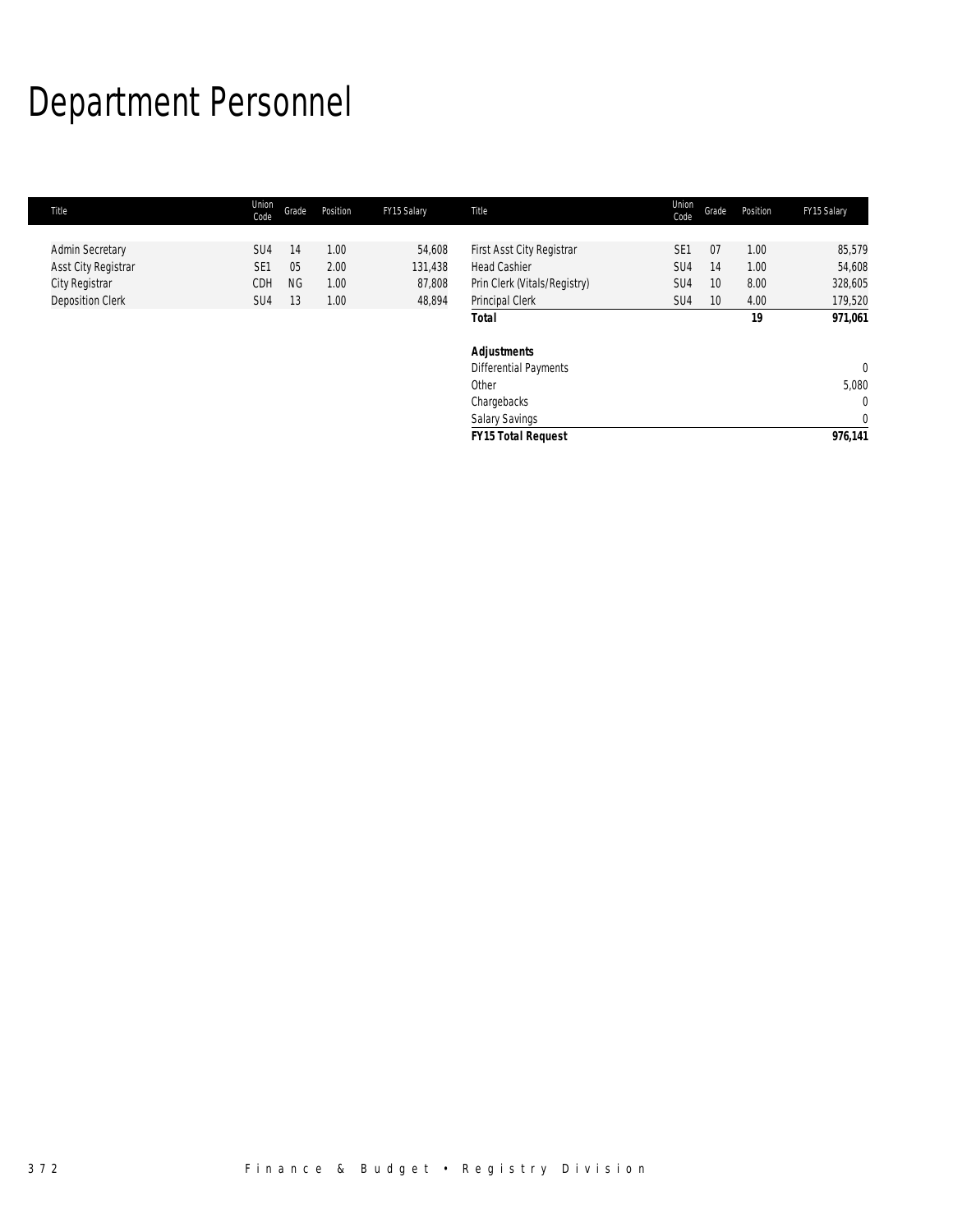# Department Personnel

| Title | Union Code | Grade | Position | FY15 Salary | Title | Union Code | Grade | Position | FY15 Salary |
|---|---|---|---|---|---|---|---|---|---|
| Admin Secretary | SU4 | 14 | 1.00 | 54,608 | First Asst City Registrar | SE1 | 07 | 1.00 | 85,579 |
| Asst City Registrar | SE1 | 05 | 2.00 | 131,438 | Head Cashier | SU4 | 14 | 1.00 | 54,608 |
| City Registrar | CDH | NG | 1.00 | 87,808 | Prin Clerk (Vitals/Registry) | SU4 | 10 | 8.00 | 328,605 |
| Deposition Clerk | SU4 | 13 | 1.00 | 48,894 | Principal Clerk | SU4 | 10 | 4.00 | 179,520 |
| | | | | | **Total** | | | **19** | **971,061** |
| | | | | | | | | | |
| | | | | | ***Adjustments*** | | | | |
| | | | | | Differential Payments | | | | 0 |
| | | | | | Other | | | | 5,080 |
| | | | | | Chargebacks | | | | 0 |
| | | | | | Salary Savings | | | | 0 |
| | | | | | ***FY15 Total Request*** | | | | **976,141** |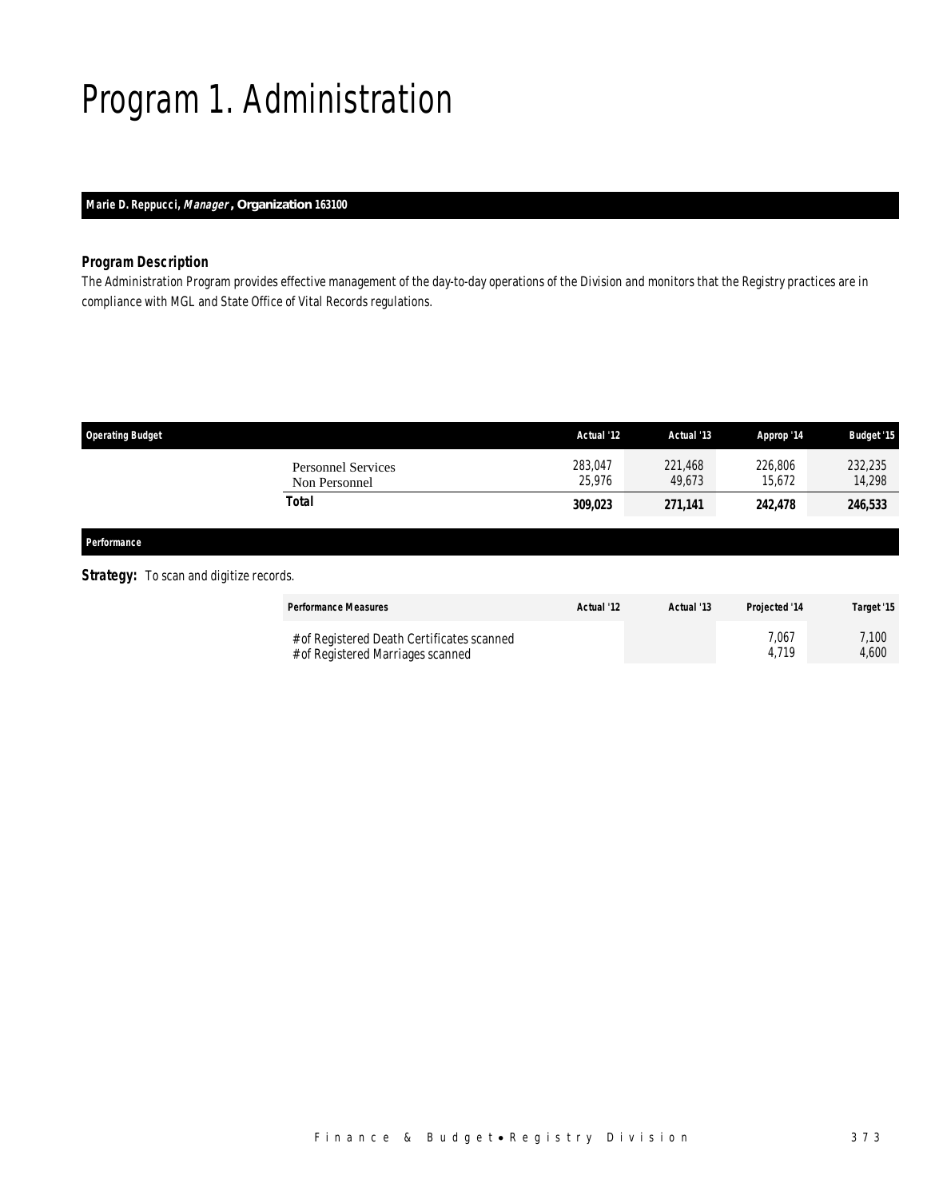# Program 1. Administration

**Marie D. Reppucci, *Manager*, Organization 163100**

### *Program Description*

The Administration Program provides effective management of the day-to-day operations of the Division and monitors that the Registry practices are in compliance with MGL and State Office of Vital Records regulations.

| Operating Budget | Actual '12 | Actual '13 | Approp '14 | Budget '15 |
|---|---|---|---|---|
| Personnel Services | 283,047 | 221,468 | 226,806 | 232,235 |
| Non Personnel | 25,976 | 49,673 | 15,672 | 14,298 |
| **Total** | **309,023** | **271,141** | **242,478** | **246,533** |

### *Performance*

**Strategy:** To scan and digitize records.

| Performance Measures | Actual '12 | Actual '13 | Projected '14 | Target '15 |
|---|---|---|---|---|
| # of Registered Death Certificates scanned | | | 7,067 | 7,100 |
| # of Registered Marriages scanned | | | 4,719 | 4,600 |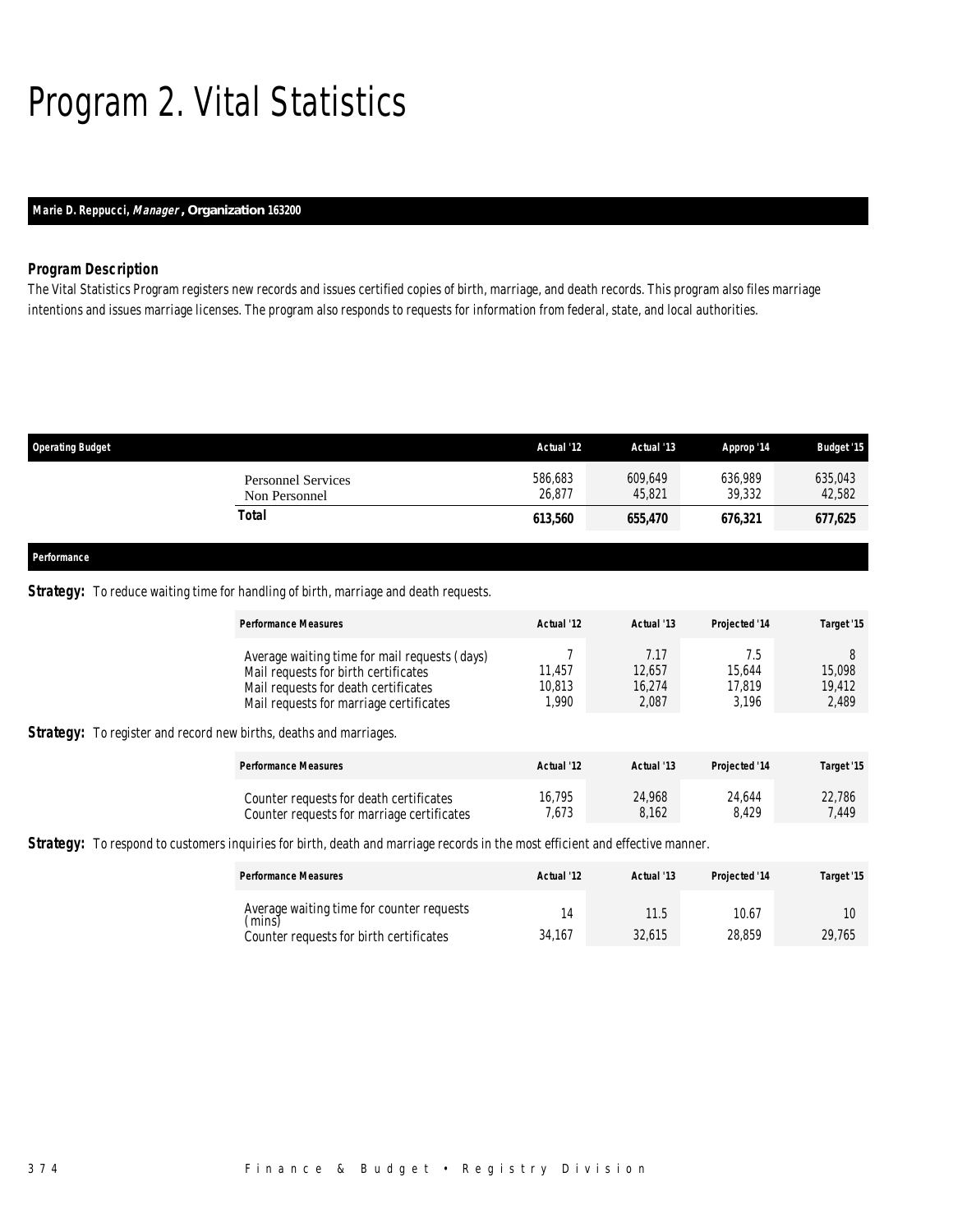# Program 2. Vital Statistics

**Marie D. Reppucci, *Manager*, Organization 163200**

### Program Description

The Vital Statistics Program registers new records and issues certified copies of birth, marriage, and death records. This program also files marriage intentions and issues marriage licenses. The program also responds to requests for information from federal, state, and local authorities.

| Operating Budget | Actual '12 | Actual '13 | Approp '14 | Budget '15 |
|---|---|---|---|---|
| Personnel Services | 586,683 | 609,649 | 636,989 | 635,043 |
| Non Personnel | 26,877 | 45,821 | 39,332 | 42,582 |
| **Total** | **613,560** | **655,470** | **676,321** | **677,625** |

### Performance

**Strategy:** To reduce waiting time for handling of birth, marriage and death requests.

| Performance Measures | Actual '12 | Actual '13 | Projected '14 | Target '15 |
|---|---|---|---|---|
| Average waiting time for mail requests (days) | 7 | 7.17 | 7.5 | 8 |
| Mail requests for birth certificates | 11,457 | 12,657 | 15,644 | 15,098 |
| Mail requests for death certificates | 10,813 | 16,274 | 17,819 | 19,412 |
| Mail requests for marriage certificates | 1,990 | 2,087 | 3,196 | 2,489 |

**Strategy:** To register and record new births, deaths and marriages.

| Performance Measures | Actual '12 | Actual '13 | Projected '14 | Target '15 |
|---|---|---|---|---|
| Counter requests for death certificates | 16,795 | 24,968 | 24,644 | 22,786 |
| Counter requests for marriage certificates | 7,673 | 8,162 | 8,429 | 7,449 |

**Strategy:** To respond to customers inquiries for birth, death and marriage records in the most efficient and effective manner.

| Performance Measures | Actual '12 | Actual '13 | Projected '14 | Target '15 |
|---|---|---|---|---|
| Average waiting time for counter requests (mins) | 14 | 11.5 | 10.67 | 10 |
| Counter requests for birth certificates | 34,167 | 32,615 | 28,859 | 29,765 |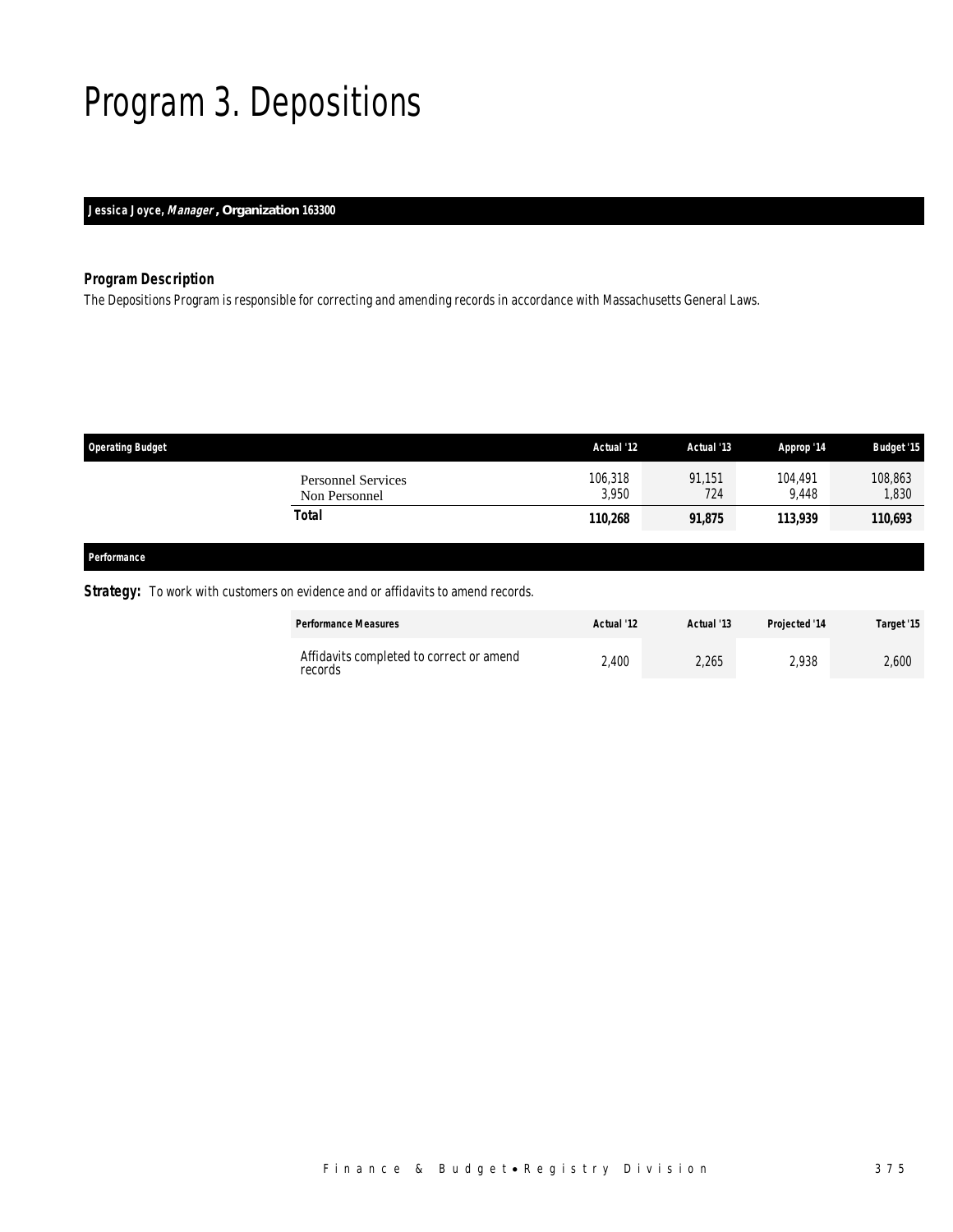# Program 3. Depositions

**Jessica Joyce, *Manager*, Organization 163300**

### Program Description

The Depositions Program is responsible for correcting and amending records in accordance with Massachusetts General Laws.

| Operating Budget | Actual '12 | Actual '13 | Approp '14 | Budget '15 |
|---|---|---|---|---|
| Personnel Services | 106,318 | 91,151 | 104,491 | 108,863 |
| Non Personnel | 3,950 | 724 | 9,448 | 1,830 |
| **Total** | **110,268** | **91,875** | **113,939** | **110,693** |

### Performance

**Strategy:** To work with customers on evidence and or affidavits to amend records.

| Performance Measures | Actual '12 | Actual '13 | Projected '14 | Target '15 |
|---|---|---|---|---|
| Affidavits completed to correct or amend records | 2,400 | 2,265 | 2,938 | 2,600 |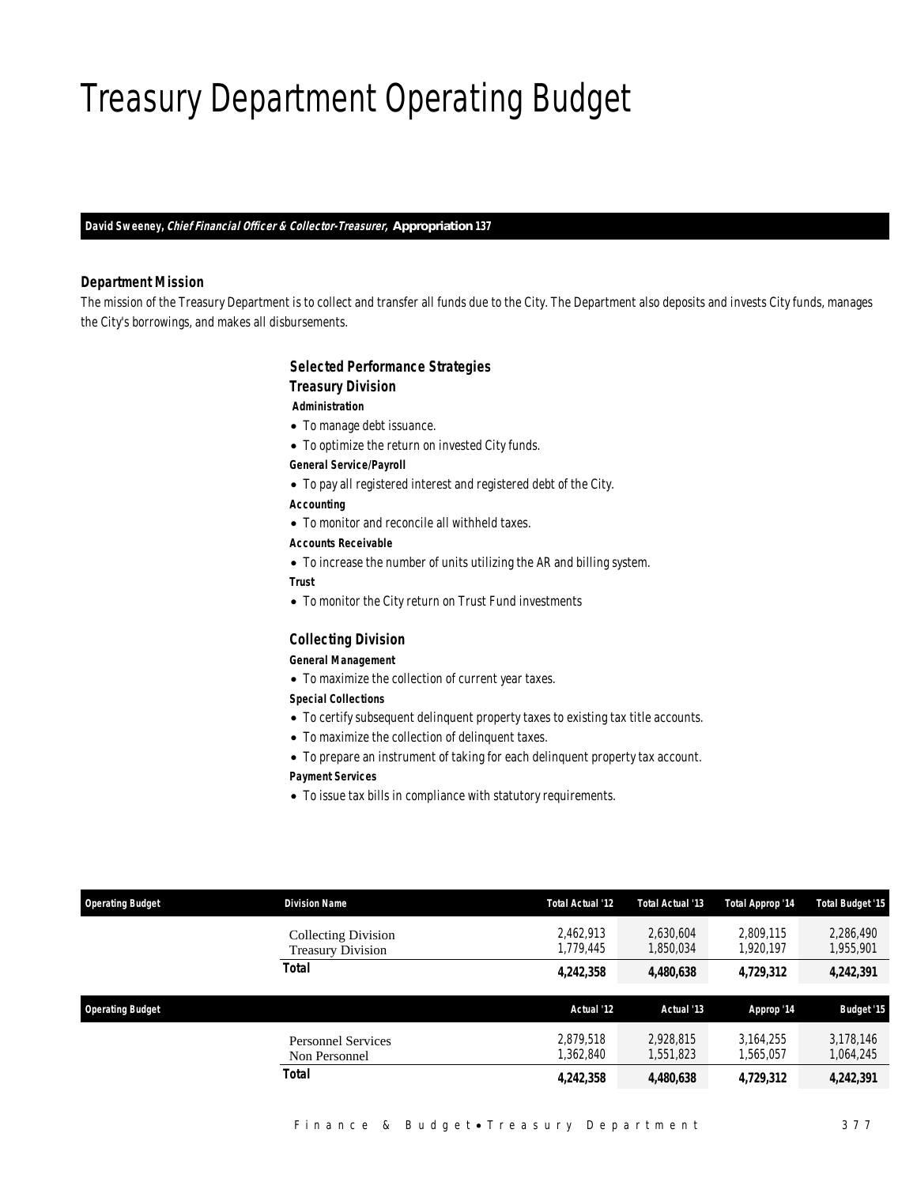# Treasury Department Operating Budget

**David Sweeney, *Chief Financial Officer & Collector-Treasurer,* Appropriation 137**

### *Department Mission*

*The mission of the Treasury Department is to collect and transfer all funds due to the City. The Department also deposits and invests City funds, manages the City's borrowings, and makes all disbursements.*

### *Selected Performance Strategies*

#### *Treasury Division*

***Administration***

- To manage debt issuance.
- To optimize the return on invested City funds.

***General Service/Payroll***

- To pay all registered interest and registered debt of the City.

***Accounting***

- To monitor and reconcile all withheld taxes.

***Accounts Receivable***

- To increase the number of units utilizing the AR and billing system.

***Trust***

- To monitor the City return on Trust Fund investments

#### *Collecting Division*

***General Management***

- To maximize the collection of current year taxes.

***Special Collections***

- To certify subsequent delinquent property taxes to existing tax title accounts.
- To maximize the collection of delinquent taxes.
- To prepare an instrument of taking for each delinquent property tax account.

***Payment Services***

- To issue tax bills in compliance with statutory requirements.

| Operating Budget | Division Name | Total Actual '12 | Total Actual '13 | Total Approp '14 | Total Budget '15 |
|---|---|---|---|---|---|
| | Collecting Division | 2,462,913 | 2,630,604 | 2,809,115 | 2,286,490 |
| | Treasury Division | 1,779,445 | 1,850,034 | 1,920,197 | 1,955,901 |
| | **Total** | **4,242,358** | **4,480,638** | **4,729,312** | **4,242,391** |

| Operating Budget | | Actual '12 | Actual '13 | Approp '14 | Budget '15 |
|---|---|---|---|---|---|
| | Personnel Services | 2,879,518 | 2,928,815 | 3,164,255 | 3,178,146 |
| | Non Personnel | 1,362,840 | 1,551,823 | 1,565,057 | 1,064,245 |
| | **Total** | **4,242,358** | **4,480,638** | **4,729,312** | **4,242,391** |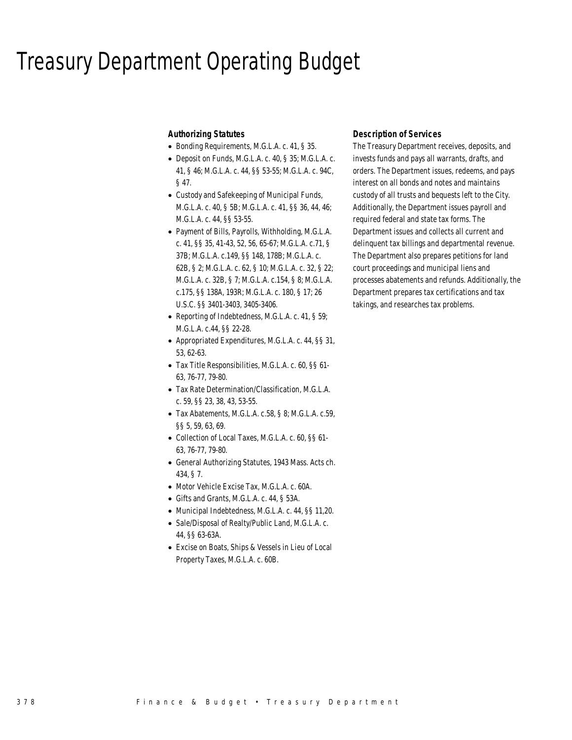# Treasury Department Operating Budget

### Authorizing Statutes

- Bonding Requirements, M.G.L.A. c. 41, § 35.
- Deposit on Funds, M.G.L.A. c. 40, § 35; M.G.L.A. c. 41, § 46; M.G.L.A. c. 44, §§ 53-55; M.G.L.A. c. 94C, § 47.
- Custody and Safekeeping of Municipal Funds, M.G.L.A. c. 40, § 5B; M.G.L.A. c. 41, §§ 36, 44, 46; M.G.L.A. c. 44, §§ 53-55.
- Payment of Bills, Payrolls, Withholding, M.G.L.A. c. 41, §§ 35, 41-43, 52, 56, 65-67; M.G.L.A. c.71, § 37B; M.G.L.A. c.149, §§ 148, 178B; M.G.L.A. c. 62B, § 2; M.G.L.A. c. 62, § 10; M.G.L.A. c. 32, § 22; M.G.L.A. c. 32B, § 7; M.G.L.A. c.154, § 8; M.G.L.A. c.175, §§ 138A, 193R; M.G.L.A. c. 180, § 17; 26 U.S.C. §§ 3401-3403, 3405-3406.
- Reporting of Indebtedness, M.G.L.A. c. 41, § 59; M.G.L.A. c.44, §§ 22-28.
- Appropriated Expenditures, M.G.L.A. c. 44, §§ 31, 53, 62-63.
- Tax Title Responsibilities, M.G.L.A. c. 60, §§ 61-63, 76-77, 79-80.
- Tax Rate Determination/Classification, M.G.L.A. c. 59, §§ 23, 38, 43, 53-55.
- Tax Abatements, M.G.L.A. c.58, § 8; M.G.L.A. c.59, §§ 5, 59, 63, 69.
- Collection of Local Taxes, M.G.L.A. c. 60, §§ 61-63, 76-77, 79-80.
- General Authorizing Statutes, 1943 Mass. Acts ch. 434, § 7.
- Motor Vehicle Excise Tax, M.G.L.A. c. 60A.
- Gifts and Grants, M.G.L.A. c. 44, § 53A.
- Municipal Indebtedness, M.G.L.A. c. 44, §§ 11,20.
- Sale/Disposal of Realty/Public Land, M.G.L.A. c. 44, §§ 63-63A.
- Excise on Boats, Ships & Vessels in Lieu of Local Property Taxes, M.G.L.A. c. 60B.

### Description of Services

The Treasury Department receives, deposits, and invests funds and pays all warrants, drafts, and orders. The Department issues, redeems, and pays interest on all bonds and notes and maintains custody of all trusts and bequests left to the City. Additionally, the Department issues payroll and required federal and state tax forms. The Department issues and collects all current and delinquent tax billings and departmental revenue. The Department also prepares petitions for land court proceedings and municipal liens and processes abatements and refunds. Additionally, the Department prepares tax certifications and tax takings, and researches tax problems.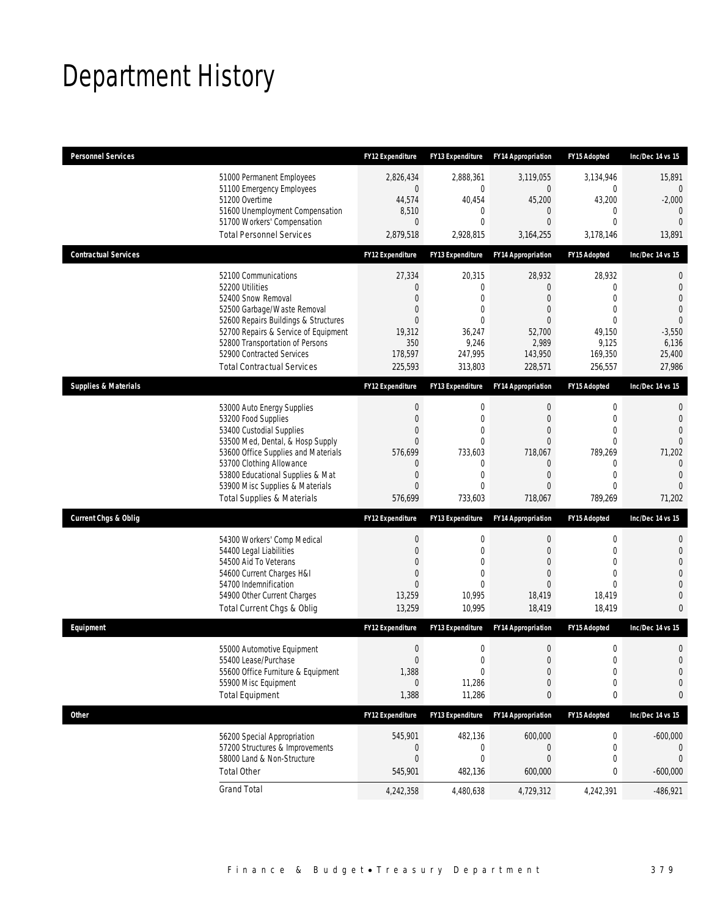# Department History

| Personnel Services | | FY12 Expenditure | FY13 Expenditure | FY14 Appropriation | FY15 Adopted | Inc/Dec 14 vs 15 |
|---|---|---|---|---|---|---|
| | 51000 Permanent Employees | 2,826,434 | 2,888,361 | 3,119,055 | 3,134,946 | 15,891 |
| | 51100 Emergency Employees | 0 | 0 | 0 | 0 | 0 |
| | 51200 Overtime | 44,574 | 40,454 | 45,200 | 43,200 | -2,000 |
| | 51600 Unemployment Compensation | 8,510 | 0 | 0 | 0 | 0 |
| | 51700 Workers' Compensation | 0 | 0 | 0 | 0 | 0 |
| | Total Personnel Services | 2,879,518 | 2,928,815 | 3,164,255 | 3,178,146 | 13,891 |
| **Contractual Services** | | **FY12 Expenditure** | **FY13 Expenditure** | **FY14 Appropriation** | **FY15 Adopted** | **Inc/Dec 14 vs 15** |
| | 52100 Communications | 27,334 | 20,315 | 28,932 | 28,932 | 0 |
| | 52200 Utilities | 0 | 0 | 0 | 0 | 0 |
| | 52400 Snow Removal | 0 | 0 | 0 | 0 | 0 |
| | 52500 Garbage/Waste Removal | 0 | 0 | 0 | 0 | 0 |
| | 52600 Repairs Buildings & Structures | 0 | 0 | 0 | 0 | 0 |
| | 52700 Repairs & Service of Equipment | 19,312 | 36,247 | 52,700 | 49,150 | -3,550 |
| | 52800 Transportation of Persons | 350 | 9,246 | 2,989 | 9,125 | 6,136 |
| | 52900 Contracted Services | 178,597 | 247,995 | 143,950 | 169,350 | 25,400 |
| | Total Contractual Services | 225,593 | 313,803 | 228,571 | 256,557 | 27,986 |
| **Supplies & Materials** | | **FY12 Expenditure** | **FY13 Expenditure** | **FY14 Appropriation** | **FY15 Adopted** | **Inc/Dec 14 vs 15** |
| | 53000 Auto Energy Supplies | 0 | 0 | 0 | 0 | 0 |
| | 53200 Food Supplies | 0 | 0 | 0 | 0 | 0 |
| | 53400 Custodial Supplies | 0 | 0 | 0 | 0 | 0 |
| | 53500 Med, Dental, & Hosp Supply | 0 | 0 | 0 | 0 | 0 |
| | 53600 Office Supplies and Materials | 576,699 | 733,603 | 718,067 | 789,269 | 71,202 |
| | 53700 Clothing Allowance | 0 | 0 | 0 | 0 | 0 |
| | 53800 Educational Supplies & Mat | 0 | 0 | 0 | 0 | 0 |
| | 53900 Misc Supplies & Materials | 0 | 0 | 0 | 0 | 0 |
| | Total Supplies & Materials | 576,699 | 733,603 | 718,067 | 789,269 | 71,202 |
| **Current Chgs & Oblig** | | **FY12 Expenditure** | **FY13 Expenditure** | **FY14 Appropriation** | **FY15 Adopted** | **Inc/Dec 14 vs 15** |
| | 54300 Workers' Comp Medical | 0 | 0 | 0 | 0 | 0 |
| | 54400 Legal Liabilities | 0 | 0 | 0 | 0 | 0 |
| | 54500 Aid To Veterans | 0 | 0 | 0 | 0 | 0 |
| | 54600 Current Charges H&I | 0 | 0 | 0 | 0 | 0 |
| | 54700 Indemnification | 0 | 0 | 0 | 0 | 0 |
| | 54900 Other Current Charges | 13,259 | 10,995 | 18,419 | 18,419 | 0 |
| | Total Current Chgs & Oblig | 13,259 | 10,995 | 18,419 | 18,419 | 0 |
| **Equipment** | | **FY12 Expenditure** | **FY13 Expenditure** | **FY14 Appropriation** | **FY15 Adopted** | **Inc/Dec 14 vs 15** |
| | 55000 Automotive Equipment | 0 | 0 | 0 | 0 | 0 |
| | 55400 Lease/Purchase | 0 | 0 | 0 | 0 | 0 |
| | 55600 Office Furniture & Equipment | 1,388 | 0 | 0 | 0 | 0 |
| | 55900 Misc Equipment | 0 | 11,286 | 0 | 0 | 0 |
| | Total Equipment | 1,388 | 11,286 | 0 | 0 | 0 |
| **Other** | | **FY12 Expenditure** | **FY13 Expenditure** | **FY14 Appropriation** | **FY15 Adopted** | **Inc/Dec 14 vs 15** |
| | 56200 Special Appropriation | 545,901 | 482,136 | 600,000 | 0 | -600,000 |
| | 57200 Structures & Improvements | 0 | 0 | 0 | 0 | 0 |
| | 58000 Land & Non-Structure | 0 | 0 | 0 | 0 | 0 |
| | Total Other | 545,901 | 482,136 | 600,000 | 0 | -600,000 |
| | Grand Total | 4,242,358 | 4,480,638 | 4,729,312 | 4,242,391 | -486,921 |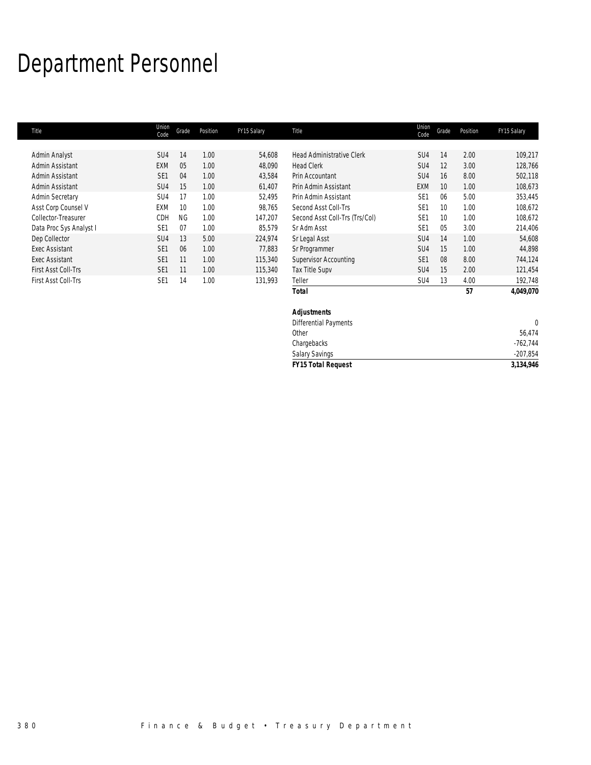# Department Personnel

| Title | Union Code | Grade | Position | FY15 Salary | Title | Union Code | Grade | Position | FY15 Salary |
|---|---|---|---|---|---|---|---|---|---|
| Admin Analyst | SU4 | 14 | 1.00 | 54,608 | Head Administrative Clerk | SU4 | 14 | 2.00 | 109,217 |
| Admin Assistant | EXM | 05 | 1.00 | 48,090 | Head Clerk | SU4 | 12 | 3.00 | 128,766 |
| Admin Assistant | SE1 | 04 | 1.00 | 43,584 | Prin Accountant | SU4 | 16 | 8.00 | 502,118 |
| Admin Assistant | SU4 | 15 | 1.00 | 61,407 | Prin Admin Assistant | EXM | 10 | 1.00 | 108,673 |
| Admin Secretary | SU4 | 17 | 1.00 | 52,495 | Prin Admin Assistant | SE1 | 06 | 5.00 | 353,445 |
| Asst Corp Counsel V | EXM | 10 | 1.00 | 98,765 | Second Asst Coll-Trs | SE1 | 10 | 1.00 | 108,672 |
| Collector-Treasurer | CDH | NG | 1.00 | 147,207 | Second Asst Coll-Trs (Trs/Col) | SE1 | 10 | 1.00 | 108,672 |
| Data Proc Sys Analyst I | SE1 | 07 | 1.00 | 85,579 | Sr Adm Asst | SE1 | 05 | 3.00 | 214,406 |
| Dep Collector | SU4 | 13 | 5.00 | 224,974 | Sr Legal Asst | SU4 | 14 | 1.00 | 54,608 |
| Exec Assistant | SE1 | 06 | 1.00 | 77,883 | Sr Programmer | SU4 | 15 | 1.00 | 44,898 |
| Exec Assistant | SE1 | 11 | 1.00 | 115,340 | Supervisor Accounting | SE1 | 08 | 8.00 | 744,124 |
| First Asst Coll-Trs | SE1 | 11 | 1.00 | 115,340 | Tax Title Supv | SU4 | 15 | 2.00 | 121,454 |
| First Asst Coll-Trs | SE1 | 14 | 1.00 | 131,993 | Teller | SU4 | 13 | 4.00 | 192,748 |
| | | | | | ***Total*** | | | **57** | **4,049,070** |
| | | | | | | | | | |
| | | | | | ***Adjustments*** | | | | |
| | | | | | Differential Payments | | | | 0 |
| | | | | | Other | | | | 56,474 |
| | | | | | Chargebacks | | | | -762,744 |
| | | | | | Salary Savings | | | | -207,854 |
| | | | | | ***FY15 Total Request*** | | | | **3,134,946** |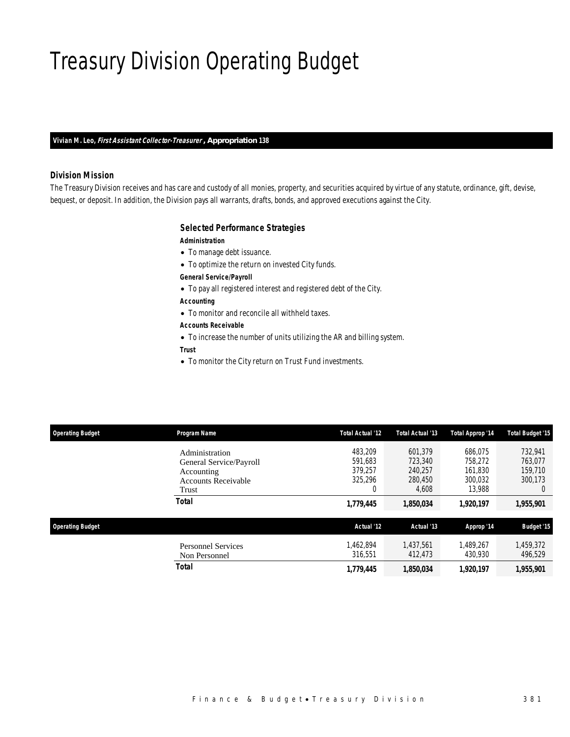# Treasury Division Operating Budget

**Vivian M. Leo, *First Assistant Collector-Treasurer*, Appropriation 138**

### Division Mission

The Treasury Division receives and has care and custody of all monies, property, and securities acquired by virtue of any statute, ordinance, gift, devise, bequest, or deposit. In addition, the Division pays all warrants, drafts, bonds, and approved executions against the City.

### Selected Performance Strategies

**Administration**

- To manage debt issuance.
- To optimize the return on invested City funds.

**General Service/Payroll**

- To pay all registered interest and registered debt of the City.

**Accounting**

- To monitor and reconcile all withheld taxes.

**Accounts Receivable**

- To increase the number of units utilizing the AR and billing system.

**Trust**

- To monitor the City return on Trust Fund investments.

| Operating Budget | Program Name | Total Actual '12 | Total Actual '13 | Total Approp '14 | Total Budget '15 |
|---|---|---|---|---|---|
| | Administration | 483,209 | 601,379 | 686,075 | 732,941 |
| | General Service/Payroll | 591,683 | 723,340 | 758,272 | 763,077 |
| | Accounting | 379,257 | 240,257 | 161,830 | 159,710 |
| | Accounts Receivable | 325,296 | 280,450 | 300,032 | 300,173 |
| | Trust | 0 | 4,608 | 13,988 | 0 |
| | **Total** | **1,779,445** | **1,850,034** | **1,920,197** | **1,955,901** |

| Operating Budget | | Actual '12 | Actual '13 | Approp '14 | Budget '15 |
|---|---|---|---|---|---|
| | Personnel Services | 1,462,894 | 1,437,561 | 1,489,267 | 1,459,372 |
| | Non Personnel | 316,551 | 412,473 | 430,930 | 496,529 |
| | **Total** | **1,779,445** | **1,850,034** | **1,920,197** | **1,955,901** |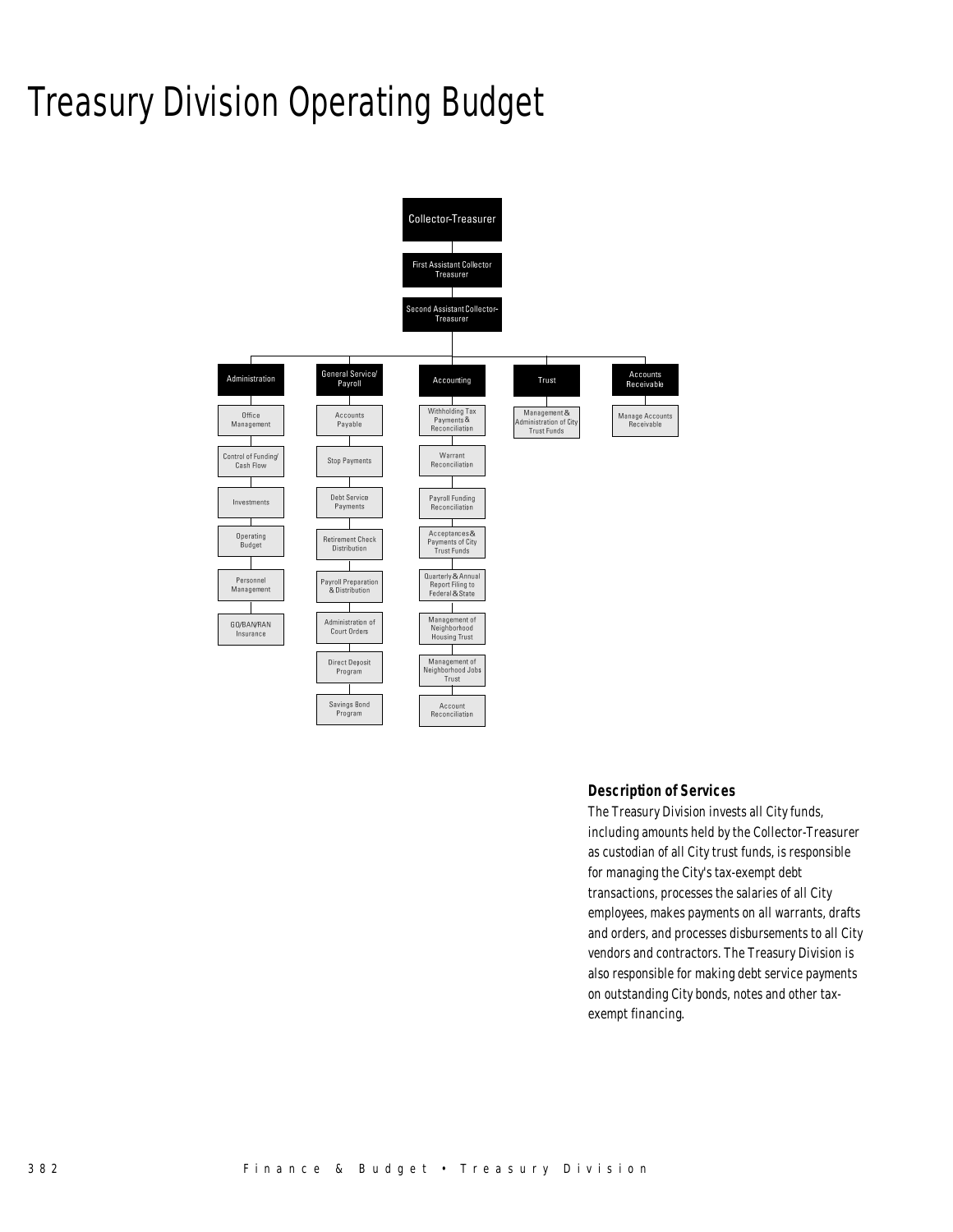# Treasury Division Operating Budget

- Collector-Treasurer
  - First Assistant Collector Treasurer
    - Second Assistant Collector-Treasurer
      - Administration
        - Office Management
        - Control of Funding/ Cash Flow
        - Investments
        - Operating Budget
        - Personnel Management
        - GO/BAN/RAN Insurance
      - General Service/ Payroll
        - Accounts Payable
        - Stop Payments
        - Debt Service Payments
        - Retirement Check Distribution
        - Payroll Preparation & Distribution
        - Administration of Court Orders
        - Direct Deposit Program
        - Savings Bond Program
      - Accounting
        - Withholding Tax Payments & Reconciliation
        - Warrant Reconciliation
        - Payroll Funding Reconciliation
        - Acceptances & Payments of City Trust Funds
        - Quarterly & Annual Report Filing to Federal & State
        - Management of Neighborhood Housing Trust
        - Management of Neighborhood Jobs Trust
        - Account Reconciliation
      - Trust
        - Management & Administration of City Trust Funds
      - Accounts Receivable
        - Manage Accounts Receivable

### Description of Services

The Treasury Division invests all City funds, including amounts held by the Collector-Treasurer as custodian of all City trust funds, is responsible for managing the City's tax-exempt debt transactions, processes the salaries of all City employees, makes payments on all warrants, drafts and orders, and processes disbursements to all City vendors and contractors. The Treasury Division is also responsible for making debt service payments on outstanding City bonds, notes and other tax-exempt financing.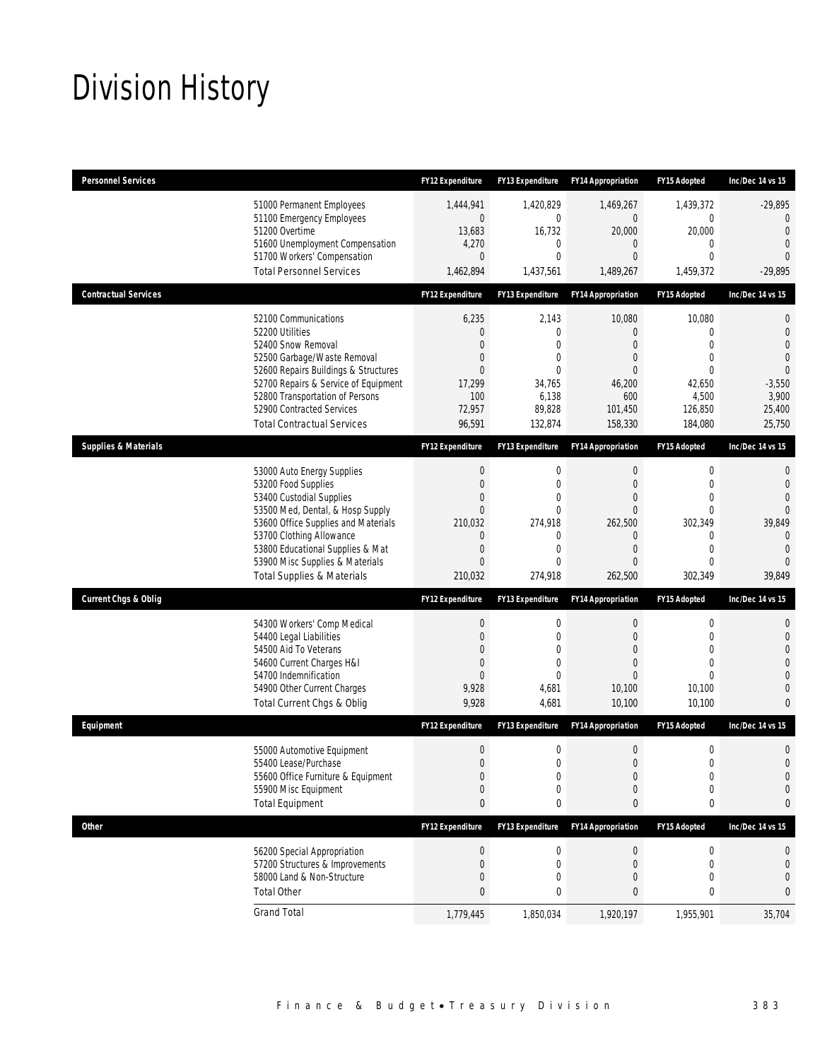# Division History

| Personnel Services | FY12 Expenditure | FY13 Expenditure | FY14 Appropriation | FY15 Adopted | Inc/Dec 14 vs 15 |
|---|---|---|---|---|---|
| 51000 Permanent Employees | 1,444,941 | 1,420,829 | 1,469,267 | 1,439,372 | -29,895 |
| 51100 Emergency Employees | 0 | 0 | 0 | 0 | 0 |
| 51200 Overtime | 13,683 | 16,732 | 20,000 | 20,000 | 0 |
| 51600 Unemployment Compensation | 4,270 | 0 | 0 | 0 | 0 |
| 51700 Workers' Compensation | 0 | 0 | 0 | 0 | 0 |
| Total Personnel Services | 1,462,894 | 1,437,561 | 1,489,267 | 1,459,372 | -29,895 |

| Contractual Services | FY12 Expenditure | FY13 Expenditure | FY14 Appropriation | FY15 Adopted | Inc/Dec 14 vs 15 |
|---|---|---|---|---|---|
| 52100 Communications | 6,235 | 2,143 | 10,080 | 10,080 | 0 |
| 52200 Utilities | 0 | 0 | 0 | 0 | 0 |
| 52400 Snow Removal | 0 | 0 | 0 | 0 | 0 |
| 52500 Garbage/Waste Removal | 0 | 0 | 0 | 0 | 0 |
| 52600 Repairs Buildings & Structures | 0 | 0 | 0 | 0 | 0 |
| 52700 Repairs & Service of Equipment | 17,299 | 34,765 | 46,200 | 42,650 | -3,550 |
| 52800 Transportation of Persons | 100 | 6,138 | 600 | 4,500 | 3,900 |
| 52900 Contracted Services | 72,957 | 89,828 | 101,450 | 126,850 | 25,400 |
| Total Contractual Services | 96,591 | 132,874 | 158,330 | 184,080 | 25,750 |

| Supplies & Materials | FY12 Expenditure | FY13 Expenditure | FY14 Appropriation | FY15 Adopted | Inc/Dec 14 vs 15 |
|---|---|---|---|---|---|
| 53000 Auto Energy Supplies | 0 | 0 | 0 | 0 | 0 |
| 53200 Food Supplies | 0 | 0 | 0 | 0 | 0 |
| 53400 Custodial Supplies | 0 | 0 | 0 | 0 | 0 |
| 53500 Med, Dental, & Hosp Supply | 0 | 0 | 0 | 0 | 0 |
| 53600 Office Supplies and Materials | 210,032 | 274,918 | 262,500 | 302,349 | 39,849 |
| 53700 Clothing Allowance | 0 | 0 | 0 | 0 | 0 |
| 53800 Educational Supplies & Mat | 0 | 0 | 0 | 0 | 0 |
| 53900 Misc Supplies & Materials | 0 | 0 | 0 | 0 | 0 |
| Total Supplies & Materials | 210,032 | 274,918 | 262,500 | 302,349 | 39,849 |

| Current Chgs & Oblig | FY12 Expenditure | FY13 Expenditure | FY14 Appropriation | FY15 Adopted | Inc/Dec 14 vs 15 |
|---|---|---|---|---|---|
| 54300 Workers' Comp Medical | 0 | 0 | 0 | 0 | 0 |
| 54400 Legal Liabilities | 0 | 0 | 0 | 0 | 0 |
| 54500 Aid To Veterans | 0 | 0 | 0 | 0 | 0 |
| 54600 Current Charges H&I | 0 | 0 | 0 | 0 | 0 |
| 54700 Indemnification | 0 | 0 | 0 | 0 | 0 |
| 54900 Other Current Charges | 9,928 | 4,681 | 10,100 | 10,100 | 0 |
| Total Current Chgs & Oblig | 9,928 | 4,681 | 10,100 | 10,100 | 0 |

| Equipment | FY12 Expenditure | FY13 Expenditure | FY14 Appropriation | FY15 Adopted | Inc/Dec 14 vs 15 |
|---|---|---|---|---|---|
| 55000 Automotive Equipment | 0 | 0 | 0 | 0 | 0 |
| 55400 Lease/Purchase | 0 | 0 | 0 | 0 | 0 |
| 55600 Office Furniture & Equipment | 0 | 0 | 0 | 0 | 0 |
| 55900 Misc Equipment | 0 | 0 | 0 | 0 | 0 |
| Total Equipment | 0 | 0 | 0 | 0 | 0 |

| Other | FY12 Expenditure | FY13 Expenditure | FY14 Appropriation | FY15 Adopted | Inc/Dec 14 vs 15 |
|---|---|---|---|---|---|
| 56200 Special Appropriation | 0 | 0 | 0 | 0 | 0 |
| 57200 Structures & Improvements | 0 | 0 | 0 | 0 | 0 |
| 58000 Land & Non-Structure | 0 | 0 | 0 | 0 | 0 |
| Total Other | 0 | 0 | 0 | 0 | 0 |
| Grand Total | 1,779,445 | 1,850,034 | 1,920,197 | 1,955,901 | 35,704 |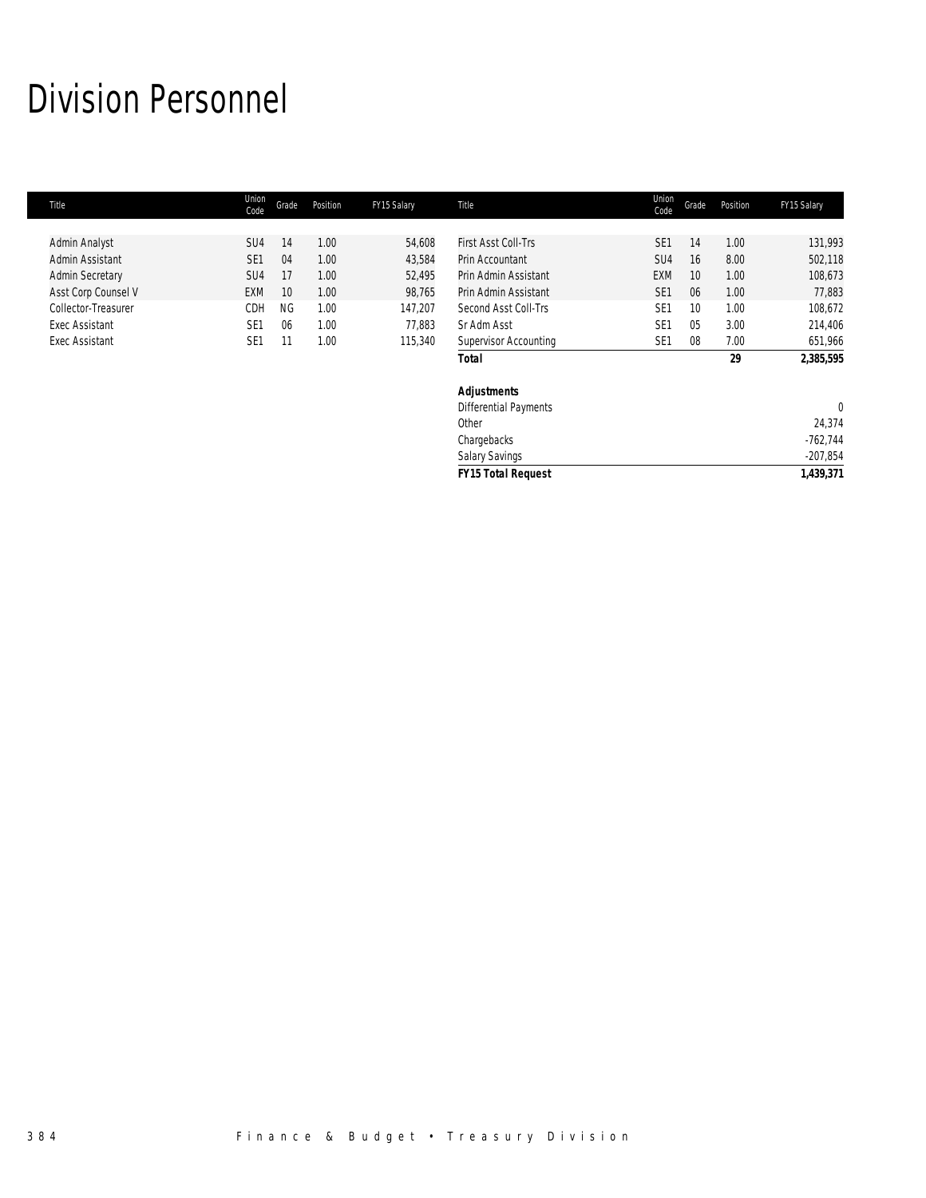# Division Personnel

| Title | Union Code | Grade | Position | FY15 Salary | Title | Union Code | Grade | Position | FY15 Salary |
|---|---|---|---|---|---|---|---|---|---|
| Admin Analyst | SU4 | 14 | 1.00 | 54,608 | First Asst Coll-Trs | SE1 | 14 | 1.00 | 131,993 |
| Admin Assistant | SE1 | 04 | 1.00 | 43,584 | Prin Accountant | SU4 | 16 | 8.00 | 502,118 |
| Admin Secretary | SU4 | 17 | 1.00 | 52,495 | Prin Admin Assistant | EXM | 10 | 1.00 | 108,673 |
| Asst Corp Counsel V | EXM | 10 | 1.00 | 98,765 | Prin Admin Assistant | SE1 | 06 | 1.00 | 77,883 |
| Collector-Treasurer | CDH | NG | 1.00 | 147,207 | Second Asst Coll-Trs | SE1 | 10 | 1.00 | 108,672 |
| Exec Assistant | SE1 | 06 | 1.00 | 77,883 | Sr Adm Asst | SE1 | 05 | 3.00 | 214,406 |
| Exec Assistant | SE1 | 11 | 1.00 | 115,340 | Supervisor Accounting | SE1 | 08 | 7.00 | 651,966 |
| | | | | | ***Total*** | | | **29** | **2,385,595** |
| | | | | | | | | | |
| | | | | | ***Adjustments*** | | | | |
| | | | | | Differential Payments | | | | 0 |
| | | | | | Other | | | | 24,374 |
| | | | | | Chargebacks | | | | -762,744 |
| | | | | | Salary Savings | | | | -207,854 |
| | | | | | ***FY15 Total Request*** | | | | **1,439,371** |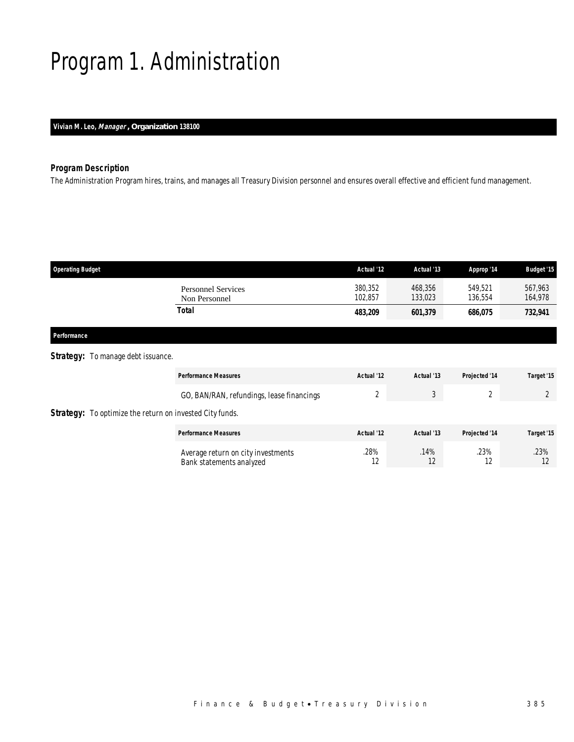# Program 1. Administration

**Vivian M. Leo, *Manager*, Organization 138100**

### *Program Description*

The Administration Program hires, trains, and manages all Treasury Division personnel and ensures overall effective and efficient fund management.

| Operating Budget | | Actual '12 | Actual '13 | Approp '14 | Budget '15 |
|---|---|---|---|---|---|
| | Personnel Services | 380,352 | 468,356 | 549,521 | 567,963 |
| | Non Personnel | 102,857 | 133,023 | 136,554 | 164,978 |
| | **Total** | **483,209** | **601,379** | **686,075** | **732,941** |

### *Performance*

**Strategy:** To manage debt issuance.

| Performance Measures | Actual '12 | Actual '13 | Projected '14 | Target '15 |
|---|---|---|---|---|
| GO, BAN/RAN, refundings, lease financings | 2 | 3 | 2 | 2 |

**Strategy:** To optimize the return on invested City funds.

| Performance Measures | Actual '12 | Actual '13 | Projected '14 | Target '15 |
|---|---|---|---|---|
| Average return on city investments | .28% | .14% | .23% | .23% |
| Bank statements analyzed | 12 | 12 | 12 | 12 |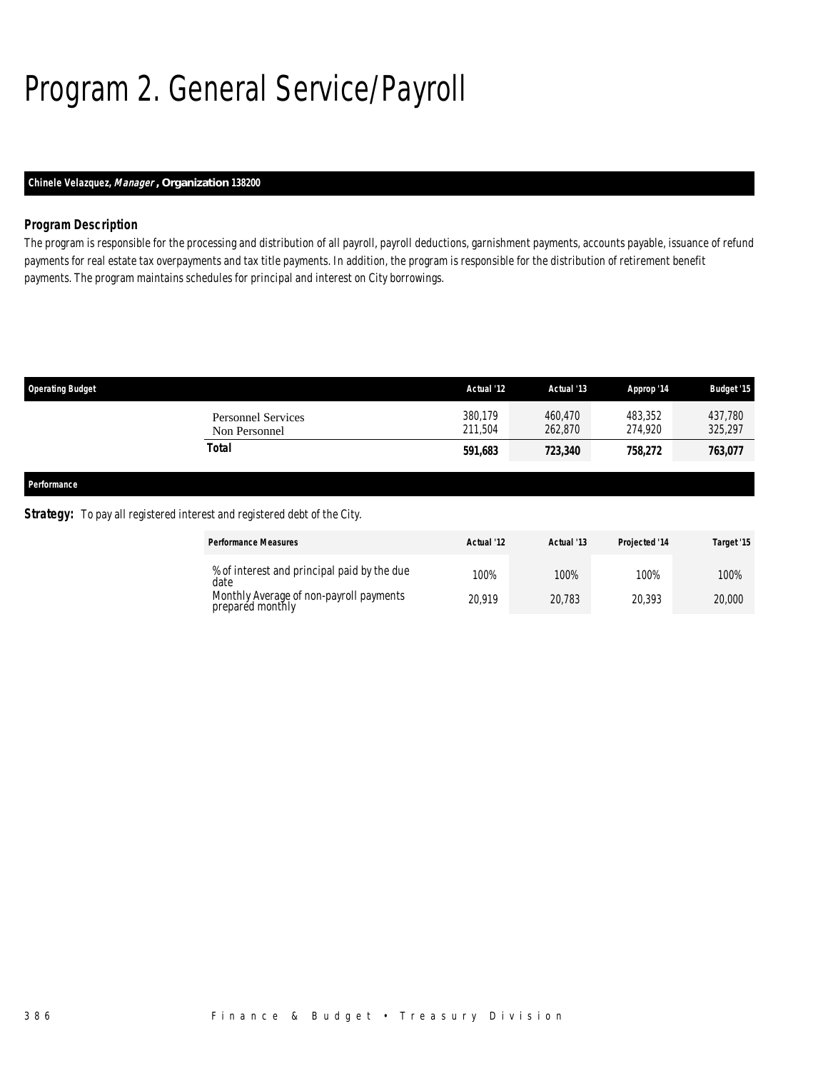# Program 2. General Service/Payroll

**Chinele Velazquez, *Manager*, Organization 138200**

### Program Description

The program is responsible for the processing and distribution of all payroll, payroll deductions, garnishment payments, accounts payable, issuance of refund payments for real estate tax overpayments and tax title payments. In addition, the program is responsible for the distribution of retirement benefit payments. The program maintains schedules for principal and interest on City borrowings.

| Operating Budget | Actual '12 | Actual '13 | Approp '14 | Budget '15 |
|---|---|---|---|---|
| Personnel Services | 380,179 | 460,470 | 483,352 | 437,780 |
| Non Personnel | 211,504 | 262,870 | 274,920 | 325,297 |
| **Total** | **591,683** | **723,340** | **758,272** | **763,077** |

**Performance**

**Strategy:** To pay all registered interest and registered debt of the City.

| Performance Measures | Actual '12 | Actual '13 | Projected '14 | Target '15 |
|---|---|---|---|---|
| % of interest and principal paid by the due date | 100% | 100% | 100% | 100% |
| Monthly Average of non-payroll payments prepared monthly | 20,919 | 20,783 | 20,393 | 20,000 |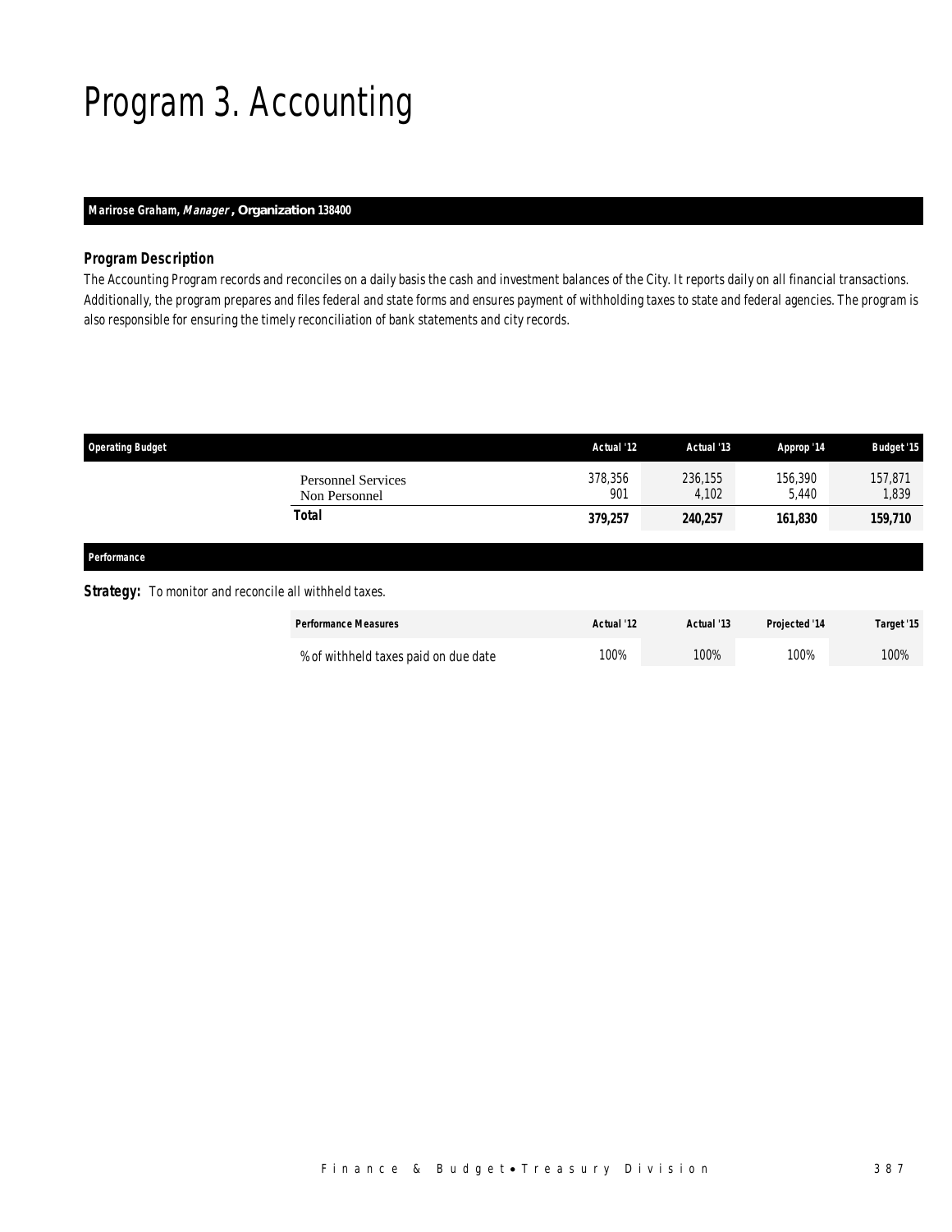# Program 3. Accounting

**Marirose Graham, *Manager*, Organization 138400**

### Program Description

The Accounting Program records and reconciles on a daily basis the cash and investment balances of the City. It reports daily on all financial transactions. Additionally, the program prepares and files federal and state forms and ensures payment of withholding taxes to state and federal agencies. The program is also responsible for ensuring the timely reconciliation of bank statements and city records.

| Operating Budget | Actual '12 | Actual '13 | Approp '14 | Budget '15 |
|---|---|---|---|---|
| Personnel Services | 378,356 | 236,155 | 156,390 | 157,871 |
| Non Personnel | 901 | 4,102 | 5,440 | 1,839 |
| **Total** | **379,257** | **240,257** | **161,830** | **159,710** |

**Performance**

**Strategy:** To monitor and reconcile all withheld taxes.

| Performance Measures | Actual '12 | Actual '13 | Projected '14 | Target '15 |
|---|---|---|---|---|
| % of withheld taxes paid on due date | 100% | 100% | 100% | 100% |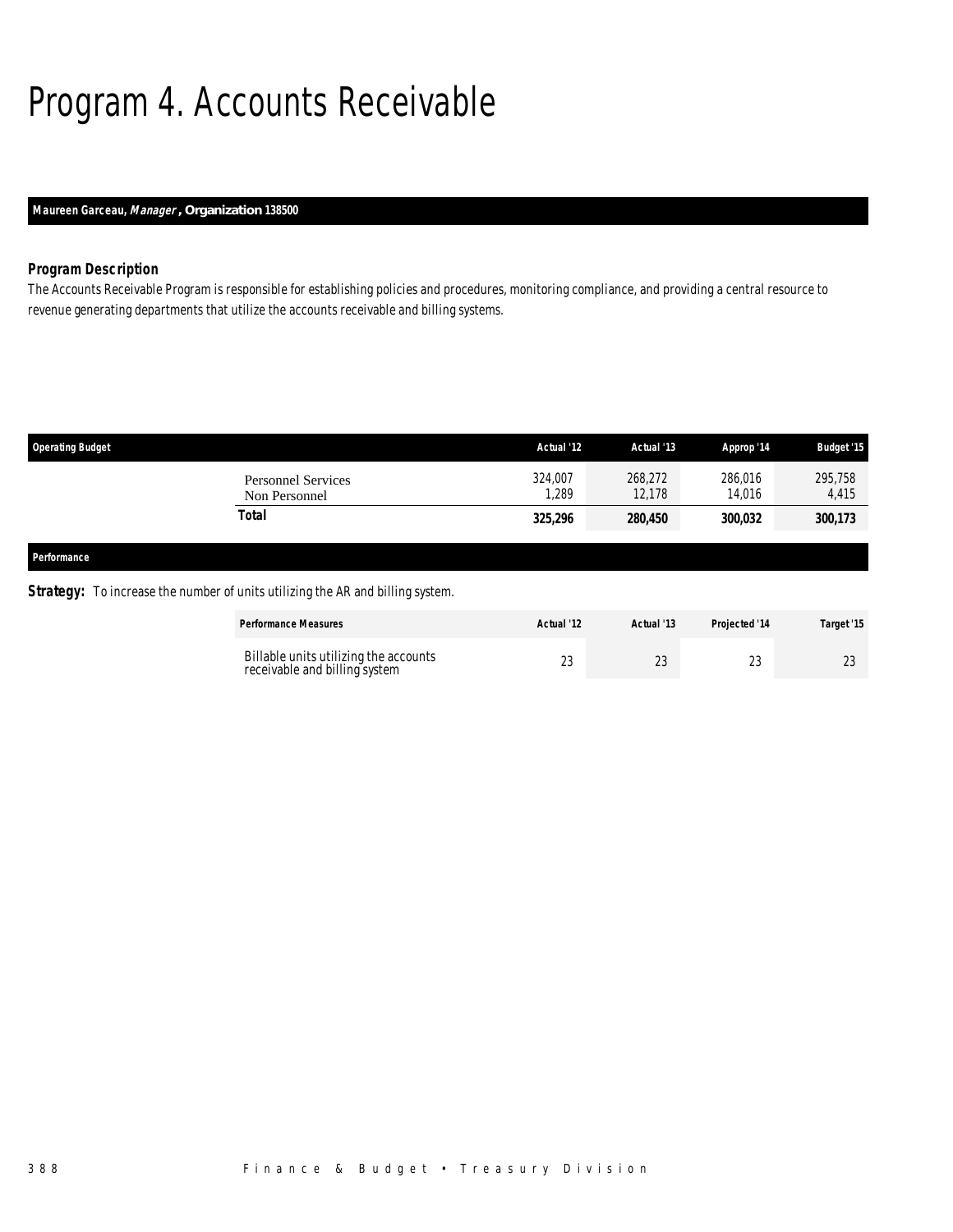# Program 4. Accounts Receivable

**Maureen Garceau, *Manager*, Organization 138500**

### Program Description

The Accounts Receivable Program is responsible for establishing policies and procedures, monitoring compliance, and providing a central resource to revenue generating departments that utilize the accounts receivable and billing systems.

| Operating Budget | Actual '12 | Actual '13 | Approp '14 | Budget '15 |
|---|---|---|---|---|
| Personnel Services | 324,007 | 268,272 | 286,016 | 295,758 |
| Non Personnel | 1,289 | 12,178 | 14,016 | 4,415 |
| **Total** | **325,296** | **280,450** | **300,032** | **300,173** |

### Performance

**Strategy:** To increase the number of units utilizing the AR and billing system.

| Performance Measures | Actual '12 | Actual '13 | Projected '14 | Target '15 |
|---|---|---|---|---|
| Billable units utilizing the accounts receivable and billing system | 23 | 23 | 23 | 23 |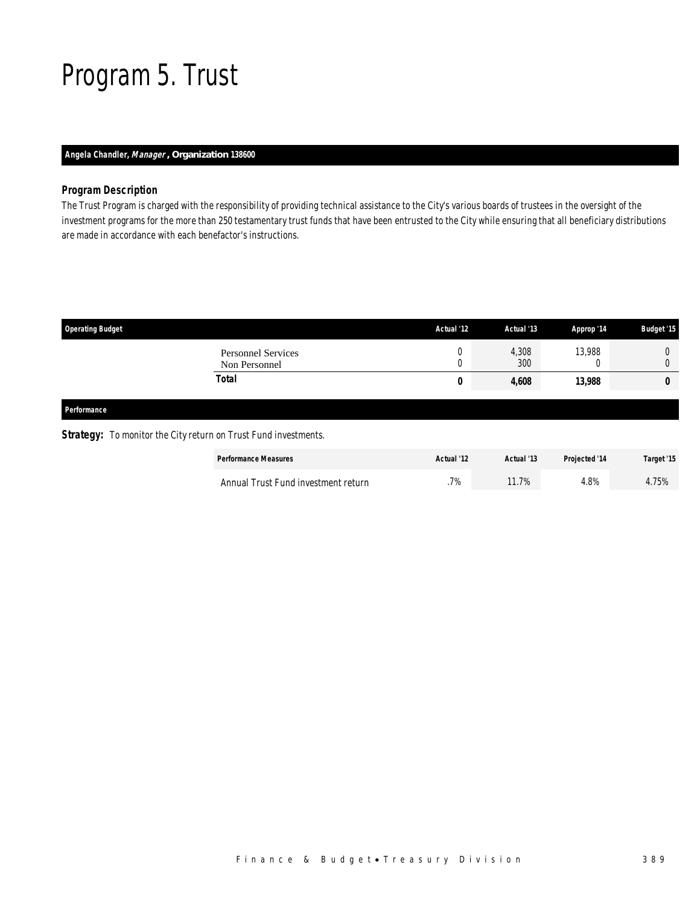# Program 5. Trust

**Angela Chandler, *Manager*, Organization 138600**

### Program Description

The Trust Program is charged with the responsibility of providing technical assistance to the City's various boards of trustees in the oversight of the investment programs for the more than 250 testamentary trust funds that have been entrusted to the City while ensuring that all beneficiary distributions are made in accordance with each benefactor's instructions.

| Operating Budget | Actual '12 | Actual '13 | Approp '14 | Budget '15 |
|---|---|---|---|---|
| Personnel Services | 0 | 4,308 | 13,988 | 0 |
| Non Personnel | 0 | 300 | 0 | 0 |
| **Total** | **0** | **4,608** | **13,988** | **0** |

### Performance

**Strategy:** To monitor the City return on Trust Fund investments.

| Performance Measures | Actual '12 | Actual '13 | Projected '14 | Target '15 |
|---|---|---|---|---|
| Annual Trust Fund investment return | .7% | 11.7% | 4.8% | 4.75% |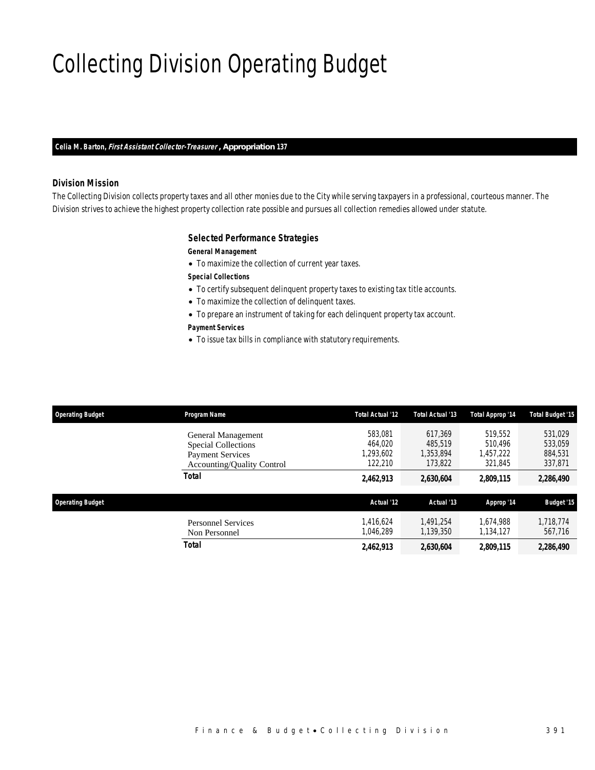# Collecting Division Operating Budget

**Celia M. Barton, *First Assistant Collector-Treasurer*, Appropriation 137**

### Division Mission

The Collecting Division collects property taxes and all other monies due to the City while serving taxpayers in a professional, courteous manner. The Division strives to achieve the highest property collection rate possible and pursues all collection remedies allowed under statute.

### Selected Performance Strategies

**General Management**

- To maximize the collection of current year taxes.

**Special Collections**

- To certify subsequent delinquent property taxes to existing tax title accounts.
- To maximize the collection of delinquent taxes.
- To prepare an instrument of taking for each delinquent property tax account.

**Payment Services**

- To issue tax bills in compliance with statutory requirements.

| Operating Budget | Program Name | Total Actual '12 | Total Actual '13 | Total Approp '14 | Total Budget '15 |
|---|---|---|---|---|---|
| | General Management | 583,081 | 617,369 | 519,552 | 531,029 |
| | Special Collections | 464,020 | 485,519 | 510,496 | 533,059 |
| | Payment Services | 1,293,602 | 1,353,894 | 1,457,222 | 884,531 |
| | Accounting/Quality Control | 122,210 | 173,822 | 321,845 | 337,871 |
| | **Total** | **2,462,913** | **2,630,604** | **2,809,115** | **2,286,490** |

| Operating Budget | | Actual '12 | Actual '13 | Approp '14 | Budget '15 |
|---|---|---|---|---|---|
| | Personnel Services | 1,416,624 | 1,491,254 | 1,674,988 | 1,718,774 |
| | Non Personnel | 1,046,289 | 1,139,350 | 1,134,127 | 567,716 |
| | **Total** | **2,462,913** | **2,630,604** | **2,809,115** | **2,286,490** |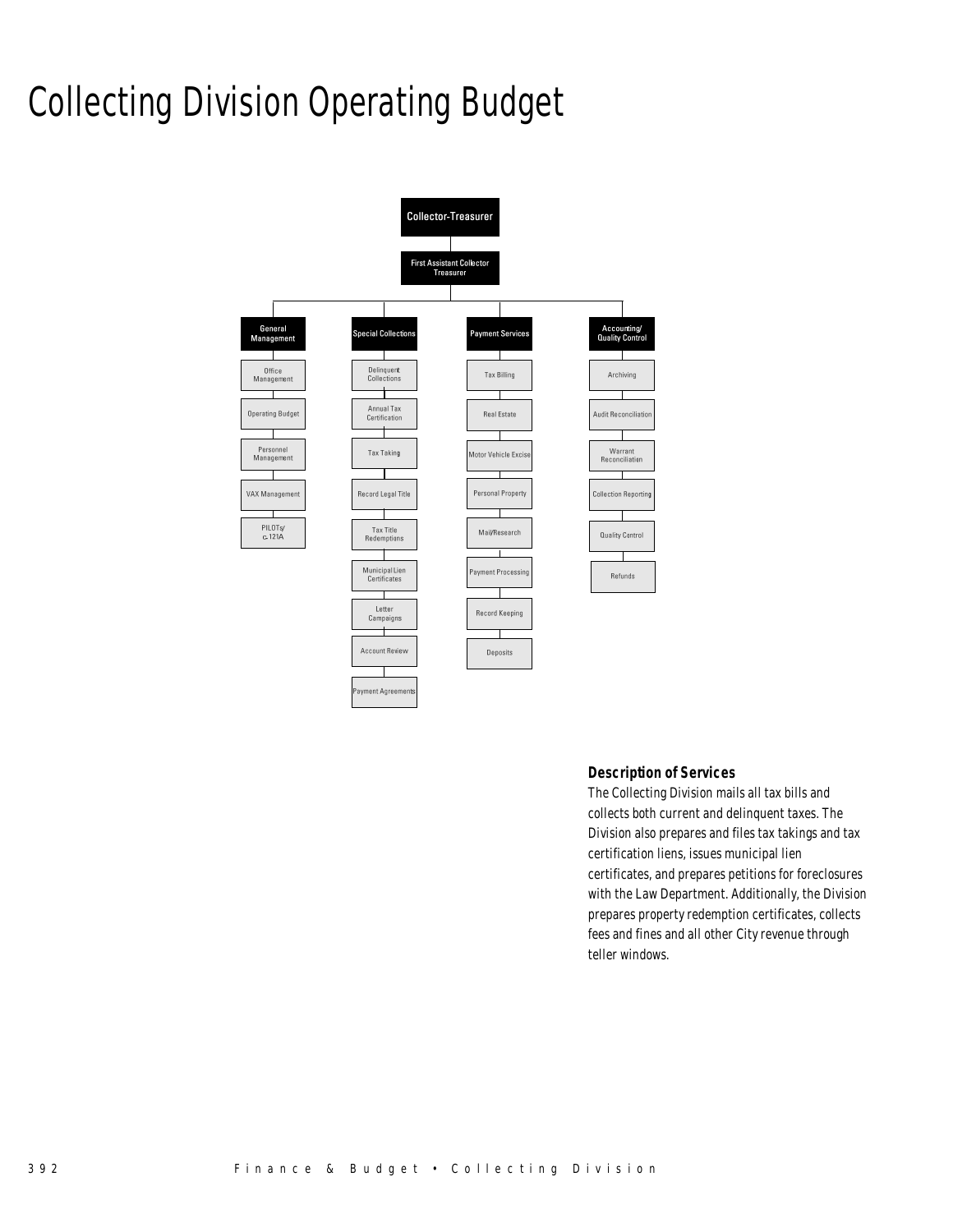# Collecting Division Operating Budget

- Collector-Treasurer
  - First Assistant Collector Treasurer
    - General Management
      - Office Management
      - Operating Budget
      - Personnel Management
      - VAX Management
      - PILOTs/ c.121A
    - Special Collections
      - Delinquent Collections
      - Annual Tax Certification
      - Tax Taking
      - Record Legal Title
      - Tax Title Redemptions
      - Municipal Lien Certificates
      - Letter Campaigns
      - Account Review
      - Payment Agreements
    - Payment Services
      - Tax Billing
      - Real Estate
      - Motor Vehicle Excise
      - Personal Property
      - Mail/Research
      - Payment Processing
      - Record Keeping
      - Deposits
    - Accounting/ Quality Control
      - Archiving
      - Audit Reconciliation
      - Warrant Reconciliation
      - Collection Reporting
      - Quality Control
      - Refunds

### Description of Services

The Collecting Division mails all tax bills and collects both current and delinquent taxes. The Division also prepares and files tax takings and tax certification liens, issues municipal lien certificates, and prepares petitions for foreclosures with the Law Department. Additionally, the Division prepares property redemption certificates, collects fees and fines and all other City revenue through teller windows.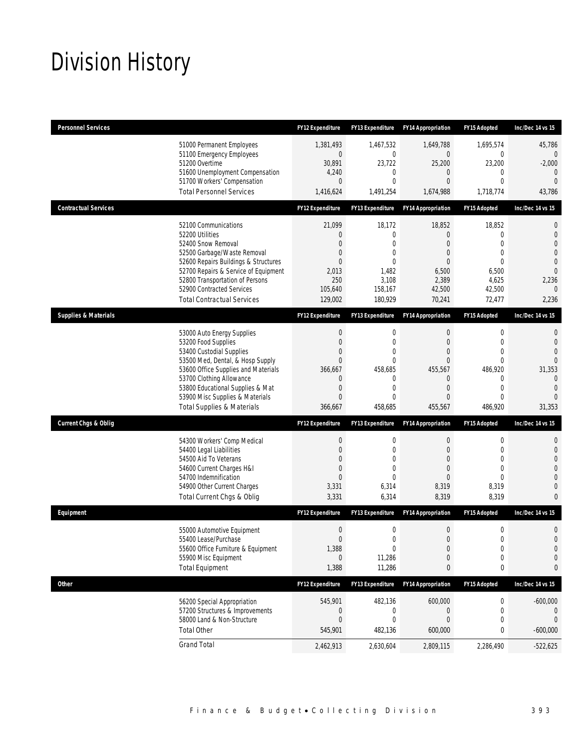# Division History

| Personnel Services | FY12 Expenditure | FY13 Expenditure | FY14 Appropriation | FY15 Adopted | Inc/Dec 14 vs 15 |
|---|---|---|---|---|---|
| 51000 Permanent Employees | 1,381,493 | 1,467,532 | 1,649,788 | 1,695,574 | 45,786 |
| 51100 Emergency Employees | 0 | 0 | 0 | 0 | 0 |
| 51200 Overtime | 30,891 | 23,722 | 25,200 | 23,200 | -2,000 |
| 51600 Unemployment Compensation | 4,240 | 0 | 0 | 0 | 0 |
| 51700 Workers' Compensation | 0 | 0 | 0 | 0 | 0 |
| Total Personnel Services | 1,416,624 | 1,491,254 | 1,674,988 | 1,718,774 | 43,786 |

| Contractual Services | FY12 Expenditure | FY13 Expenditure | FY14 Appropriation | FY15 Adopted | Inc/Dec 14 vs 15 |
|---|---|---|---|---|---|
| 52100 Communications | 21,099 | 18,172 | 18,852 | 18,852 | 0 |
| 52200 Utilities | 0 | 0 | 0 | 0 | 0 |
| 52400 Snow Removal | 0 | 0 | 0 | 0 | 0 |
| 52500 Garbage/Waste Removal | 0 | 0 | 0 | 0 | 0 |
| 52600 Repairs Buildings & Structures | 0 | 0 | 0 | 0 | 0 |
| 52700 Repairs & Service of Equipment | 2,013 | 1,482 | 6,500 | 6,500 | 0 |
| 52800 Transportation of Persons | 250 | 3,108 | 2,389 | 4,625 | 2,236 |
| 52900 Contracted Services | 105,640 | 158,167 | 42,500 | 42,500 | 0 |
| Total Contractual Services | 129,002 | 180,929 | 70,241 | 72,477 | 2,236 |

| Supplies & Materials | FY12 Expenditure | FY13 Expenditure | FY14 Appropriation | FY15 Adopted | Inc/Dec 14 vs 15 |
|---|---|---|---|---|---|
| 53000 Auto Energy Supplies | 0 | 0 | 0 | 0 | 0 |
| 53200 Food Supplies | 0 | 0 | 0 | 0 | 0 |
| 53400 Custodial Supplies | 0 | 0 | 0 | 0 | 0 |
| 53500 Med, Dental, & Hosp Supply | 0 | 0 | 0 | 0 | 0 |
| 53600 Office Supplies and Materials | 366,667 | 458,685 | 455,567 | 486,920 | 31,353 |
| 53700 Clothing Allowance | 0 | 0 | 0 | 0 | 0 |
| 53800 Educational Supplies & Mat | 0 | 0 | 0 | 0 | 0 |
| 53900 Misc Supplies & Materials | 0 | 0 | 0 | 0 | 0 |
| Total Supplies & Materials | 366,667 | 458,685 | 455,567 | 486,920 | 31,353 |

| Current Chgs & Oblig | FY12 Expenditure | FY13 Expenditure | FY14 Appropriation | FY15 Adopted | Inc/Dec 14 vs 15 |
|---|---|---|---|---|---|
| 54300 Workers' Comp Medical | 0 | 0 | 0 | 0 | 0 |
| 54400 Legal Liabilities | 0 | 0 | 0 | 0 | 0 |
| 54500 Aid To Veterans | 0 | 0 | 0 | 0 | 0 |
| 54600 Current Charges H&I | 0 | 0 | 0 | 0 | 0 |
| 54700 Indemnification | 0 | 0 | 0 | 0 | 0 |
| 54900 Other Current Charges | 3,331 | 6,314 | 8,319 | 8,319 | 0 |
| Total Current Chgs & Oblig | 3,331 | 6,314 | 8,319 | 8,319 | 0 |

| Equipment | FY12 Expenditure | FY13 Expenditure | FY14 Appropriation | FY15 Adopted | Inc/Dec 14 vs 15 |
|---|---|---|---|---|---|
| 55000 Automotive Equipment | 0 | 0 | 0 | 0 | 0 |
| 55400 Lease/Purchase | 0 | 0 | 0 | 0 | 0 |
| 55600 Office Furniture & Equipment | 1,388 | 0 | 0 | 0 | 0 |
| 55900 Misc Equipment | 0 | 11,286 | 0 | 0 | 0 |
| Total Equipment | 1,388 | 11,286 | 0 | 0 | 0 |

| Other | FY12 Expenditure | FY13 Expenditure | FY14 Appropriation | FY15 Adopted | Inc/Dec 14 vs 15 |
|---|---|---|---|---|---|
| 56200 Special Appropriation | 545,901 | 482,136 | 600,000 | 0 | -600,000 |
| 57200 Structures & Improvements | 0 | 0 | 0 | 0 | 0 |
| 58000 Land & Non-Structure | 0 | 0 | 0 | 0 | 0 |
| Total Other | 545,901 | 482,136 | 600,000 | 0 | -600,000 |
| Grand Total | 2,462,913 | 2,630,604 | 2,809,115 | 2,286,490 | -522,625 |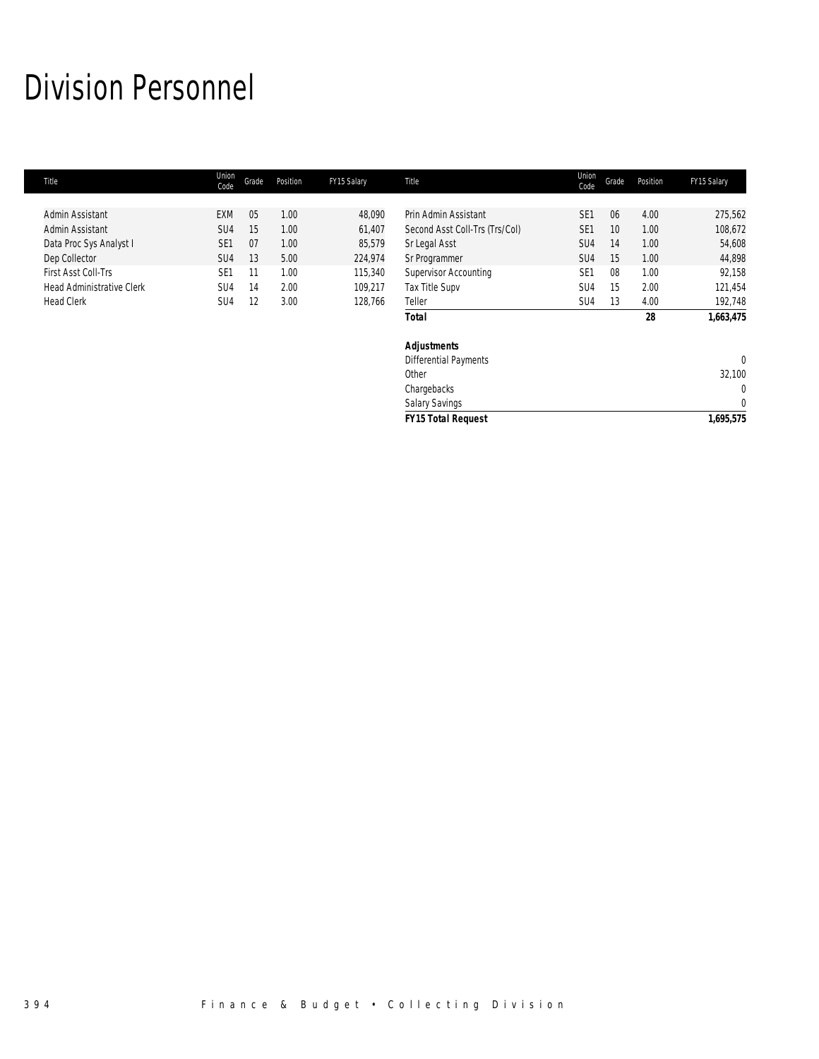# Division Personnel

| Title | Union Code | Grade | Position | FY15 Salary | Title | Union Code | Grade | Position | FY15 Salary |
|---|---|---|---|---|---|---|---|---|---|
| Admin Assistant | EXM | 05 | 1.00 | 48,090 | Prin Admin Assistant | SE1 | 06 | 4.00 | 275,562 |
| Admin Assistant | SU4 | 15 | 1.00 | 61,407 | Second Asst Coll-Trs (Trs/Col) | SE1 | 10 | 1.00 | 108,672 |
| Data Proc Sys Analyst I | SE1 | 07 | 1.00 | 85,579 | Sr Legal Asst | SU4 | 14 | 1.00 | 54,608 |
| Dep Collector | SU4 | 13 | 5.00 | 224,974 | Sr Programmer | SU4 | 15 | 1.00 | 44,898 |
| First Asst Coll-Trs | SE1 | 11 | 1.00 | 115,340 | Supervisor Accounting | SE1 | 08 | 1.00 | 92,158 |
| Head Administrative Clerk | SU4 | 14 | 2.00 | 109,217 | Tax Title Supv | SU4 | 15 | 2.00 | 121,454 |
| Head Clerk | SU4 | 12 | 3.00 | 128,766 | Teller | SU4 | 13 | 4.00 | 192,748 |
| | | | | | ***Total*** | | | **28** | **1,663,475** |
| | | | | | | | | | |
| | | | | | ***Adjustments*** | | | | |
| | | | | | Differential Payments | | | | 0 |
| | | | | | Other | | | | 32,100 |
| | | | | | Chargebacks | | | | 0 |
| | | | | | Salary Savings | | | | 0 |
| | | | | | ***FY15 Total Request*** | | | | **1,695,575** |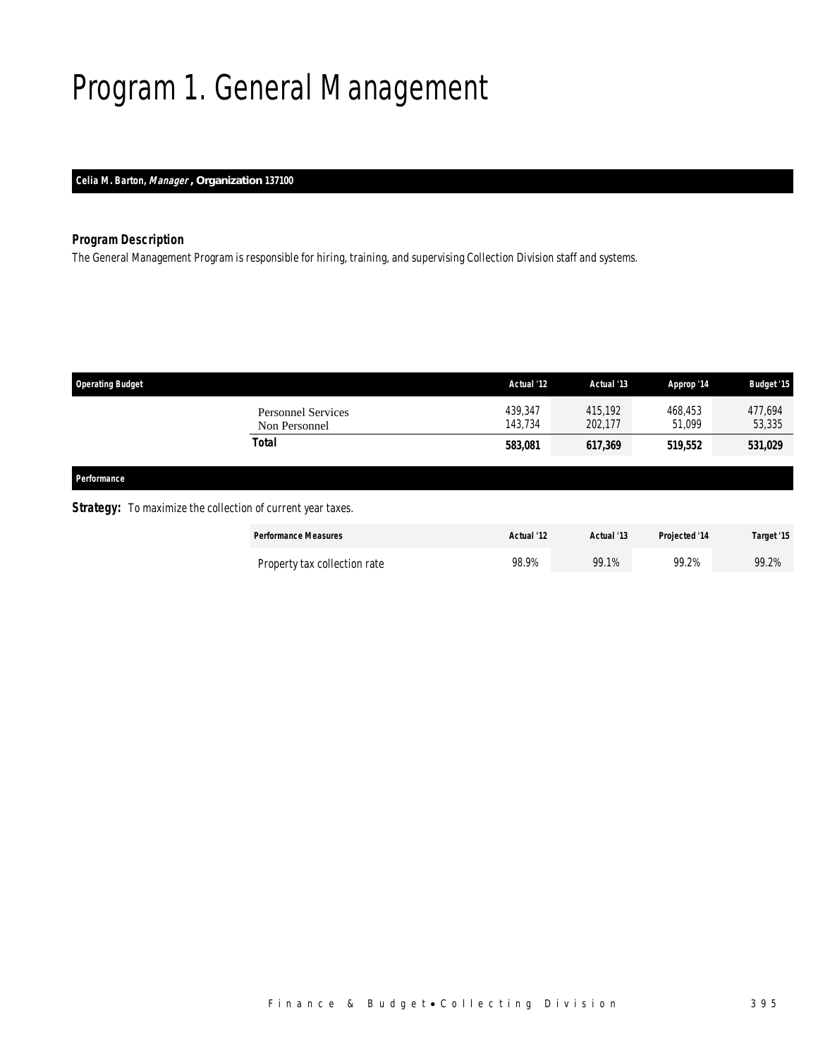# Program 1. General Management

**Celia M. Barton, *Manager*, Organization 137100**

### *Program Description*

The General Management Program is responsible for hiring, training, and supervising Collection Division staff and systems.

| Operating Budget | Actual '12 | Actual '13 | Approp '14 | Budget '15 |
|---|---|---|---|---|
| Personnel Services | 439,347 | 415,192 | 468,453 | 477,694 |
| Non Personnel | 143,734 | 202,177 | 51,099 | 53,335 |
| **Total** | **583,081** | **617,369** | **519,552** | **531,029** |

**Performance**

**Strategy:** To maximize the collection of current year taxes.

| Performance Measures | Actual '12 | Actual '13 | Projected '14 | Target '15 |
|---|---|---|---|---|
| Property tax collection rate | 98.9% | 99.1% | 99.2% | 99.2% |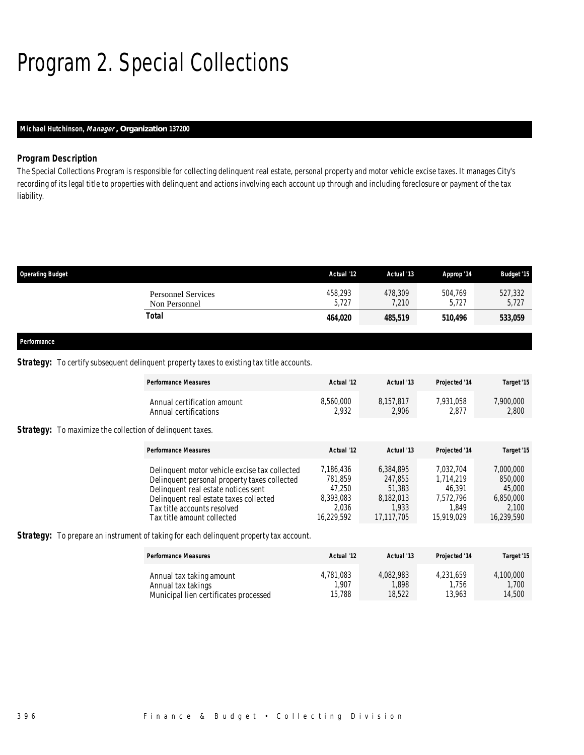# Program 2. Special Collections

**Michael Hutchinson, *Manager*, Organization 137200**

### Program Description

The Special Collections Program is responsible for collecting delinquent real estate, personal property and motor vehicle excise taxes. It manages City's recording of its legal title to properties with delinquent and actions involving each account up through and including foreclosure or payment of the tax liability.

| Operating Budget | Actual '12 | Actual '13 | Approp '14 | Budget '15 |
|---|---|---|---|---|
| Personnel Services | 458,293 | 478,309 | 504,769 | 527,332 |
| Non Personnel | 5,727 | 7,210 | 5,727 | 5,727 |
| **Total** | **464,020** | **485,519** | **510,496** | **533,059** |

### Performance

**Strategy:** To certify subsequent delinquent property taxes to existing tax title accounts.

| Performance Measures | Actual '12 | Actual '13 | Projected '14 | Target '15 |
|---|---|---|---|---|
| Annual certification amount | 8,560,000 | 8,157,817 | 7,931,058 | 7,900,000 |
| Annual certifications | 2,932 | 2,906 | 2,877 | 2,800 |

**Strategy:** To maximize the collection of delinquent taxes.

| Performance Measures | Actual '12 | Actual '13 | Projected '14 | Target '15 |
|---|---|---|---|---|
| Delinquent motor vehicle excise tax collected | 7,186,436 | 6,384,895 | 7,032,704 | 7,000,000 |
| Delinquent personal property taxes collected | 781,859 | 247,855 | 1,714,219 | 850,000 |
| Delinquent real estate notices sent | 47,250 | 51,383 | 46,391 | 45,000 |
| Delinquent real estate taxes collected | 8,393,083 | 8,182,013 | 7,572,796 | 6,850,000 |
| Tax title accounts resolved | 2,036 | 1,933 | 1,849 | 2,100 |
| Tax title amount collected | 16,229,592 | 17,117,705 | 15,919,029 | 16,239,590 |

**Strategy:** To prepare an instrument of taking for each delinquent property tax account.

| Performance Measures | Actual '12 | Actual '13 | Projected '14 | Target '15 |
|---|---|---|---|---|
| Annual tax taking amount | 4,781,083 | 4,082,983 | 4,231,659 | 4,100,000 |
| Annual tax takings | 1,907 | 1,898 | 1,756 | 1,700 |
| Municipal lien certificates processed | 15,788 | 18,522 | 13,963 | 14,500 |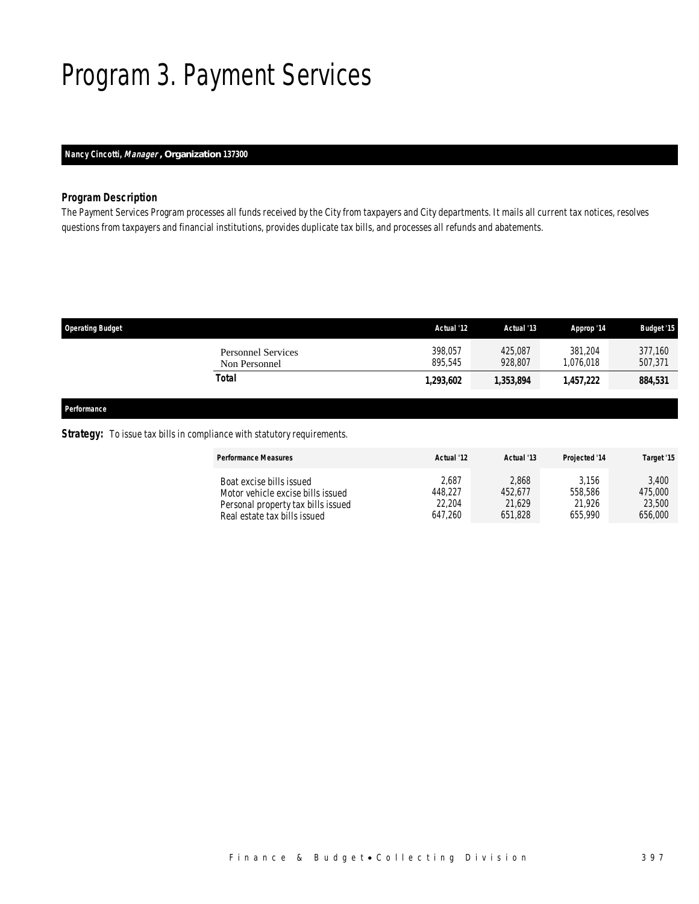# Program 3. Payment Services

**Nancy Cincotti, *Manager*, Organization 137300**

### Program Description

The Payment Services Program processes all funds received by the City from taxpayers and City departments. It mails all current tax notices, resolves questions from taxpayers and financial institutions, provides duplicate tax bills, and processes all refunds and abatements.

| Operating Budget | Actual '12 | Actual '13 | Approp '14 | Budget '15 |
|---|---|---|---|---|
| Personnel Services | 398,057 | 425,087 | 381,204 | 377,160 |
| Non Personnel | 895,545 | 928,807 | 1,076,018 | 507,371 |
| **Total** | **1,293,602** | **1,353,894** | **1,457,222** | **884,531** |

**Performance**

**Strategy:** To issue tax bills in compliance with statutory requirements.

| Performance Measures | Actual '12 | Actual '13 | Projected '14 | Target '15 |
|---|---|---|---|---|
| Boat excise bills issued | 2,687 | 2,868 | 3,156 | 3,400 |
| Motor vehicle excise bills issued | 448,227 | 452,677 | 558,586 | 475,000 |
| Personal property tax bills issued | 22,204 | 21,629 | 21,926 | 23,500 |
| Real estate tax bills issued | 647,260 | 651,828 | 655,990 | 656,000 |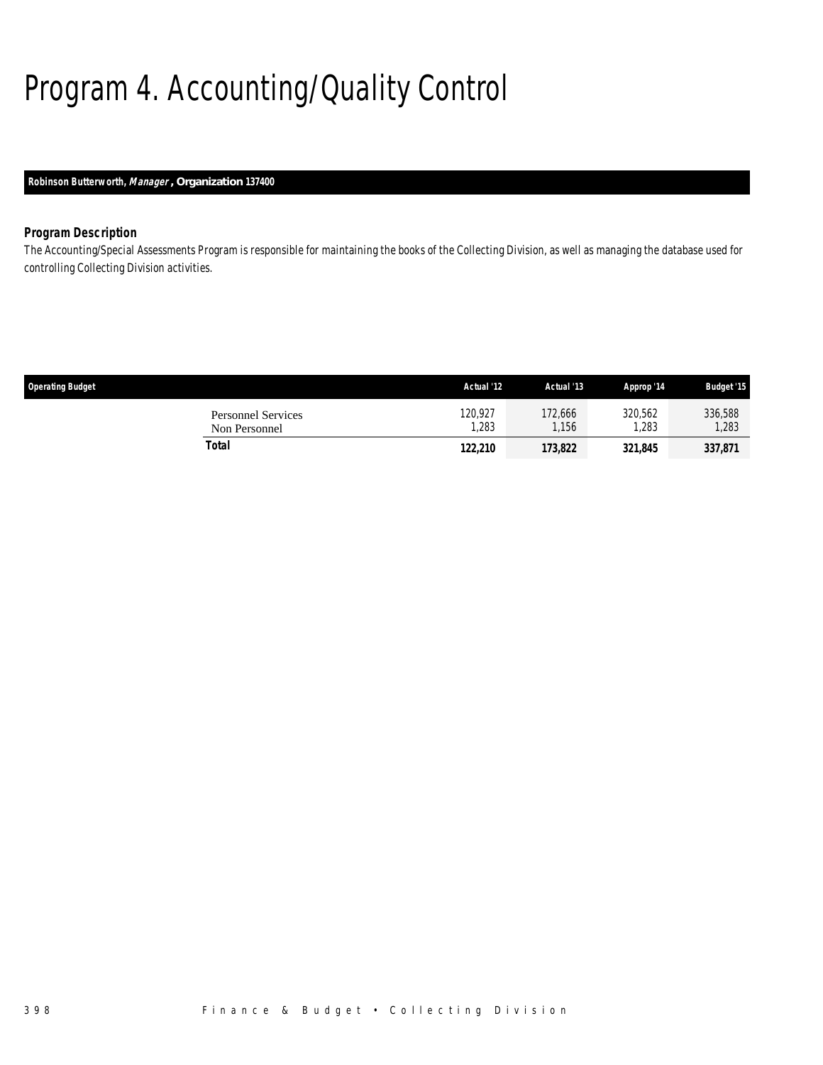# Program 4. Accounting/Quality Control

**Robinson Butterworth, *Manager*, Organization 137400**

### *Program Description*

*The Accounting/Special Assessments Program is responsible for maintaining the books of the Collecting Division, as well as managing the database used for controlling Collecting Division activities.*

| Operating Budget | Actual '12 | Actual '13 | Approp '14 | Budget '15 |
|---|---|---|---|---|
| Personnel Services | 120,927 | 172,666 | 320,562 | 336,588 |
| Non Personnel | 1,283 | 1,156 | 1,283 | 1,283 |
| **Total** | **122,210** | **173,822** | **321,845** | **337,871** |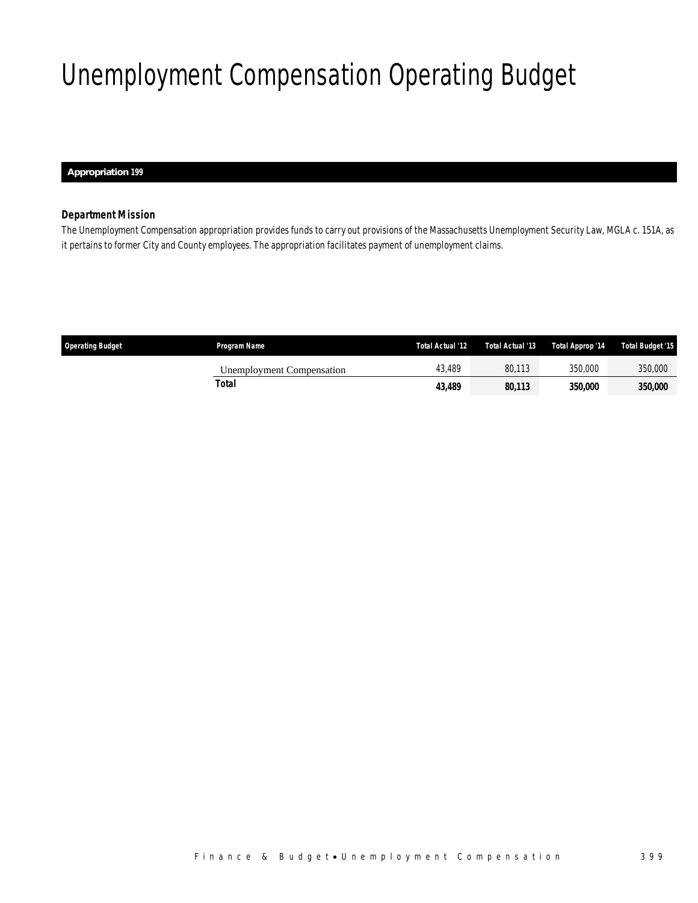# Unemployment Compensation Operating Budget

**Appropriation 199**

***Department Mission***

The Unemployment Compensation appropriation provides funds to carry out provisions of the Massachusetts Unemployment Security Law, MGLA c. 151A, as it pertains to former City and County employees. The appropriation facilitates payment of unemployment claims.

| Operating Budget | Program Name | Total Actual '12 | Total Actual '13 | Total Approp '14 | Total Budget '15 |
|---|---|---|---|---|---|
| | Unemployment Compensation | 43,489 | 80,113 | 350,000 | 350,000 |
| | **Total** | **43,489** | **80,113** | **350,000** | **350,000** |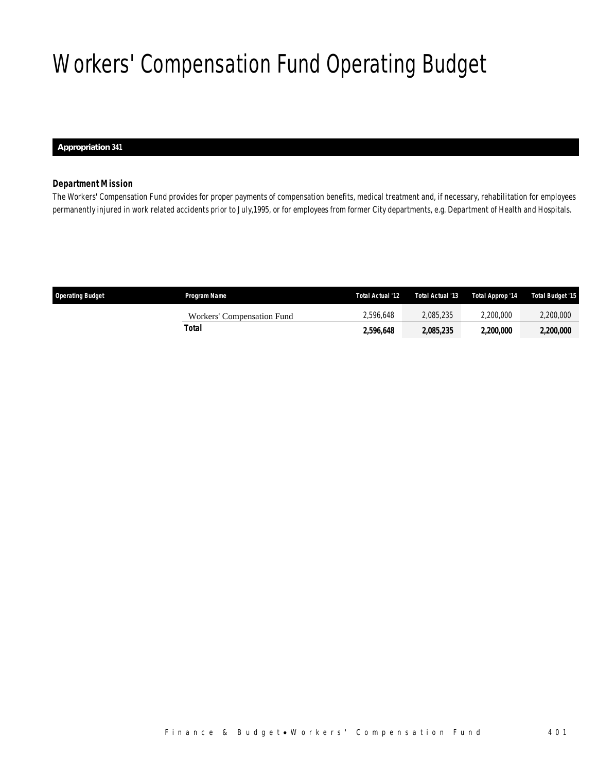# Workers' Compensation Fund Operating Budget

**Appropriation 341**

### *Department Mission*

*The Workers' Compensation Fund provides for proper payments of compensation benefits, medical treatment and, if necessary, rehabilitation for employees permanently injured in work related accidents prior to July,1995, or for employees from former City departments, e.g. Department of Health and Hospitals.*

| Operating Budget | Program Name | Total Actual '12 | Total Actual '13 | Total Approp '14 | Total Budget '15 |
|---|---|---|---|---|---|
| | Workers' Compensation Fund | 2,596,648 | 2,085,235 | 2,200,000 | 2,200,000 |
| | **Total** | **2,596,648** | **2,085,235** | **2,200,000** | **2,200,000** |